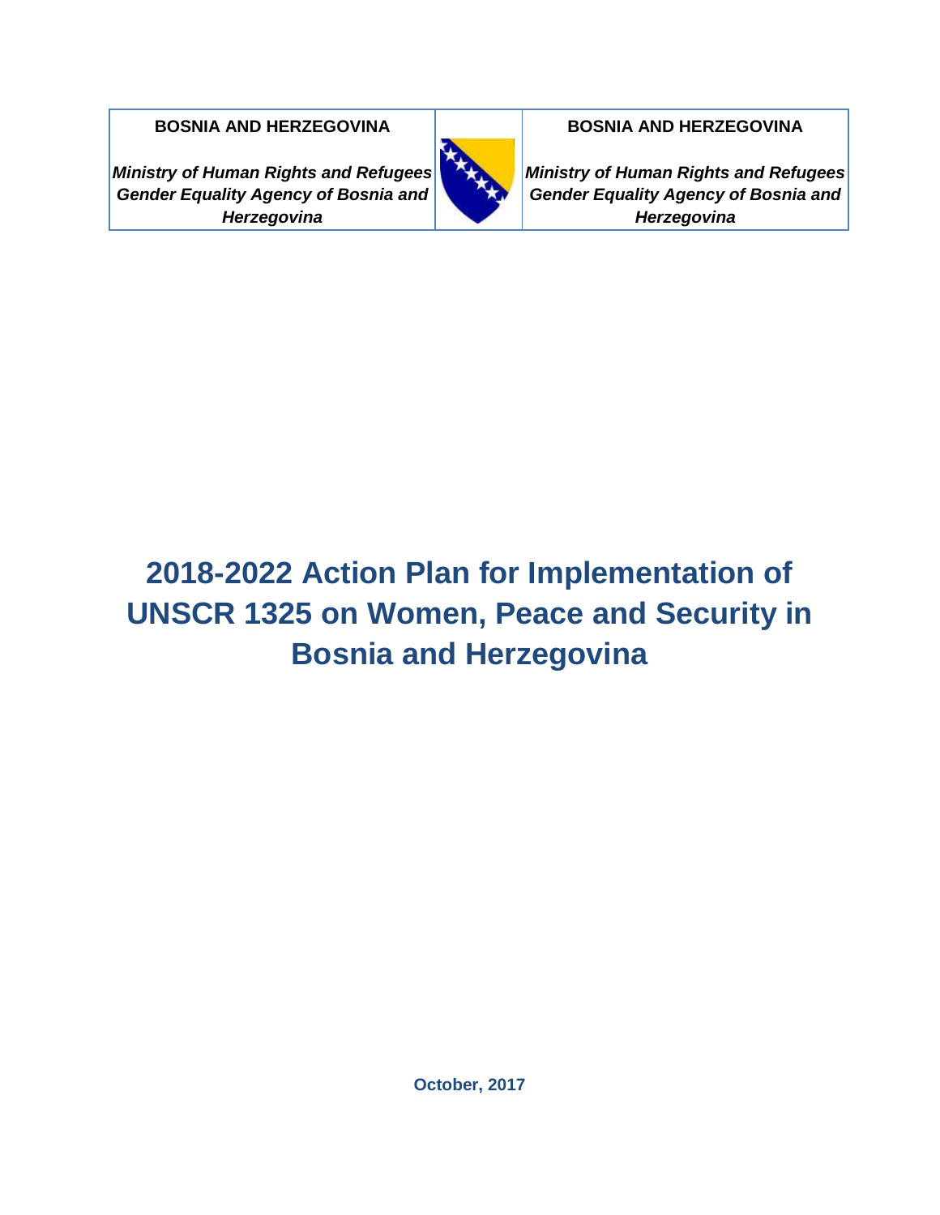| **BOSNIA AND HERZEGOVINA** | | **BOSNIA AND HERZEGOVINA** |
|---|---|---|
| ***Ministry of Human Rights and Refugees*** ***Gender Equality Agency of Bosnia and Herzegovina*** | | ***Ministry of Human Rights and Refugees*** ***Gender Equality Agency of Bosnia and Herzegovina*** |

# 2018-2022 Action Plan for Implementation of UNSCR 1325 on Women, Peace and Security in Bosnia and Herzegovina

**October, 2017**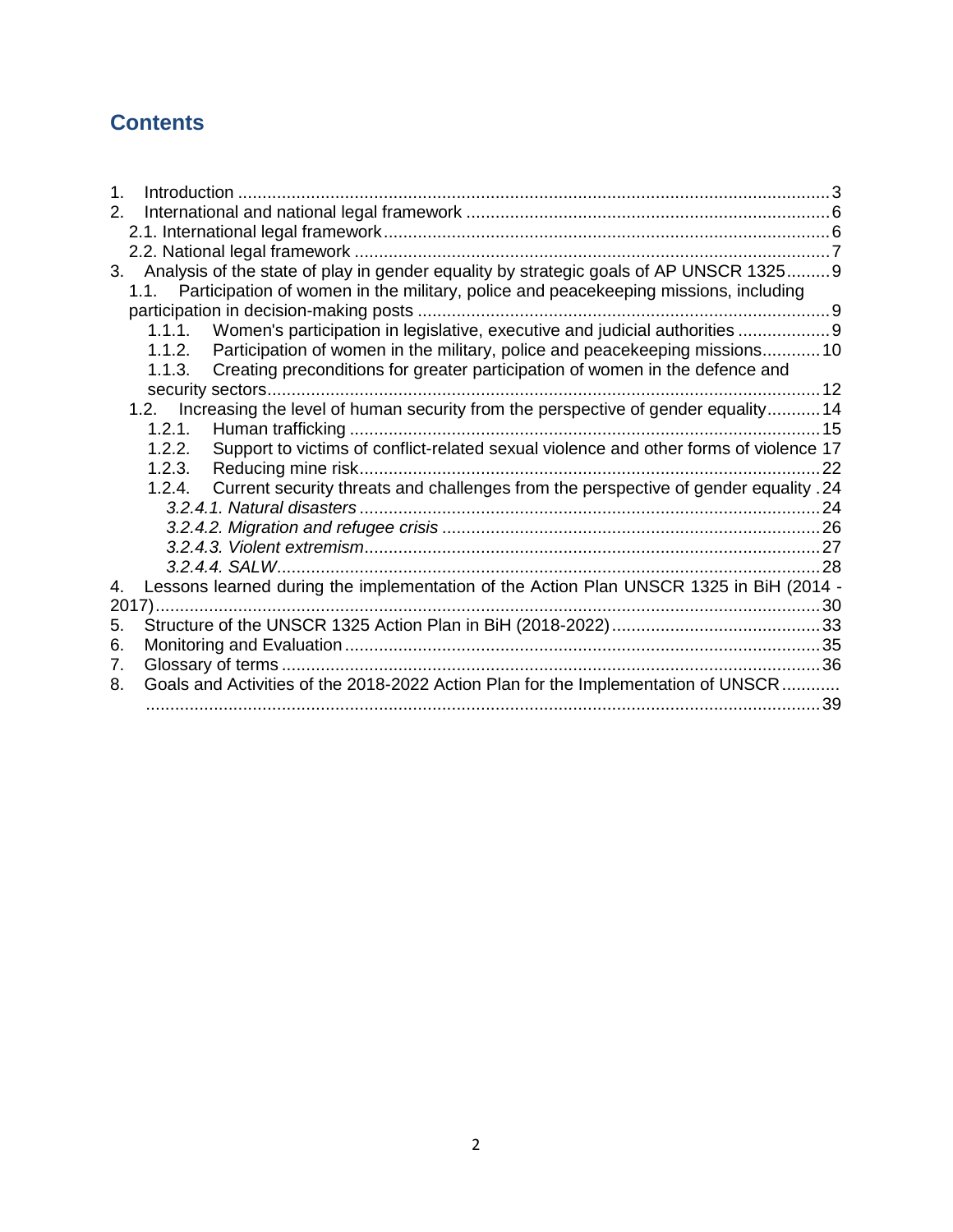# Contents

1. Introduction ... 3
2. International and national legal framework ... 6
   - 2.1. International legal framework ... 6
   - 2.2. National legal framework ... 7
3. Analysis of the state of play in gender equality by strategic goals of AP UNSCR 1325 ... 9
   - 1.1. Participation of women in the military, police and peacekeeping missions, including participation in decision-making posts ... 9
     - 1.1.1. Women's participation in legislative, executive and judicial authorities ... 9
     - 1.1.2. Participation of women in the military, police and peacekeeping missions ... 10
     - 1.1.3. Creating preconditions for greater participation of women in the defence and security sectors ... 12
   - 1.2. Increasing the level of human security from the perspective of gender equality ... 14
     - 1.2.1. Human trafficking ... 15
     - 1.2.2. Support to victims of conflict-related sexual violence and other forms of violence 17
     - 1.2.3. Reducing mine risk ... 22
     - 1.2.4. Current security threats and challenges from the perspective of gender equality . 24
       - *3.2.4.1. Natural disasters* ... 24
       - *3.2.4.2. Migration and refugee crisis* ... 26
       - *3.2.4.3. Violent extremism* ... 27
       - *3.2.4.4. SALW* ... 28
4. Lessons learned during the implementation of the Action Plan UNSCR 1325 in BiH (2014 - 2017) ... 30
5. Structure of the UNSCR 1325 Action Plan in BiH (2018-2022) ... 33
6. Monitoring and Evaluation ... 35
7. Glossary of terms ... 36
8. Goals and Activities of the 2018-2022 Action Plan for the Implementation of UNSCR ... 39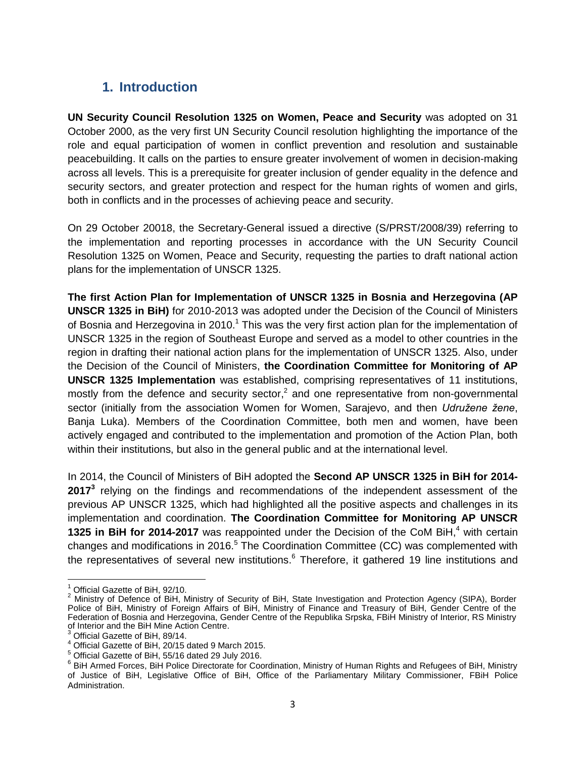# 1. Introduction

**UN Security Council Resolution 1325 on Women, Peace and Security** was adopted on 31 October 2000, as the very first UN Security Council resolution highlighting the importance of the role and equal participation of women in conflict prevention and resolution and sustainable peacebuilding. It calls on the parties to ensure greater involvement of women in decision-making across all levels. This is a prerequisite for greater inclusion of gender equality in the defence and security sectors, and greater protection and respect for the human rights of women and girls, both in conflicts and in the processes of achieving peace and security.

On 29 October 20018, the Secretary-General issued a directive (S/PRST/2008/39) referring to the implementation and reporting processes in accordance with the UN Security Council Resolution 1325 on Women, Peace and Security, requesting the parties to draft national action plans for the implementation of UNSCR 1325.

**The first Action Plan for Implementation of UNSCR 1325 in Bosnia and Herzegovina (AP UNSCR 1325 in BiH)** for 2010-2013 was adopted under the Decision of the Council of Ministers of Bosnia and Herzegovina in 2010.[1] This was the very first action plan for the implementation of UNSCR 1325 in the region of Southeast Europe and served as a model to other countries in the region in drafting their national action plans for the implementation of UNSCR 1325. Also, under the Decision of the Council of Ministers, **the Coordination Committee for Monitoring of AP UNSCR 1325 Implementation** was established, comprising representatives of 11 institutions, mostly from the defence and security sector,[2] and one representative from non-governmental sector (initially from the association Women for Women, Sarajevo, and then *Udružene žene*, Banja Luka). Members of the Coordination Committee, both men and women, have been actively engaged and contributed to the implementation and promotion of the Action Plan, both within their institutions, but also in the general public and at the international level.

In 2014, the Council of Ministers of BiH adopted the **Second AP UNSCR 1325 in BiH for 2014-2017**[3] relying on the findings and recommendations of the independent assessment of the previous AP UNSCR 1325, which had highlighted all the positive aspects and challenges in its implementation and coordination. **The Coordination Committee for Monitoring AP UNSCR 1325 in BiH for 2014-2017** was reappointed under the Decision of the CoM BiH,[4] with certain changes and modifications in 2016.[5] The Coordination Committee (CC) was complemented with the representatives of several new institutions.[6] Therefore, it gathered 19 line institutions and

---

[1] Official Gazette of BiH, 92/10.

[2] Ministry of Defence of BiH, Ministry of Security of BiH, State Investigation and Protection Agency (SIPA), Border Police of BiH, Ministry of Foreign Affairs of BiH, Ministry of Finance and Treasury of BiH, Gender Centre of the Federation of Bosnia and Herzegovina, Gender Centre of the Republika Srpska, FBiH Ministry of Interior, RS Ministry of Interior and the BiH Mine Action Centre.

[3] Official Gazette of BiH, 89/14.

[4] Official Gazette of BiH, 20/15 dated 9 March 2015.

[5] Official Gazette of BiH, 55/16 dated 29 July 2016.

[6] BiH Armed Forces, BiH Police Directorate for Coordination, Ministry of Human Rights and Refugees of BiH, Ministry of Justice of BiH, Legislative Office of BiH, Office of the Parliamentary Military Commissioner, FBiH Police Administration.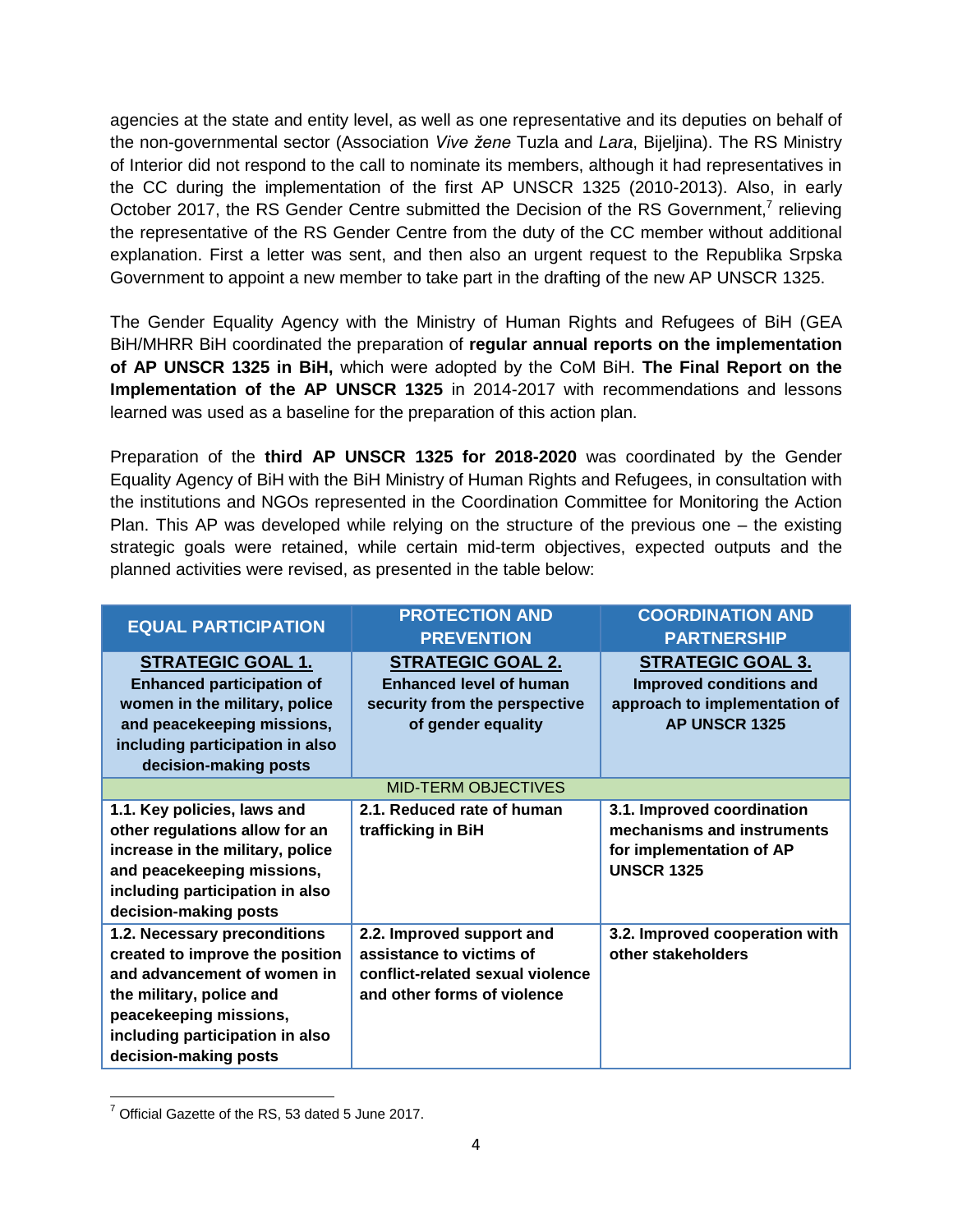agencies at the state and entity level, as well as one representative and its deputies on behalf of the non-governmental sector (Association *Vive žene* Tuzla and *Lara*, Bijeljina). The RS Ministry of Interior did not respond to the call to nominate its members, although it had representatives in the CC during the implementation of the first AP UNSCR 1325 (2010-2013). Also, in early October 2017, the RS Gender Centre submitted the Decision of the RS Government,[7] relieving the representative of the RS Gender Centre from the duty of the CC member without additional explanation. First a letter was sent, and then also an urgent request to the Republika Srpska Government to appoint a new member to take part in the drafting of the new AP UNSCR 1325.

The Gender Equality Agency with the Ministry of Human Rights and Refugees of BiH (GEA BiH/MHRR BiH coordinated the preparation of **regular annual reports on the implementation of AP UNSCR 1325 in BiH,** which were adopted by the CoM BiH. **The Final Report on the Implementation of the AP UNSCR 1325** in 2014-2017 with recommendations and lessons learned was used as a baseline for the preparation of this action plan.

Preparation of the **third AP UNSCR 1325 for 2018-2020** was coordinated by the Gender Equality Agency of BiH with the BiH Ministry of Human Rights and Refugees, in consultation with the institutions and NGOs represented in the Coordination Committee for Monitoring the Action Plan. This AP was developed while relying on the structure of the previous one – the existing strategic goals were retained, while certain mid-term objectives, expected outputs and the planned activities were revised, as presented in the table below:

| EQUAL PARTICIPATION | PROTECTION AND PREVENTION | COORDINATION AND PARTNERSHIP |
|---|---|---|
| **STRATEGIC GOAL 1.** **Enhanced participation of women in the military, police and peacekeeping missions, including participation in also decision-making posts** | **STRATEGIC GOAL 2.** **Enhanced level of human security from the perspective of gender equality** | **STRATEGIC GOAL 3.** **Improved conditions and approach to implementation of AP UNSCR 1325** |
| MID-TERM OBJECTIVES | | |
| **1.1. Key policies, laws and other regulations allow for an increase in the military, police and peacekeeping missions, including participation in also decision-making posts** | **2.1. Reduced rate of human trafficking in BiH** | **3.1. Improved coordination mechanisms and instruments for implementation of AP UNSCR 1325** |
| **1.2. Necessary preconditions created to improve the position and advancement of women in the military, police and peacekeeping missions, including participation in also decision-making posts** | **2.2. Improved support and assistance to victims of conflict-related sexual violence and other forms of violence** | **3.2. Improved cooperation with other stakeholders** |

[7] Official Gazette of the RS, 53 dated 5 June 2017.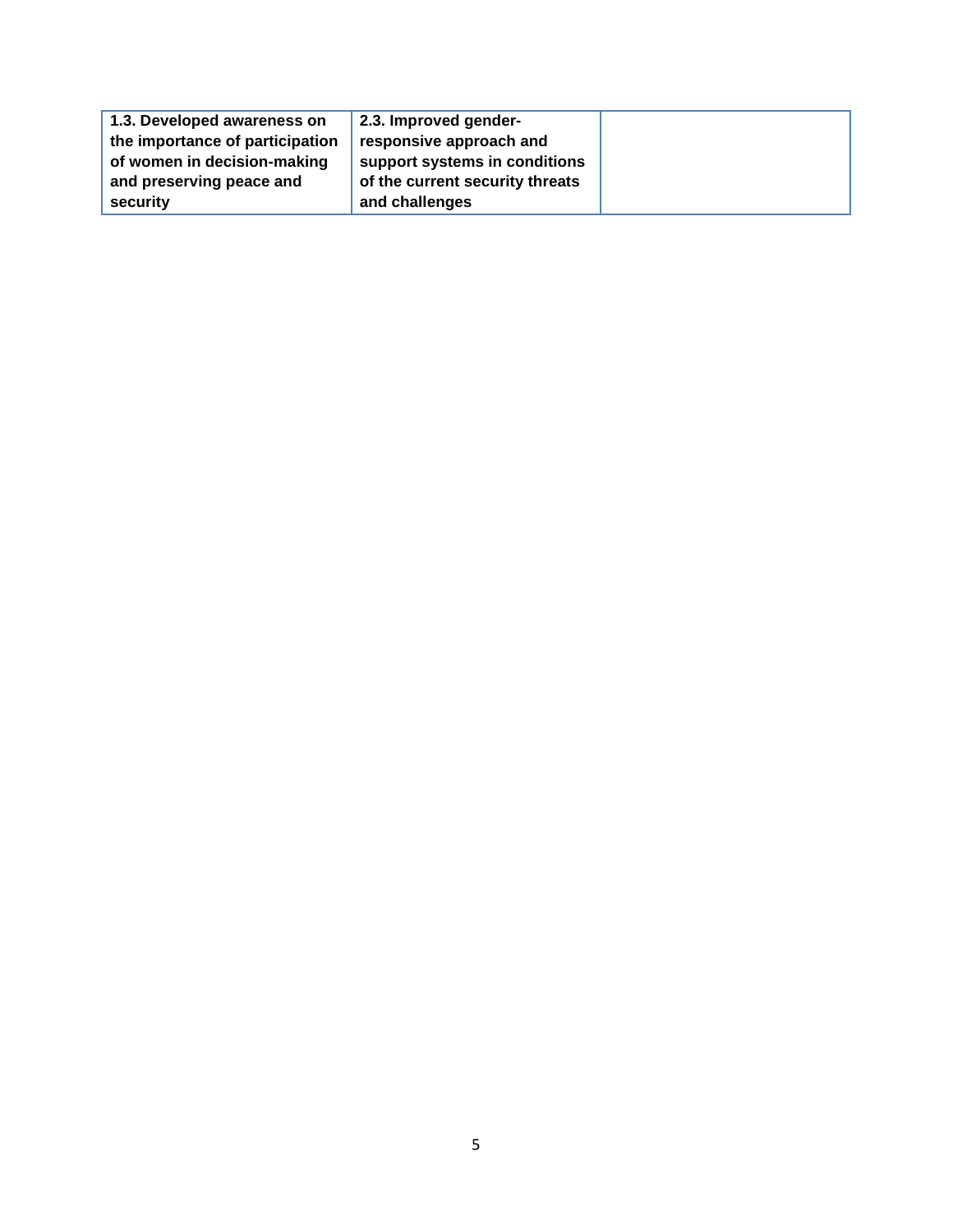| **1.3. Developed awareness on the importance of participation of women in decision-making and preserving peace and security** | **2.3. Improved gender-responsive approach and support systems in conditions of the current security threats and challenges** | |
|---|---|---|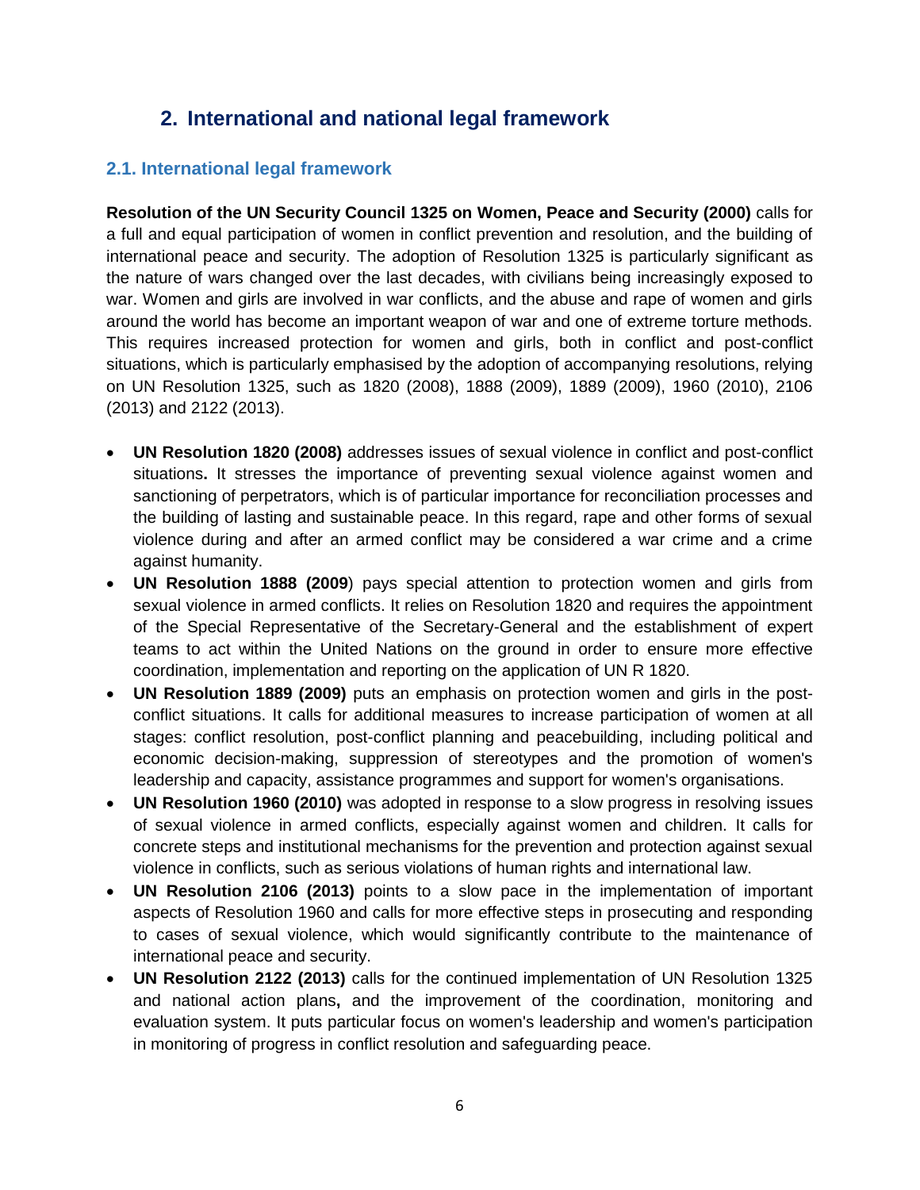## 2. International and national legal framework

### 2.1. International legal framework

**Resolution of the UN Security Council 1325 on Women, Peace and Security (2000)** calls for a full and equal participation of women in conflict prevention and resolution, and the building of international peace and security. The adoption of Resolution 1325 is particularly significant as the nature of wars changed over the last decades, with civilians being increasingly exposed to war. Women and girls are involved in war conflicts, and the abuse and rape of women and girls around the world has become an important weapon of war and one of extreme torture methods. This requires increased protection for women and girls, both in conflict and post-conflict situations, which is particularly emphasised by the adoption of accompanying resolutions, relying on UN Resolution 1325, such as 1820 (2008), 1888 (2009), 1889 (2009), 1960 (2010), 2106 (2013) and 2122 (2013).

- **UN Resolution 1820 (2008)** addresses issues of sexual violence in conflict and post-conflict situations**.** It stresses the importance of preventing sexual violence against women and sanctioning of perpetrators, which is of particular importance for reconciliation processes and the building of lasting and sustainable peace. In this regard, rape and other forms of sexual violence during and after an armed conflict may be considered a war crime and a crime against humanity.
- **UN Resolution 1888 (2009**) pays special attention to protection women and girls from sexual violence in armed conflicts. It relies on Resolution 1820 and requires the appointment of the Special Representative of the Secretary-General and the establishment of expert teams to act within the United Nations on the ground in order to ensure more effective coordination, implementation and reporting on the application of UN R 1820.
- **UN Resolution 1889 (2009)** puts an emphasis on protection women and girls in the post-conflict situations. It calls for additional measures to increase participation of women at all stages: conflict resolution, post-conflict planning and peacebuilding, including political and economic decision-making, suppression of stereotypes and the promotion of women's leadership and capacity, assistance programmes and support for women's organisations.
- **UN Resolution 1960 (2010)** was adopted in response to a slow progress in resolving issues of sexual violence in armed conflicts, especially against women and children. It calls for concrete steps and institutional mechanisms for the prevention and protection against sexual violence in conflicts, such as serious violations of human rights and international law.
- **UN Resolution 2106 (2013)** points to a slow pace in the implementation of important aspects of Resolution 1960 and calls for more effective steps in prosecuting and responding to cases of sexual violence, which would significantly contribute to the maintenance of international peace and security.
- **UN Resolution 2122 (2013)** calls for the continued implementation of UN Resolution 1325 and national action plans**,** and the improvement of the coordination, monitoring and evaluation system. It puts particular focus on women's leadership and women's participation in monitoring of progress in conflict resolution and safeguarding peace.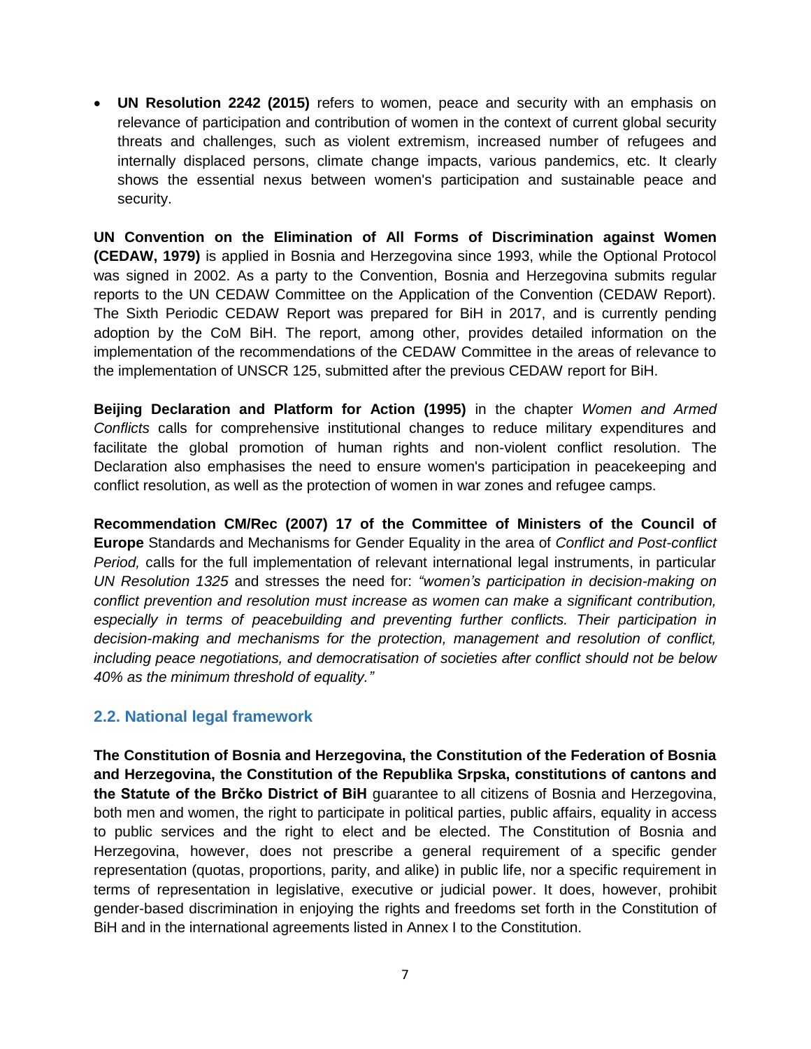- **UN Resolution 2242 (2015)** refers to women, peace and security with an emphasis on relevance of participation and contribution of women in the context of current global security threats and challenges, such as violent extremism, increased number of refugees and internally displaced persons, climate change impacts, various pandemics, etc. It clearly shows the essential nexus between women's participation and sustainable peace and security.

**UN Convention on the Elimination of All Forms of Discrimination against Women (CEDAW, 1979)** is applied in Bosnia and Herzegovina since 1993, while the Optional Protocol was signed in 2002. As a party to the Convention, Bosnia and Herzegovina submits regular reports to the UN CEDAW Committee on the Application of the Convention (CEDAW Report). The Sixth Periodic CEDAW Report was prepared for BiH in 2017, and is currently pending adoption by the CoM BiH. The report, among other, provides detailed information on the implementation of the recommendations of the CEDAW Committee in the areas of relevance to the implementation of UNSCR 125, submitted after the previous CEDAW report for BiH.

**Beijing Declaration and Platform for Action (1995)** in the chapter *Women and Armed Conflicts* calls for comprehensive institutional changes to reduce military expenditures and facilitate the global promotion of human rights and non-violent conflict resolution. The Declaration also emphasises the need to ensure women's participation in peacekeeping and conflict resolution, as well as the protection of women in war zones and refugee camps.

**Recommendation CM/Rec (2007) 17 of the Committee of Ministers of the Council of Europe** Standards and Mechanisms for Gender Equality in the area of *Conflict and Post-conflict Period,* calls for the full implementation of relevant international legal instruments, in particular *UN Resolution 1325* and stresses the need for: *"women's participation in decision-making on conflict prevention and resolution must increase as women can make a significant contribution, especially in terms of peacebuilding and preventing further conflicts. Their participation in decision-making and mechanisms for the protection, management and resolution of conflict, including peace negotiations, and democratisation of societies after conflict should not be below 40% as the minimum threshold of equality."*

## 2.2. National legal framework

**The Constitution of Bosnia and Herzegovina, the Constitution of the Federation of Bosnia and Herzegovina, the Constitution of the Republika Srpska, constitutions of cantons and the Statute of the Brčko District of BiH** guarantee to all citizens of Bosnia and Herzegovina, both men and women, the right to participate in political parties, public affairs, equality in access to public services and the right to elect and be elected. The Constitution of Bosnia and Herzegovina, however, does not prescribe a general requirement of a specific gender representation (quotas, proportions, parity, and alike) in public life, nor a specific requirement in terms of representation in legislative, executive or judicial power. It does, however, prohibit gender-based discrimination in enjoying the rights and freedoms set forth in the Constitution of BiH and in the international agreements listed in Annex I to the Constitution.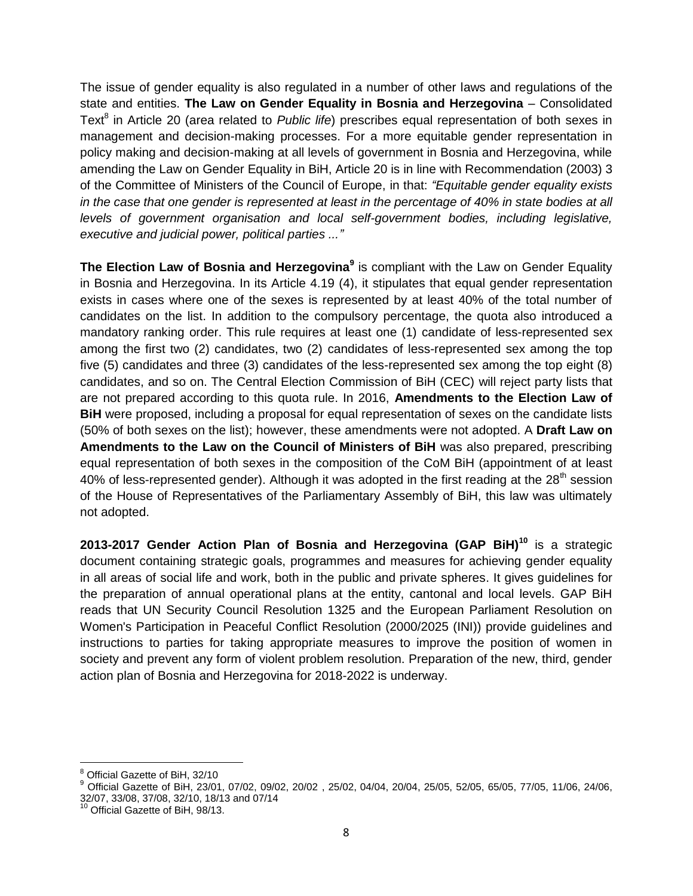The issue of gender equality is also regulated in a number of other laws and regulations of the state and entities. **The Law on Gender Equality in Bosnia and Herzegovina** – Consolidated Text[8] in Article 20 (area related to *Public life*) prescribes equal representation of both sexes in management and decision-making processes. For a more equitable gender representation in policy making and decision-making at all levels of government in Bosnia and Herzegovina, while amending the Law on Gender Equality in BiH, Article 20 is in line with Recommendation (2003) 3 of the Committee of Ministers of the Council of Europe, in that: *"Equitable gender equality exists in the case that one gender is represented at least in the percentage of 40% in state bodies at all levels of government organisation and local self-government bodies, including legislative, executive and judicial power, political parties ..."*

**The Election Law of Bosnia and Herzegovina[9]** is compliant with the Law on Gender Equality in Bosnia and Herzegovina. In its Article 4.19 (4), it stipulates that equal gender representation exists in cases where one of the sexes is represented by at least 40% of the total number of candidates on the list. In addition to the compulsory percentage, the quota also introduced a mandatory ranking order. This rule requires at least one (1) candidate of less-represented sex among the first two (2) candidates, two (2) candidates of less-represented sex among the top five (5) candidates and three (3) candidates of the less-represented sex among the top eight (8) candidates, and so on. The Central Election Commission of BiH (CEC) will reject party lists that are not prepared according to this quota rule. In 2016, **Amendments to the Election Law of BiH** were proposed, including a proposal for equal representation of sexes on the candidate lists (50% of both sexes on the list); however, these amendments were not adopted. A **Draft Law on Amendments to the Law on the Council of Ministers of BiH** was also prepared, prescribing equal representation of both sexes in the composition of the CoM BiH (appointment of at least 40% of less-represented gender). Although it was adopted in the first reading at the 28th session of the House of Representatives of the Parliamentary Assembly of BiH, this law was ultimately not adopted.

**2013-2017 Gender Action Plan of Bosnia and Herzegovina (GAP BiH)[10]** is a strategic document containing strategic goals, programmes and measures for achieving gender equality in all areas of social life and work, both in the public and private spheres. It gives guidelines for the preparation of annual operational plans at the entity, cantonal and local levels. GAP BiH reads that UN Security Council Resolution 1325 and the European Parliament Resolution on Women's Participation in Peaceful Conflict Resolution (2000/2025 (INI)) provide guidelines and instructions to parties for taking appropriate measures to improve the position of women in society and prevent any form of violent problem resolution. Preparation of the new, third, gender action plan of Bosnia and Herzegovina for 2018-2022 is underway.

---

[8] Official Gazette of BiH, 32/10

[9] Official Gazette of BiH, 23/01, 07/02, 09/02, 20/02 , 25/02, 04/04, 20/04, 25/05, 52/05, 65/05, 77/05, 11/06, 24/06, 32/07, 33/08, 37/08, 32/10, 18/13 and 07/14

[10] Official Gazette of BiH, 98/13.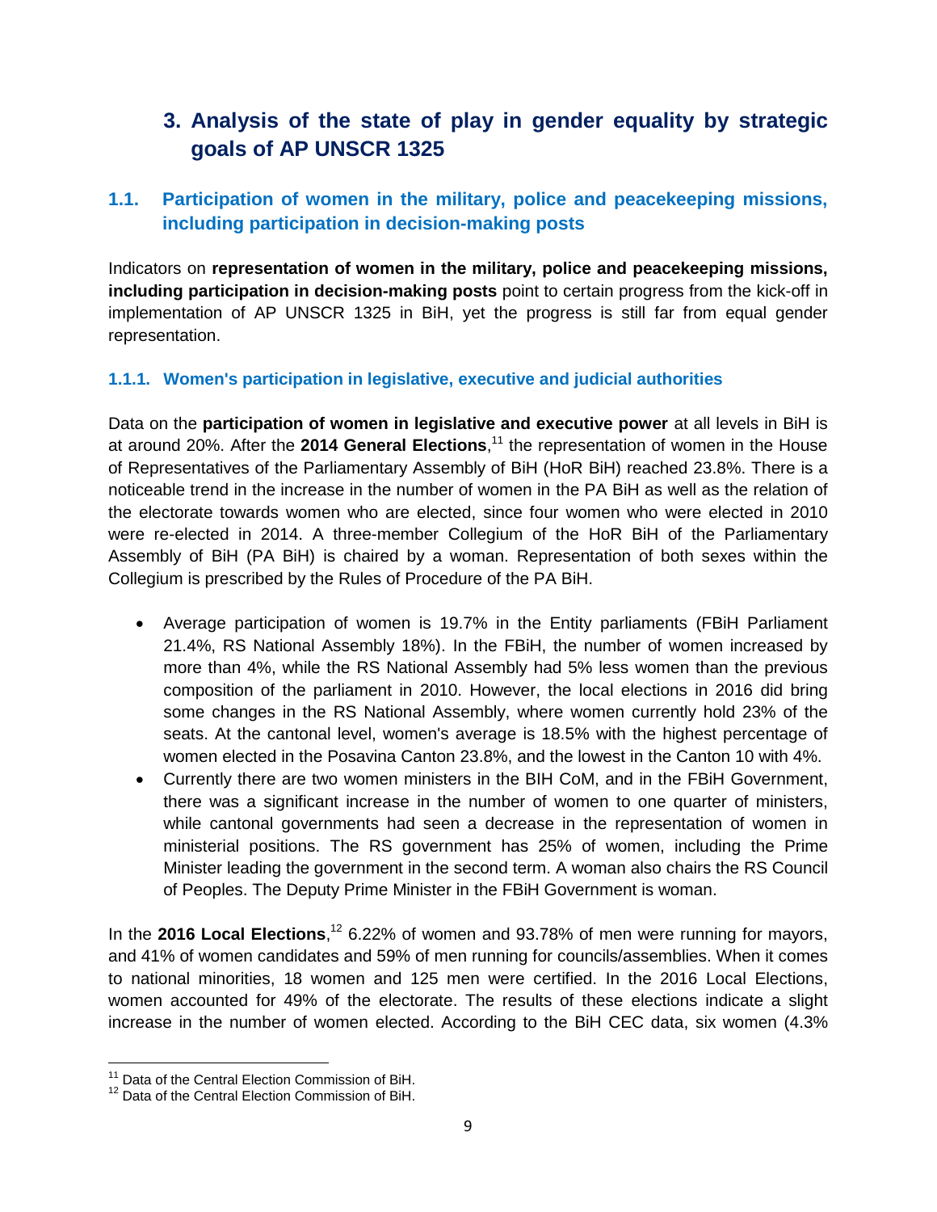# 3. Analysis of the state of play in gender equality by strategic goals of AP UNSCR 1325

## 1.1. Participation of women in the military, police and peacekeeping missions, including participation in decision-making posts

Indicators on **representation of women in the military, police and peacekeeping missions, including participation in decision-making posts** point to certain progress from the kick-off in implementation of AP UNSCR 1325 in BiH, yet the progress is still far from equal gender representation.

### 1.1.1. Women's participation in legislative, executive and judicial authorities

Data on the **participation of women in legislative and executive power** at all levels in BiH is at around 20%. After the **2014 General Elections**,[11] the representation of women in the House of Representatives of the Parliamentary Assembly of BiH (HoR BiH) reached 23.8%. There is a noticeable trend in the increase in the number of women in the PA BiH as well as the relation of the electorate towards women who are elected, since four women who were elected in 2010 were re-elected in 2014. A three-member Collegium of the HoR BiH of the Parliamentary Assembly of BiH (PA BiH) is chaired by a woman. Representation of both sexes within the Collegium is prescribed by the Rules of Procedure of the PA BiH.

- Average participation of women is 19.7% in the Entity parliaments (FBiH Parliament 21.4%, RS National Assembly 18%). In the FBiH, the number of women increased by more than 4%, while the RS National Assembly had 5% less women than the previous composition of the parliament in 2010. However, the local elections in 2016 did bring some changes in the RS National Assembly, where women currently hold 23% of the seats. At the cantonal level, women's average is 18.5% with the highest percentage of women elected in the Posavina Canton 23.8%, and the lowest in the Canton 10 with 4%.
- Currently there are two women ministers in the BIH CoM, and in the FBiH Government, there was a significant increase in the number of women to one quarter of ministers, while cantonal governments had seen a decrease in the representation of women in ministerial positions. The RS government has 25% of women, including the Prime Minister leading the government in the second term. A woman also chairs the RS Council of Peoples. The Deputy Prime Minister in the FBiH Government is woman.

In the **2016 Local Elections**,[12] 6.22% of women and 93.78% of men were running for mayors, and 41% of women candidates and 59% of men running for councils/assemblies. When it comes to national minorities, 18 women and 125 men were certified. In the 2016 Local Elections, women accounted for 49% of the electorate. The results of these elections indicate a slight increase in the number of women elected. According to the BiH CEC data, six women (4.3%

[11] Data of the Central Election Commission of BiH.

[12] Data of the Central Election Commission of BiH.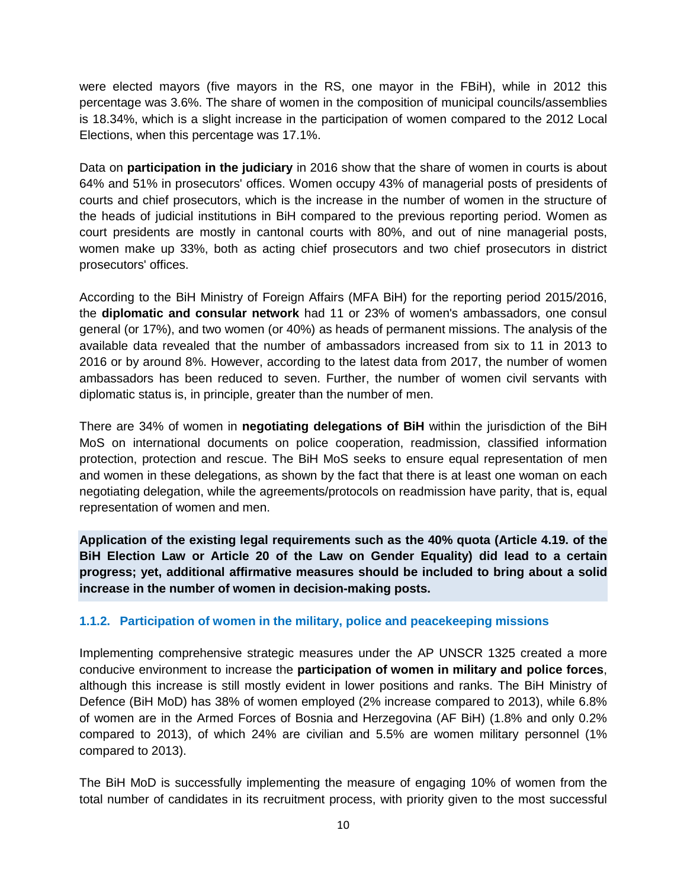were elected mayors (five mayors in the RS, one mayor in the FBiH), while in 2012 this percentage was 3.6%. The share of women in the composition of municipal councils/assemblies is 18.34%, which is a slight increase in the participation of women compared to the 2012 Local Elections, when this percentage was 17.1%.

Data on **participation in the judiciary** in 2016 show that the share of women in courts is about 64% and 51% in prosecutors' offices. Women occupy 43% of managerial posts of presidents of courts and chief prosecutors, which is the increase in the number of women in the structure of the heads of judicial institutions in BiH compared to the previous reporting period. Women as court presidents are mostly in cantonal courts with 80%, and out of nine managerial posts, women make up 33%, both as acting chief prosecutors and two chief prosecutors in district prosecutors' offices.

According to the BiH Ministry of Foreign Affairs (MFA BiH) for the reporting period 2015/2016, the **diplomatic and consular network** had 11 or 23% of women's ambassadors, one consul general (or 17%), and two women (or 40%) as heads of permanent missions. The analysis of the available data revealed that the number of ambassadors increased from six to 11 in 2013 to 2016 or by around 8%. However, according to the latest data from 2017, the number of women ambassadors has been reduced to seven. Further, the number of women civil servants with diplomatic status is, in principle, greater than the number of men.

There are 34% of women in **negotiating delegations of BiH** within the jurisdiction of the BiH MoS on international documents on police cooperation, readmission, classified information protection, protection and rescue. The BiH MoS seeks to ensure equal representation of men and women in these delegations, as shown by the fact that there is at least one woman on each negotiating delegation, while the agreements/protocols on readmission have parity, that is, equal representation of women and men.

**Application of the existing legal requirements such as the 40% quota (Article 4.19. of the BiH Election Law or Article 20 of the Law on Gender Equality) did lead to a certain progress; yet, additional affirmative measures should be included to bring about a solid increase in the number of women in decision-making posts.**

### 1.1.2. Participation of women in the military, police and peacekeeping missions

Implementing comprehensive strategic measures under the AP UNSCR 1325 created a more conducive environment to increase the **participation of women in military and police forces**, although this increase is still mostly evident in lower positions and ranks. The BiH Ministry of Defence (BiH MoD) has 38% of women employed (2% increase compared to 2013), while 6.8% of women are in the Armed Forces of Bosnia and Herzegovina (AF BiH) (1.8% and only 0.2% compared to 2013), of which 24% are civilian and 5.5% are women military personnel (1% compared to 2013).

The BiH MoD is successfully implementing the measure of engaging 10% of women from the total number of candidates in its recruitment process, with priority given to the most successful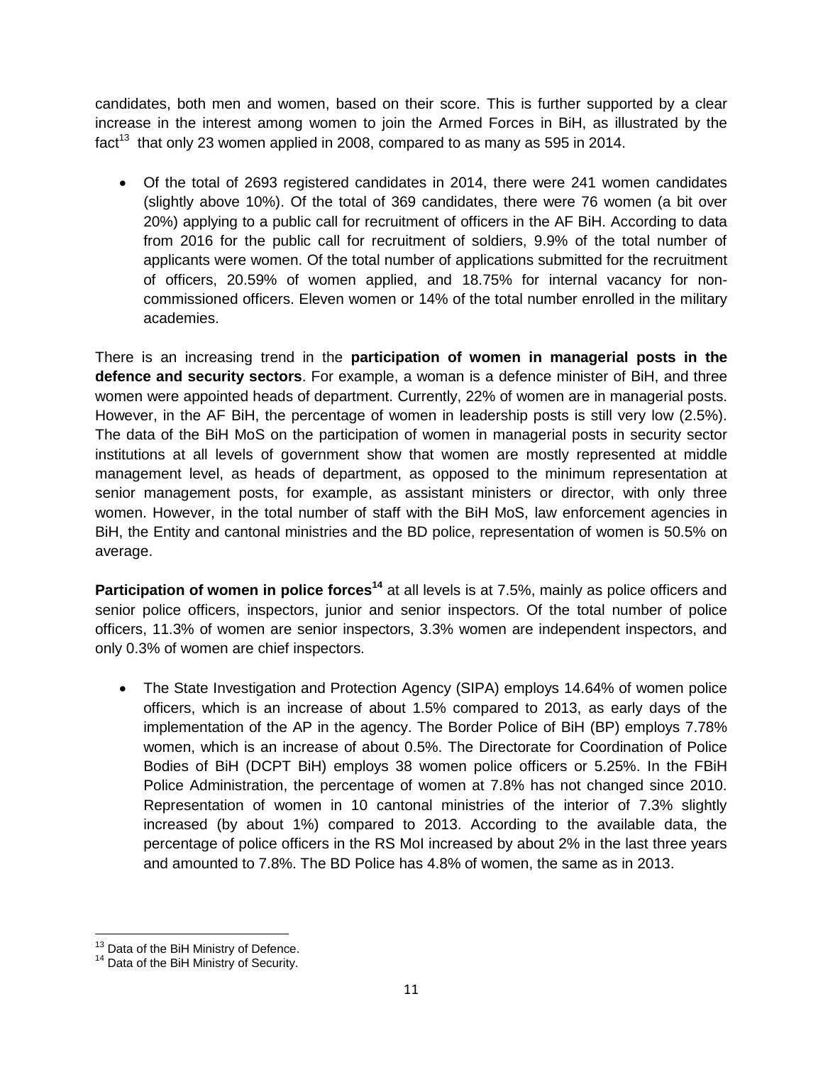candidates, both men and women, based on their score. This is further supported by a clear increase in the interest among women to join the Armed Forces in BiH, as illustrated by the fact[13] that only 23 women applied in 2008, compared to as many as 595 in 2014.

- Of the total of 2693 registered candidates in 2014, there were 241 women candidates (slightly above 10%). Of the total of 369 candidates, there were 76 women (a bit over 20%) applying to a public call for recruitment of officers in the AF BiH. According to data from 2016 for the public call for recruitment of soldiers, 9.9% of the total number of applicants were women. Of the total number of applications submitted for the recruitment of officers, 20.59% of women applied, and 18.75% for internal vacancy for non-commissioned officers. Eleven women or 14% of the total number enrolled in the military academies.

There is an increasing trend in the **participation of women in managerial posts in the defence and security sectors**. For example, a woman is a defence minister of BiH, and three women were appointed heads of department. Currently, 22% of women are in managerial posts. However, in the AF BiH, the percentage of women in leadership posts is still very low (2.5%). The data of the BiH MoS on the participation of women in managerial posts in security sector institutions at all levels of government show that women are mostly represented at middle management level, as heads of department, as opposed to the minimum representation at senior management posts, for example, as assistant ministers or director, with only three women. However, in the total number of staff with the BiH MoS, law enforcement agencies in BiH, the Entity and cantonal ministries and the BD police, representation of women is 50.5% on average.

**Participation of women in police forces**[14] at all levels is at 7.5%, mainly as police officers and senior police officers, inspectors, junior and senior inspectors. Of the total number of police officers, 11.3% of women are senior inspectors, 3.3% women are independent inspectors, and only 0.3% of women are chief inspectors.

- The State Investigation and Protection Agency (SIPA) employs 14.64% of women police officers, which is an increase of about 1.5% compared to 2013, as early days of the implementation of the AP in the agency. The Border Police of BiH (BP) employs 7.78% women, which is an increase of about 0.5%. The Directorate for Coordination of Police Bodies of BiH (DCPT BiH) employs 38 women police officers or 5.25%. In the FBiH Police Administration, the percentage of women at 7.8% has not changed since 2010. Representation of women in 10 cantonal ministries of the interior of 7.3% slightly increased (by about 1%) compared to 2013. According to the available data, the percentage of police officers in the RS MoI increased by about 2% in the last three years and amounted to 7.8%. The BD Police has 4.8% of women, the same as in 2013.

[13] Data of the BiH Ministry of Defence.

[14] Data of the BiH Ministry of Security.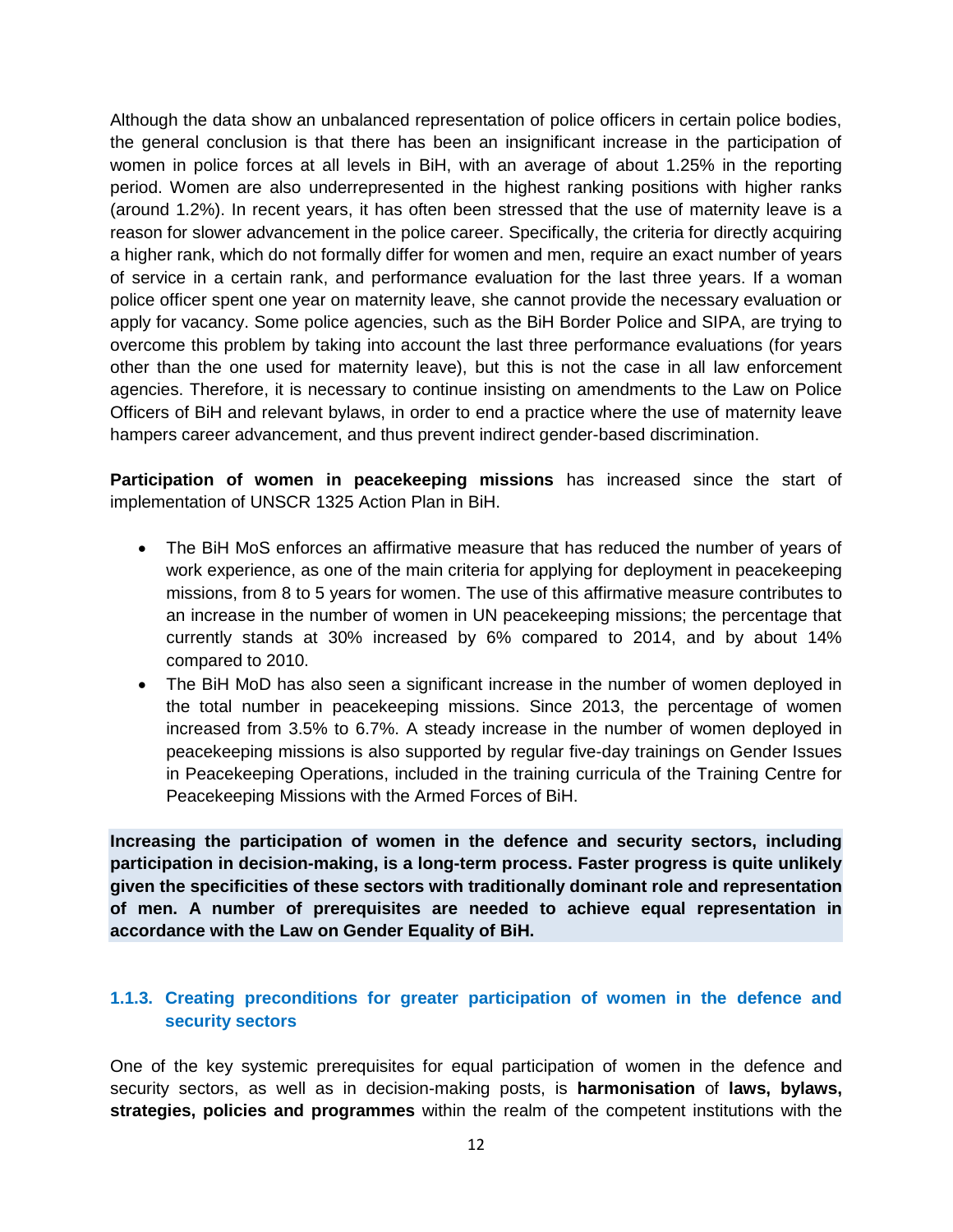Although the data show an unbalanced representation of police officers in certain police bodies, the general conclusion is that there has been an insignificant increase in the participation of women in police forces at all levels in BiH, with an average of about 1.25% in the reporting period. Women are also underrepresented in the highest ranking positions with higher ranks (around 1.2%). In recent years, it has often been stressed that the use of maternity leave is a reason for slower advancement in the police career. Specifically, the criteria for directly acquiring a higher rank, which do not formally differ for women and men, require an exact number of years of service in a certain rank, and performance evaluation for the last three years. If a woman police officer spent one year on maternity leave, she cannot provide the necessary evaluation or apply for vacancy. Some police agencies, such as the BiH Border Police and SIPA, are trying to overcome this problem by taking into account the last three performance evaluations (for years other than the one used for maternity leave), but this is not the case in all law enforcement agencies. Therefore, it is necessary to continue insisting on amendments to the Law on Police Officers of BiH and relevant bylaws, in order to end a practice where the use of maternity leave hampers career advancement, and thus prevent indirect gender-based discrimination.

**Participation of women in peacekeeping missions** has increased since the start of implementation of UNSCR 1325 Action Plan in BiH.

- The BiH MoS enforces an affirmative measure that has reduced the number of years of work experience, as one of the main criteria for applying for deployment in peacekeeping missions, from 8 to 5 years for women. The use of this affirmative measure contributes to an increase in the number of women in UN peacekeeping missions; the percentage that currently stands at 30% increased by 6% compared to 2014, and by about 14% compared to 2010.
- The BiH MoD has also seen a significant increase in the number of women deployed in the total number in peacekeeping missions. Since 2013, the percentage of women increased from 3.5% to 6.7%. A steady increase in the number of women deployed in peacekeeping missions is also supported by regular five-day trainings on Gender Issues in Peacekeeping Operations, included in the training curricula of the Training Centre for Peacekeeping Missions with the Armed Forces of BiH.

**Increasing the participation of women in the defence and security sectors, including participation in decision-making, is a long-term process. Faster progress is quite unlikely given the specificities of these sectors with traditionally dominant role and representation of men. A number of prerequisites are needed to achieve equal representation in accordance with the Law on Gender Equality of BiH.**

### 1.1.3. Creating preconditions for greater participation of women in the defence and security sectors

One of the key systemic prerequisites for equal participation of women in the defence and security sectors, as well as in decision-making posts, is **harmonisation** of **laws, bylaws, strategies, policies and programmes** within the realm of the competent institutions with the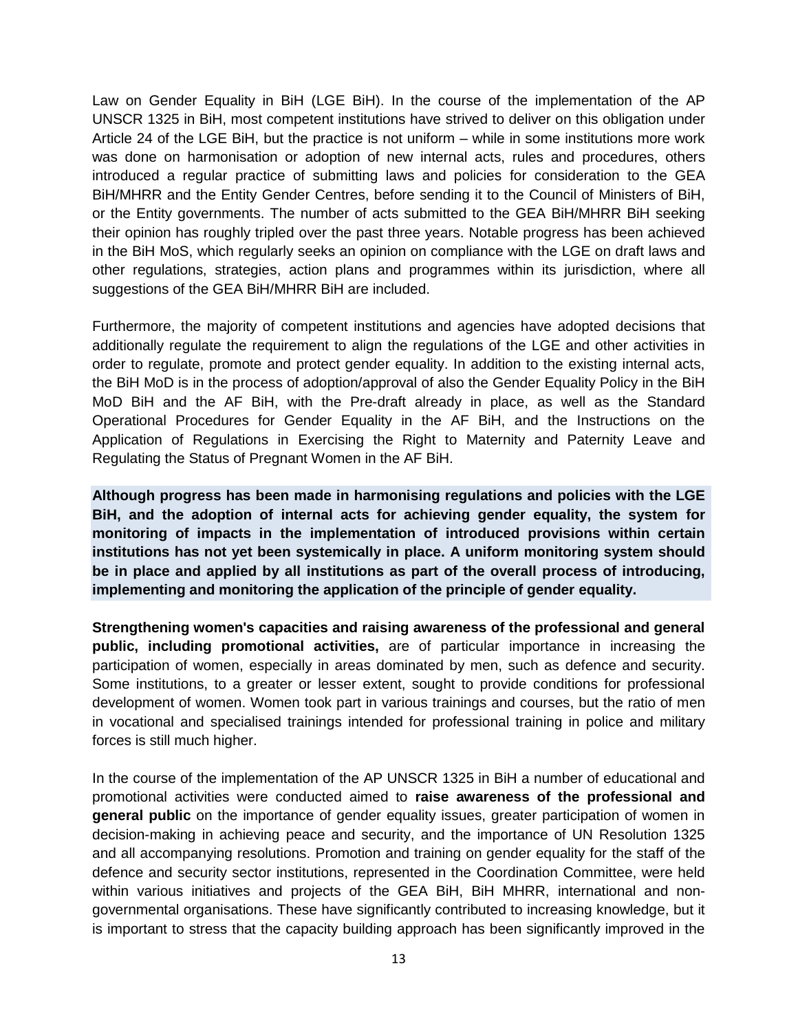Law on Gender Equality in BiH (LGE BiH). In the course of the implementation of the AP UNSCR 1325 in BiH, most competent institutions have strived to deliver on this obligation under Article 24 of the LGE BiH, but the practice is not uniform – while in some institutions more work was done on harmonisation or adoption of new internal acts, rules and procedures, others introduced a regular practice of submitting laws and policies for consideration to the GEA BiH/MHRR and the Entity Gender Centres, before sending it to the Council of Ministers of BiH, or the Entity governments. The number of acts submitted to the GEA BiH/MHRR BiH seeking their opinion has roughly tripled over the past three years. Notable progress has been achieved in the BiH MoS, which regularly seeks an opinion on compliance with the LGE on draft laws and other regulations, strategies, action plans and programmes within its jurisdiction, where all suggestions of the GEA BiH/MHRR BiH are included.

Furthermore, the majority of competent institutions and agencies have adopted decisions that additionally regulate the requirement to align the regulations of the LGE and other activities in order to regulate, promote and protect gender equality. In addition to the existing internal acts, the BiH MoD is in the process of adoption/approval of also the Gender Equality Policy in the BiH MoD BiH and the AF BiH, with the Pre-draft already in place, as well as the Standard Operational Procedures for Gender Equality in the AF BiH, and the Instructions on the Application of Regulations in Exercising the Right to Maternity and Paternity Leave and Regulating the Status of Pregnant Women in the AF BiH.

**Although progress has been made in harmonising regulations and policies with the LGE BiH, and the adoption of internal acts for achieving gender equality, the system for monitoring of impacts in the implementation of introduced provisions within certain institutions has not yet been systemically in place. A uniform monitoring system should be in place and applied by all institutions as part of the overall process of introducing, implementing and monitoring the application of the principle of gender equality.**

**Strengthening women's capacities and raising awareness of the professional and general public, including promotional activities,** are of particular importance in increasing the participation of women, especially in areas dominated by men, such as defence and security. Some institutions, to a greater or lesser extent, sought to provide conditions for professional development of women. Women took part in various trainings and courses, but the ratio of men in vocational and specialised trainings intended for professional training in police and military forces is still much higher.

In the course of the implementation of the AP UNSCR 1325 in BiH a number of educational and promotional activities were conducted aimed to **raise awareness of the professional and general public** on the importance of gender equality issues, greater participation of women in decision-making in achieving peace and security, and the importance of UN Resolution 1325 and all accompanying resolutions. Promotion and training on gender equality for the staff of the defence and security sector institutions, represented in the Coordination Committee, were held within various initiatives and projects of the GEA BiH, BiH MHRR, international and non-governmental organisations. These have significantly contributed to increasing knowledge, but it is important to stress that the capacity building approach has been significantly improved in the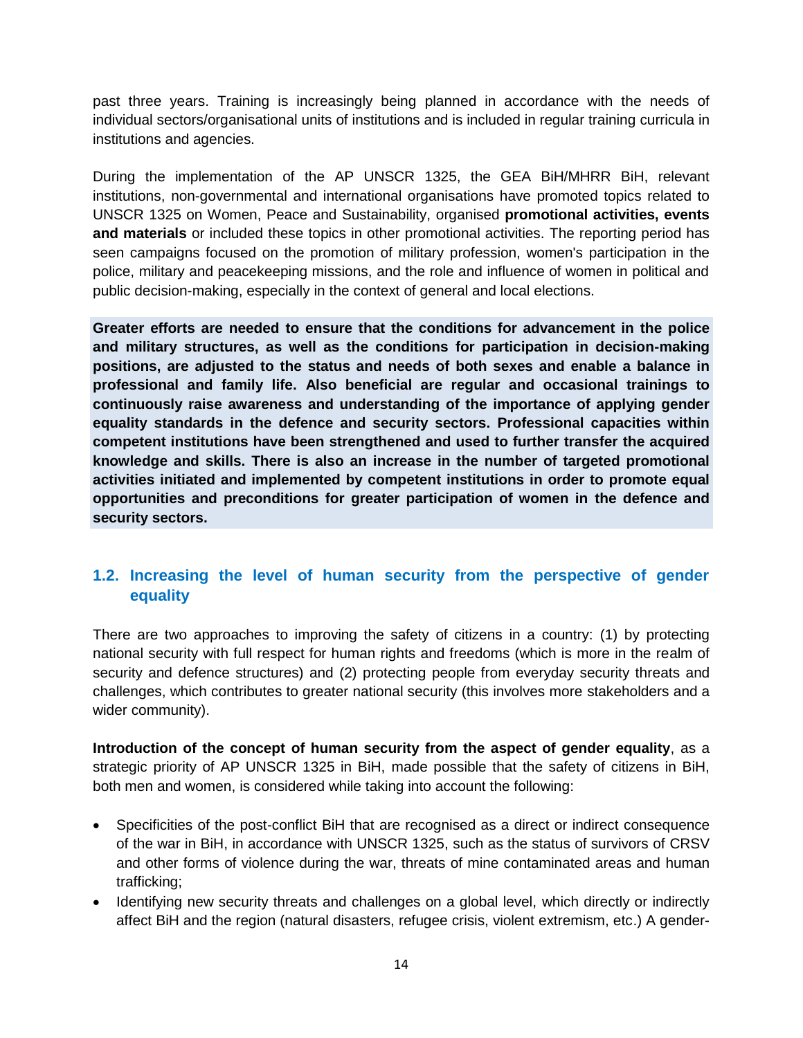past three years. Training is increasingly being planned in accordance with the needs of individual sectors/organisational units of institutions and is included in regular training curricula in institutions and agencies.

During the implementation of the AP UNSCR 1325, the GEA BiH/MHRR BiH, relevant institutions, non-governmental and international organisations have promoted topics related to UNSCR 1325 on Women, Peace and Sustainability, organised **promotional activities, events and materials** or included these topics in other promotional activities. The reporting period has seen campaigns focused on the promotion of military profession, women's participation in the police, military and peacekeeping missions, and the role and influence of women in political and public decision-making, especially in the context of general and local elections.

**Greater efforts are needed to ensure that the conditions for advancement in the police and military structures, as well as the conditions for participation in decision-making positions, are adjusted to the status and needs of both sexes and enable a balance in professional and family life. Also beneficial are regular and occasional trainings to continuously raise awareness and understanding of the importance of applying gender equality standards in the defence and security sectors. Professional capacities within competent institutions have been strengthened and used to further transfer the acquired knowledge and skills. There is also an increase in the number of targeted promotional activities initiated and implemented by competent institutions in order to promote equal opportunities and preconditions for greater participation of women in the defence and security sectors.**

## 1.2. Increasing the level of human security from the perspective of gender equality

There are two approaches to improving the safety of citizens in a country: (1) by protecting national security with full respect for human rights and freedoms (which is more in the realm of security and defence structures) and (2) protecting people from everyday security threats and challenges, which contributes to greater national security (this involves more stakeholders and a wider community).

**Introduction of the concept of human security from the aspect of gender equality**, as a strategic priority of AP UNSCR 1325 in BiH, made possible that the safety of citizens in BiH, both men and women, is considered while taking into account the following:

- Specificities of the post-conflict BiH that are recognised as a direct or indirect consequence of the war in BiH, in accordance with UNSCR 1325, such as the status of survivors of CRSV and other forms of violence during the war, threats of mine contaminated areas and human trafficking;
- Identifying new security threats and challenges on a global level, which directly or indirectly affect BiH and the region (natural disasters, refugee crisis, violent extremism, etc.) A gender-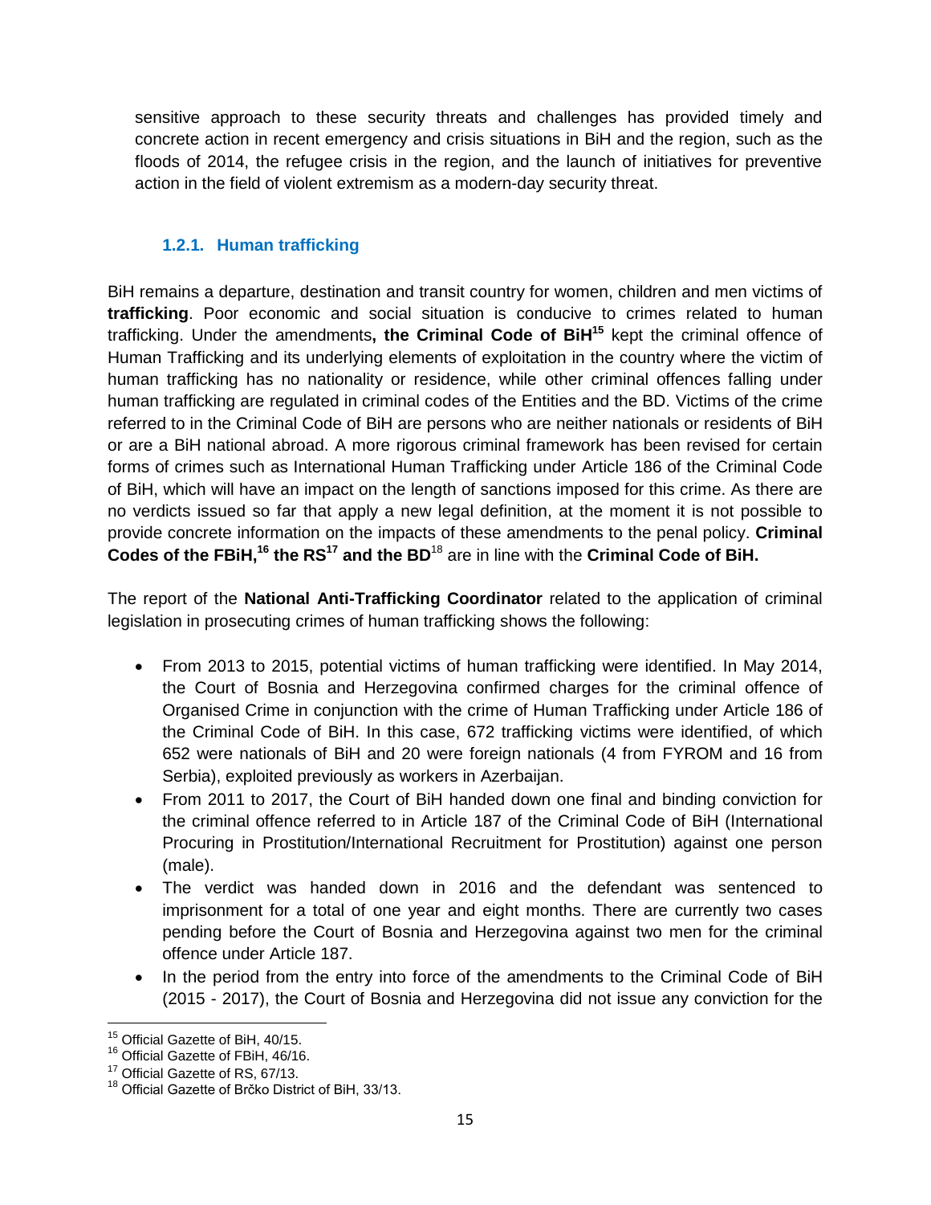sensitive approach to these security threats and challenges has provided timely and concrete action in recent emergency and crisis situations in BiH and the region, such as the floods of 2014, the refugee crisis in the region, and the launch of initiatives for preventive action in the field of violent extremism as a modern-day security threat.

### 1.2.1. Human trafficking

BiH remains a departure, destination and transit country for women, children and men victims of **trafficking**. Poor economic and social situation is conducive to crimes related to human trafficking. Under the amendments**, the Criminal Code of BiH**[15] kept the criminal offence of Human Trafficking and its underlying elements of exploitation in the country where the victim of human trafficking has no nationality or residence, while other criminal offences falling under human trafficking are regulated in criminal codes of the Entities and the BD. Victims of the crime referred to in the Criminal Code of BiH are persons who are neither nationals or residents of BiH or are a BiH national abroad. A more rigorous criminal framework has been revised for certain forms of crimes such as International Human Trafficking under Article 186 of the Criminal Code of BiH, which will have an impact on the length of sanctions imposed for this crime. As there are no verdicts issued so far that apply a new legal definition, at the moment it is not possible to provide concrete information on the impacts of these amendments to the penal policy. **Criminal Codes of the FBiH,**[16] **the RS**[17] **and the BD**[18] are in line with the **Criminal Code of BiH.**

The report of the **National Anti-Trafficking Coordinator** related to the application of criminal legislation in prosecuting crimes of human trafficking shows the following:

- From 2013 to 2015, potential victims of human trafficking were identified. In May 2014, the Court of Bosnia and Herzegovina confirmed charges for the criminal offence of Organised Crime in conjunction with the crime of Human Trafficking under Article 186 of the Criminal Code of BiH. In this case, 672 trafficking victims were identified, of which 652 were nationals of BiH and 20 were foreign nationals (4 from FYROM and 16 from Serbia), exploited previously as workers in Azerbaijan.
- From 2011 to 2017, the Court of BiH handed down one final and binding conviction for the criminal offence referred to in Article 187 of the Criminal Code of BiH (International Procuring in Prostitution/International Recruitment for Prostitution) against one person (male).
- The verdict was handed down in 2016 and the defendant was sentenced to imprisonment for a total of one year and eight months. There are currently two cases pending before the Court of Bosnia and Herzegovina against two men for the criminal offence under Article 187.
- In the period from the entry into force of the amendments to the Criminal Code of BiH (2015 - 2017), the Court of Bosnia and Herzegovina did not issue any conviction for the

---

[15] Official Gazette of BiH, 40/15.

[16] Official Gazette of FBiH, 46/16.

[17] Official Gazette of RS, 67/13.

[18] Official Gazette of Brčko District of BiH, 33/13.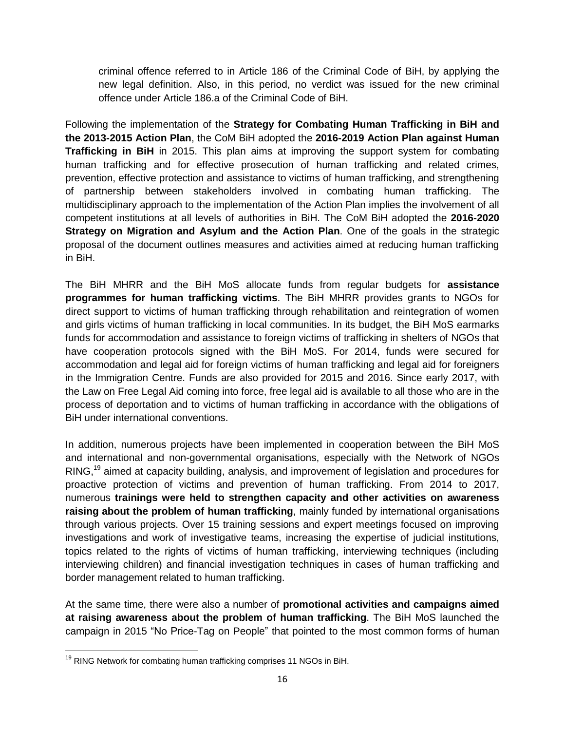criminal offence referred to in Article 186 of the Criminal Code of BiH, by applying the new legal definition. Also, in this period, no verdict was issued for the new criminal offence under Article 186.a of the Criminal Code of BiH.

Following the implementation of the **Strategy for Combating Human Trafficking in BiH and the 2013-2015 Action Plan**, the CoM BiH adopted the **2016-2019 Action Plan against Human Trafficking in BiH** in 2015. This plan aims at improving the support system for combating human trafficking and for effective prosecution of human trafficking and related crimes, prevention, effective protection and assistance to victims of human trafficking, and strengthening of partnership between stakeholders involved in combating human trafficking. The multidisciplinary approach to the implementation of the Action Plan implies the involvement of all competent institutions at all levels of authorities in BiH. The CoM BiH adopted the **2016-2020 Strategy on Migration and Asylum and the Action Plan**. One of the goals in the strategic proposal of the document outlines measures and activities aimed at reducing human trafficking in BiH.

The BiH MHRR and the BiH MoS allocate funds from regular budgets for **assistance programmes for human trafficking victims**. The BiH MHRR provides grants to NGOs for direct support to victims of human trafficking through rehabilitation and reintegration of women and girls victims of human trafficking in local communities. In its budget, the BiH MoS earmarks funds for accommodation and assistance to foreign victims of trafficking in shelters of NGOs that have cooperation protocols signed with the BiH MoS. For 2014, funds were secured for accommodation and legal aid for foreign victims of human trafficking and legal aid for foreigners in the Immigration Centre. Funds are also provided for 2015 and 2016. Since early 2017, with the Law on Free Legal Aid coming into force, free legal aid is available to all those who are in the process of deportation and to victims of human trafficking in accordance with the obligations of BiH under international conventions.

In addition, numerous projects have been implemented in cooperation between the BiH MoS and international and non-governmental organisations, especially with the Network of NGOs RING,[19] aimed at capacity building, analysis, and improvement of legislation and procedures for proactive protection of victims and prevention of human trafficking. From 2014 to 2017, numerous **trainings were held to strengthen capacity and other activities on awareness raising about the problem of human trafficking**, mainly funded by international organisations through various projects. Over 15 training sessions and expert meetings focused on improving investigations and work of investigative teams, increasing the expertise of judicial institutions, topics related to the rights of victims of human trafficking, interviewing techniques (including interviewing children) and financial investigation techniques in cases of human trafficking and border management related to human trafficking.

At the same time, there were also a number of **promotional activities and campaigns aimed at raising awareness about the problem of human trafficking**. The BiH MoS launched the campaign in 2015 "No Price-Tag on People" that pointed to the most common forms of human

[19] RING Network for combating human trafficking comprises 11 NGOs in BiH.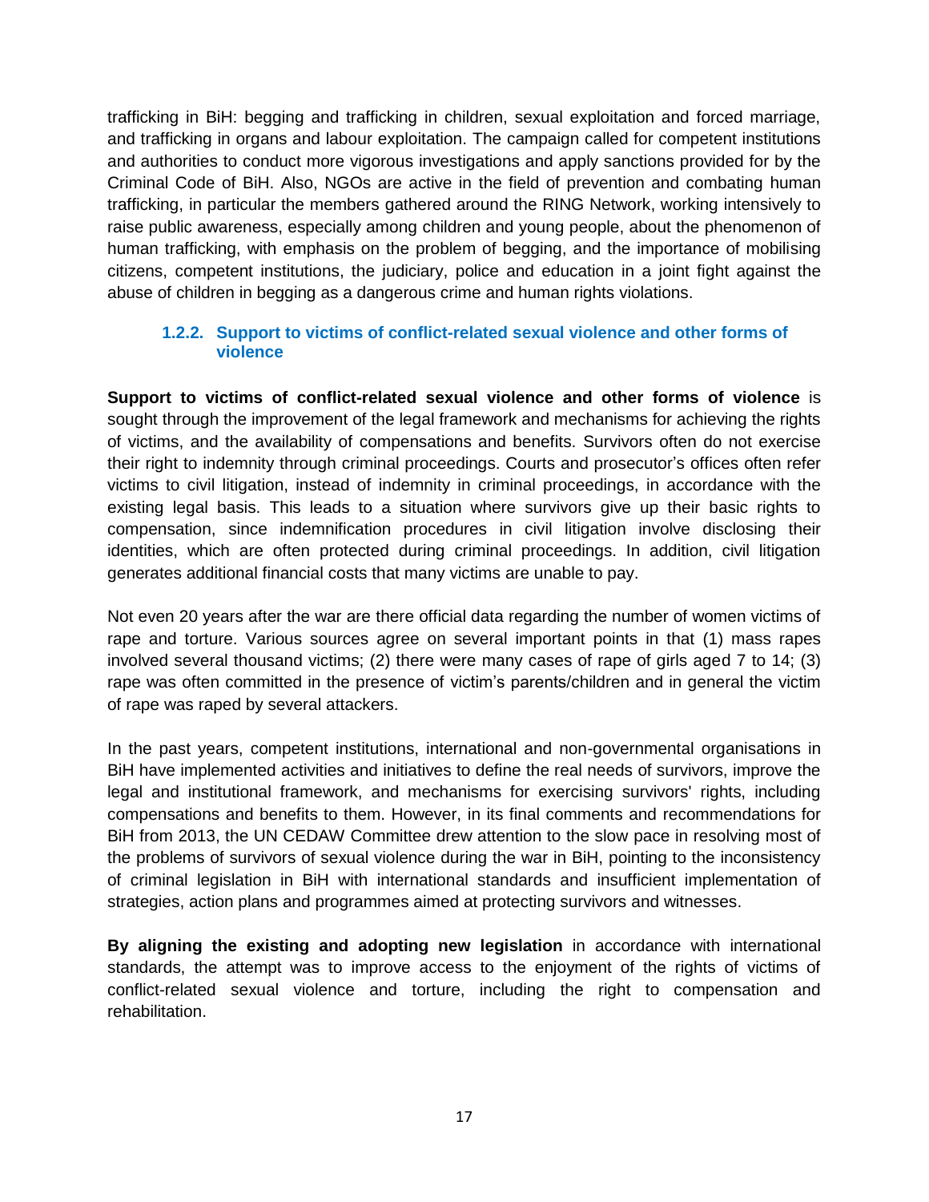trafficking in BiH: begging and trafficking in children, sexual exploitation and forced marriage, and trafficking in organs and labour exploitation. The campaign called for competent institutions and authorities to conduct more vigorous investigations and apply sanctions provided for by the Criminal Code of BiH. Also, NGOs are active in the field of prevention and combating human trafficking, in particular the members gathered around the RING Network, working intensively to raise public awareness, especially among children and young people, about the phenomenon of human trafficking, with emphasis on the problem of begging, and the importance of mobilising citizens, competent institutions, the judiciary, police and education in a joint fight against the abuse of children in begging as a dangerous crime and human rights violations.

### 1.2.2. Support to victims of conflict-related sexual violence and other forms of violence

**Support to victims of conflict-related sexual violence and other forms of violence** is sought through the improvement of the legal framework and mechanisms for achieving the rights of victims, and the availability of compensations and benefits. Survivors often do not exercise their right to indemnity through criminal proceedings. Courts and prosecutor's offices often refer victims to civil litigation, instead of indemnity in criminal proceedings, in accordance with the existing legal basis. This leads to a situation where survivors give up their basic rights to compensation, since indemnification procedures in civil litigation involve disclosing their identities, which are often protected during criminal proceedings. In addition, civil litigation generates additional financial costs that many victims are unable to pay.

Not even 20 years after the war are there official data regarding the number of women victims of rape and torture. Various sources agree on several important points in that (1) mass rapes involved several thousand victims; (2) there were many cases of rape of girls aged 7 to 14; (3) rape was often committed in the presence of victim's parents/children and in general the victim of rape was raped by several attackers.

In the past years, competent institutions, international and non-governmental organisations in BiH have implemented activities and initiatives to define the real needs of survivors, improve the legal and institutional framework, and mechanisms for exercising survivors' rights, including compensations and benefits to them. However, in its final comments and recommendations for BiH from 2013, the UN CEDAW Committee drew attention to the slow pace in resolving most of the problems of survivors of sexual violence during the war in BiH, pointing to the inconsistency of criminal legislation in BiH with international standards and insufficient implementation of strategies, action plans and programmes aimed at protecting survivors and witnesses.

**By aligning the existing and adopting new legislation** in accordance with international standards, the attempt was to improve access to the enjoyment of the rights of victims of conflict-related sexual violence and torture, including the right to compensation and rehabilitation.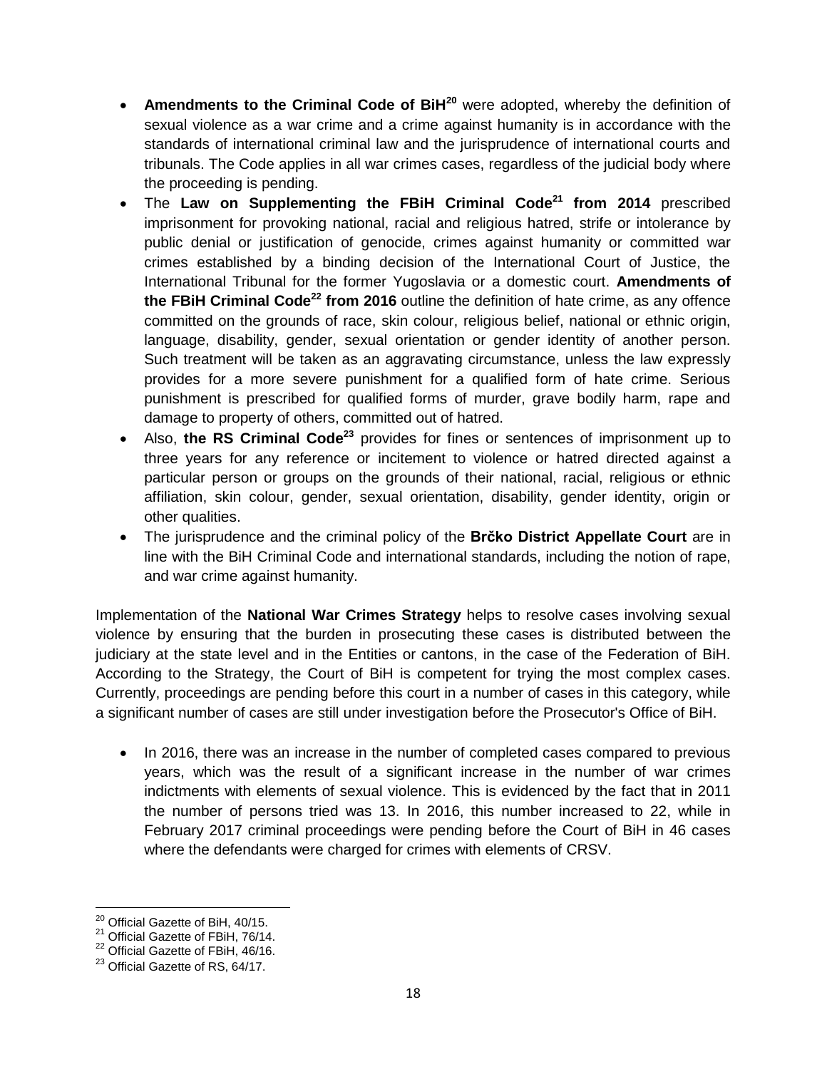- **Amendments to the Criminal Code of BiH**[20] were adopted, whereby the definition of sexual violence as a war crime and a crime against humanity is in accordance with the standards of international criminal law and the jurisprudence of international courts and tribunals. The Code applies in all war crimes cases, regardless of the judicial body where the proceeding is pending.
- The **Law on Supplementing the FBiH Criminal Code**[21] **from 2014** prescribed imprisonment for provoking national, racial and religious hatred, strife or intolerance by public denial or justification of genocide, crimes against humanity or committed war crimes established by a binding decision of the International Court of Justice, the International Tribunal for the former Yugoslavia or a domestic court. **Amendments of the FBiH Criminal Code**[22] **from 2016** outline the definition of hate crime, as any offence committed on the grounds of race, skin colour, religious belief, national or ethnic origin, language, disability, gender, sexual orientation or gender identity of another person. Such treatment will be taken as an aggravating circumstance, unless the law expressly provides for a more severe punishment for a qualified form of hate crime. Serious punishment is prescribed for qualified forms of murder, grave bodily harm, rape and damage to property of others, committed out of hatred.
- Also, **the RS Criminal Code**[23] provides for fines or sentences of imprisonment up to three years for any reference or incitement to violence or hatred directed against a particular person or groups on the grounds of their national, racial, religious or ethnic affiliation, skin colour, gender, sexual orientation, disability, gender identity, origin or other qualities.
- The jurisprudence and the criminal policy of the **Brčko District Appellate Court** are in line with the BiH Criminal Code and international standards, including the notion of rape, and war crime against humanity.

Implementation of the **National War Crimes Strategy** helps to resolve cases involving sexual violence by ensuring that the burden in prosecuting these cases is distributed between the judiciary at the state level and in the Entities or cantons, in the case of the Federation of BiH. According to the Strategy, the Court of BiH is competent for trying the most complex cases. Currently, proceedings are pending before this court in a number of cases in this category, while a significant number of cases are still under investigation before the Prosecutor's Office of BiH.

- In 2016, there was an increase in the number of completed cases compared to previous years, which was the result of a significant increase in the number of war crimes indictments with elements of sexual violence. This is evidenced by the fact that in 2011 the number of persons tried was 13. In 2016, this number increased to 22, while in February 2017 criminal proceedings were pending before the Court of BiH in 46 cases where the defendants were charged for crimes with elements of CRSV.

---

[20] Official Gazette of BiH, 40/15.
[21] Official Gazette of FBiH, 76/14.
[22] Official Gazette of FBiH, 46/16.
[23] Official Gazette of RS, 64/17.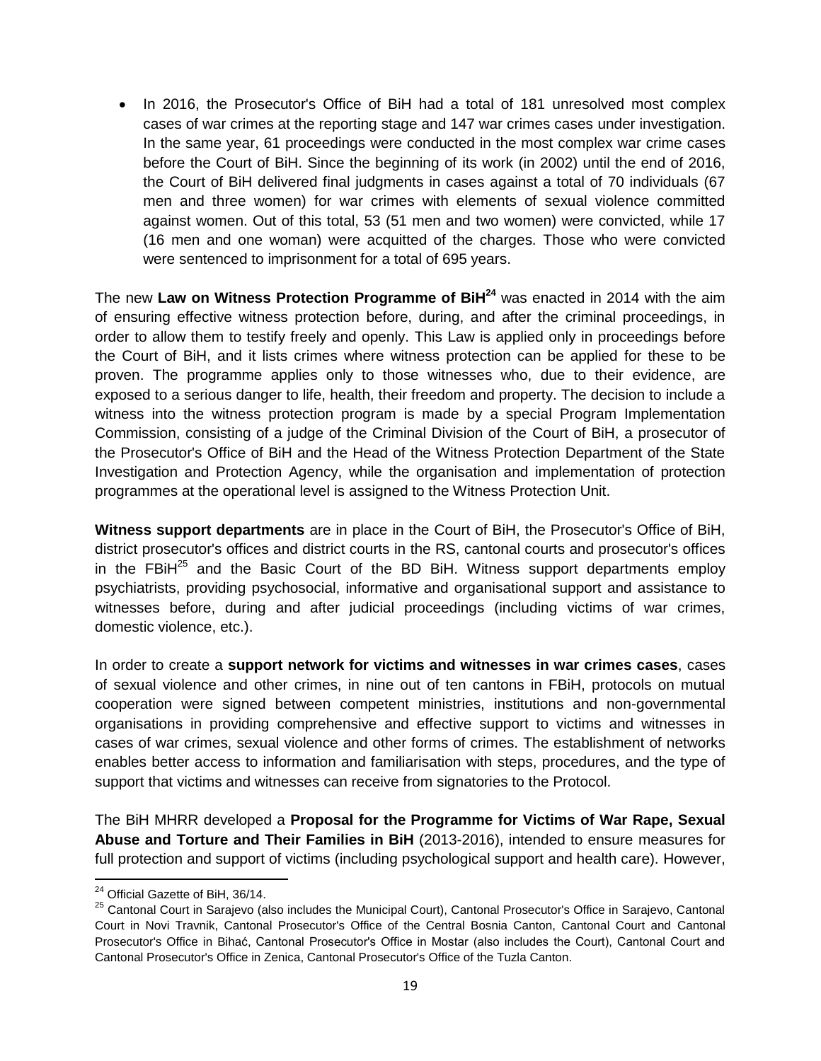- In 2016, the Prosecutor's Office of BiH had a total of 181 unresolved most complex cases of war crimes at the reporting stage and 147 war crimes cases under investigation. In the same year, 61 proceedings were conducted in the most complex war crime cases before the Court of BiH. Since the beginning of its work (in 2002) until the end of 2016, the Court of BiH delivered final judgments in cases against a total of 70 individuals (67 men and three women) for war crimes with elements of sexual violence committed against women. Out of this total, 53 (51 men and two women) were convicted, while 17 (16 men and one woman) were acquitted of the charges. Those who were convicted were sentenced to imprisonment for a total of 695 years.

The new **Law on Witness Protection Programme of BiH**[24] was enacted in 2014 with the aim of ensuring effective witness protection before, during, and after the criminal proceedings, in order to allow them to testify freely and openly. This Law is applied only in proceedings before the Court of BiH, and it lists crimes where witness protection can be applied for these to be proven. The programme applies only to those witnesses who, due to their evidence, are exposed to a serious danger to life, health, their freedom and property. The decision to include a witness into the witness protection program is made by a special Program Implementation Commission, consisting of a judge of the Criminal Division of the Court of BiH, a prosecutor of the Prosecutor's Office of BiH and the Head of the Witness Protection Department of the State Investigation and Protection Agency, while the organisation and implementation of protection programmes at the operational level is assigned to the Witness Protection Unit.

**Witness support departments** are in place in the Court of BiH, the Prosecutor's Office of BiH, district prosecutor's offices and district courts in the RS, cantonal courts and prosecutor's offices in the FBiH[25] and the Basic Court of the BD BiH. Witness support departments employ psychiatrists, providing psychosocial, informative and organisational support and assistance to witnesses before, during and after judicial proceedings (including victims of war crimes, domestic violence, etc.).

In order to create a **support network for victims and witnesses in war crimes cases**, cases of sexual violence and other crimes, in nine out of ten cantons in FBiH, protocols on mutual cooperation were signed between competent ministries, institutions and non-governmental organisations in providing comprehensive and effective support to victims and witnesses in cases of war crimes, sexual violence and other forms of crimes. The establishment of networks enables better access to information and familiarisation with steps, procedures, and the type of support that victims and witnesses can receive from signatories to the Protocol.

The BiH MHRR developed a **Proposal for the Programme for Victims of War Rape, Sexual Abuse and Torture and Their Families in BiH** (2013-2016), intended to ensure measures for full protection and support of victims (including psychological support and health care). However,

---

[24] Official Gazette of BiH, 36/14.

[25] Cantonal Court in Sarajevo (also includes the Municipal Court), Cantonal Prosecutor's Office in Sarajevo, Cantonal Court in Novi Travnik, Cantonal Prosecutor's Office of the Central Bosnia Canton, Cantonal Court and Cantonal Prosecutor's Office in Bihać, Cantonal Prosecutor's Office in Mostar (also includes the Court), Cantonal Court and Cantonal Prosecutor's Office in Zenica, Cantonal Prosecutor's Office of the Tuzla Canton.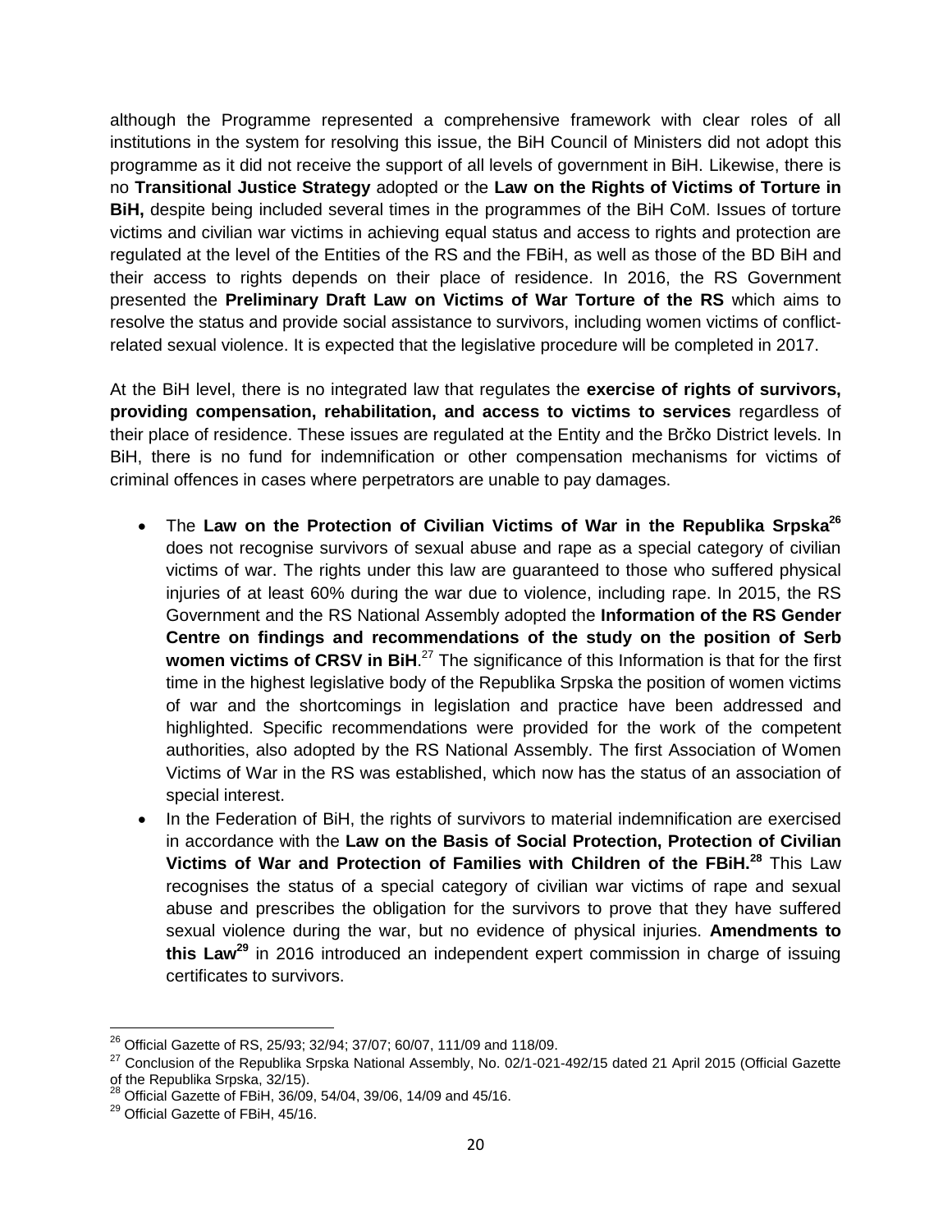although the Programme represented a comprehensive framework with clear roles of all institutions in the system for resolving this issue, the BiH Council of Ministers did not adopt this programme as it did not receive the support of all levels of government in BiH. Likewise, there is no **Transitional Justice Strategy** adopted or the **Law on the Rights of Victims of Torture in BiH,** despite being included several times in the programmes of the BiH CoM. Issues of torture victims and civilian war victims in achieving equal status and access to rights and protection are regulated at the level of the Entities of the RS and the FBiH, as well as those of the BD BiH and their access to rights depends on their place of residence. In 2016, the RS Government presented the **Preliminary Draft Law on Victims of War Torture of the RS** which aims to resolve the status and provide social assistance to survivors, including women victims of conflict-related sexual violence. It is expected that the legislative procedure will be completed in 2017.

At the BiH level, there is no integrated law that regulates the **exercise of rights of survivors, providing compensation, rehabilitation, and access to victims to services** regardless of their place of residence. These issues are regulated at the Entity and the Brčko District levels. In BiH, there is no fund for indemnification or other compensation mechanisms for victims of criminal offences in cases where perpetrators are unable to pay damages.

- The **Law on the Protection of Civilian Victims of War in the Republika Srpska**[26] does not recognise survivors of sexual abuse and rape as a special category of civilian victims of war. The rights under this law are guaranteed to those who suffered physical injuries of at least 60% during the war due to violence, including rape. In 2015, the RS Government and the RS National Assembly adopted the **Information of the RS Gender Centre on findings and recommendations of the study on the position of Serb women victims of CRSV in BiH**.[27] The significance of this Information is that for the first time in the highest legislative body of the Republika Srpska the position of women victims of war and the shortcomings in legislation and practice have been addressed and highlighted. Specific recommendations were provided for the work of the competent authorities, also adopted by the RS National Assembly. The first Association of Women Victims of War in the RS was established, which now has the status of an association of special interest.
- In the Federation of BiH, the rights of survivors to material indemnification are exercised in accordance with the **Law on the Basis of Social Protection, Protection of Civilian Victims of War and Protection of Families with Children of the FBiH.**[28] This Law recognises the status of a special category of civilian war victims of rape and sexual abuse and prescribes the obligation for the survivors to prove that they have suffered sexual violence during the war, but no evidence of physical injuries. **Amendments to this Law**[29] in 2016 introduced an independent expert commission in charge of issuing certificates to survivors.

---

[26] Official Gazette of RS, 25/93; 32/94; 37/07; 60/07, 111/09 and 118/09.

[27] Conclusion of the Republika Srpska National Assembly, No. 02/1-021-492/15 dated 21 April 2015 (Official Gazette of the Republika Srpska, 32/15).

[28] Official Gazette of FBiH, 36/09, 54/04, 39/06, 14/09 and 45/16.

[29] Official Gazette of FBiH, 45/16.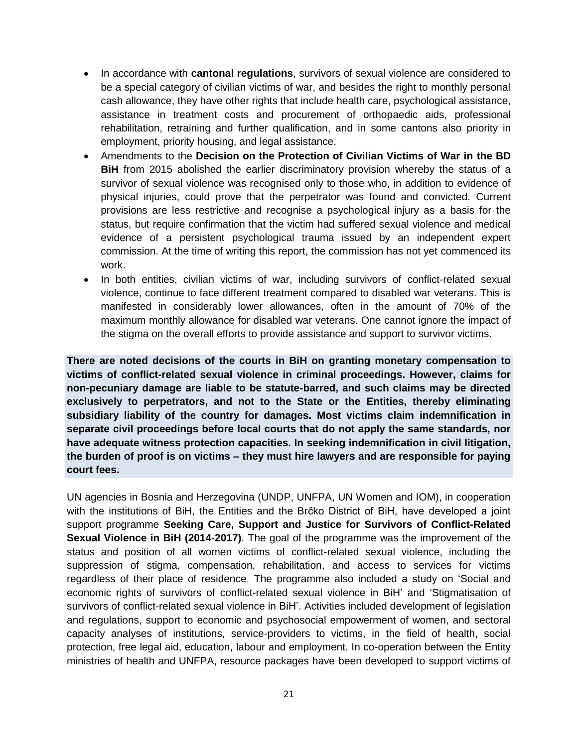- In accordance with **cantonal regulations**, survivors of sexual violence are considered to be a special category of civilian victims of war, and besides the right to monthly personal cash allowance, they have other rights that include health care, psychological assistance, assistance in treatment costs and procurement of orthopaedic aids, professional rehabilitation, retraining and further qualification, and in some cantons also priority in employment, priority housing, and legal assistance.
- Amendments to the **Decision on the Protection of Civilian Victims of War in the BD BiH** from 2015 abolished the earlier discriminatory provision whereby the status of a survivor of sexual violence was recognised only to those who, in addition to evidence of physical injuries, could prove that the perpetrator was found and convicted. Current provisions are less restrictive and recognise a psychological injury as a basis for the status, but require confirmation that the victim had suffered sexual violence and medical evidence of a persistent psychological trauma issued by an independent expert commission. At the time of writing this report, the commission has not yet commenced its work.
- In both entities, civilian victims of war, including survivors of conflict-related sexual violence, continue to face different treatment compared to disabled war veterans. This is manifested in considerably lower allowances, often in the amount of 70% of the maximum monthly allowance for disabled war veterans. One cannot ignore the impact of the stigma on the overall efforts to provide assistance and support to survivor victims.

**There are noted decisions of the courts in BiH on granting monetary compensation to victims of conflict-related sexual violence in criminal proceedings. However, claims for non-pecuniary damage are liable to be statute-barred, and such claims may be directed exclusively to perpetrators, and not to the State or the Entities, thereby eliminating subsidiary liability of the country for damages. Most victims claim indemnification in separate civil proceedings before local courts that do not apply the same standards, nor have adequate witness protection capacities. In seeking indemnification in civil litigation, the burden of proof is on victims – they must hire lawyers and are responsible for paying court fees.**

UN agencies in Bosnia and Herzegovina (UNDP, UNFPA, UN Women and IOM), in cooperation with the institutions of BiH, the Entities and the Brčko District of BiH, have developed a joint support programme **Seeking Care, Support and Justice for Survivors of Conflict-Related Sexual Violence in BiH (2014-2017)**. The goal of the programme was the improvement of the status and position of all women victims of conflict-related sexual violence, including the suppression of stigma, compensation, rehabilitation, and access to services for victims regardless of their place of residence. The programme also included a study on 'Social and economic rights of survivors of conflict-related sexual violence in BiH' and 'Stigmatisation of survivors of conflict-related sexual violence in BiH'. Activities included development of legislation and regulations, support to economic and psychosocial empowerment of women, and sectoral capacity analyses of institutions, service-providers to victims, in the field of health, social protection, free legal aid, education, labour and employment. In co-operation between the Entity ministries of health and UNFPA, resource packages have been developed to support victims of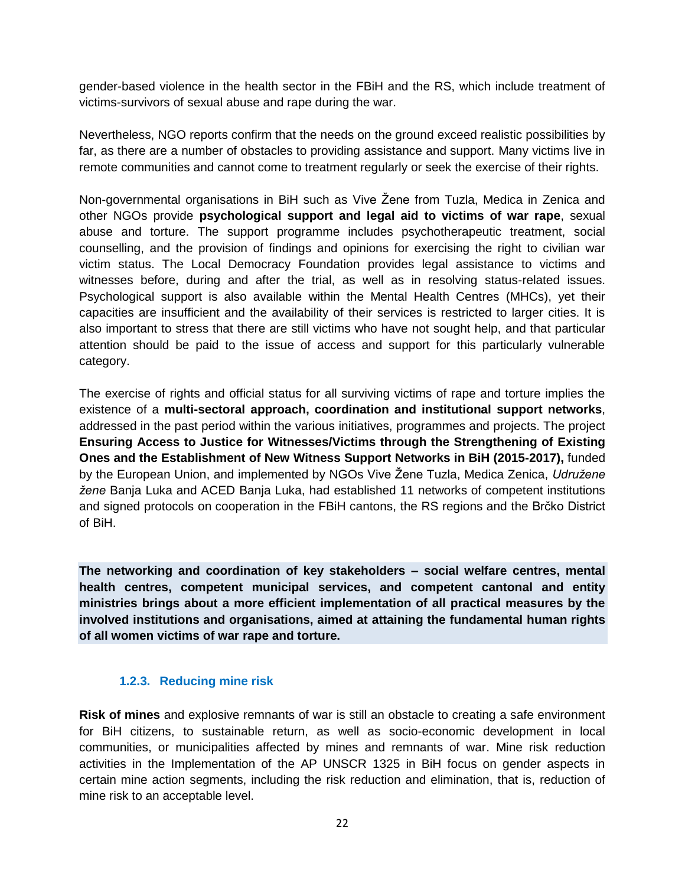gender-based violence in the health sector in the FBiH and the RS, which include treatment of victims-survivors of sexual abuse and rape during the war.

Nevertheless, NGO reports confirm that the needs on the ground exceed realistic possibilities by far, as there are a number of obstacles to providing assistance and support. Many victims live in remote communities and cannot come to treatment regularly or seek the exercise of their rights.

Non-governmental organisations in BiH such as Vive Žene from Tuzla, Medica in Zenica and other NGOs provide **psychological support and legal aid to victims of war rape**, sexual abuse and torture. The support programme includes psychotherapeutic treatment, social counselling, and the provision of findings and opinions for exercising the right to civilian war victim status. The Local Democracy Foundation provides legal assistance to victims and witnesses before, during and after the trial, as well as in resolving status-related issues. Psychological support is also available within the Mental Health Centres (MHCs), yet their capacities are insufficient and the availability of their services is restricted to larger cities. It is also important to stress that there are still victims who have not sought help, and that particular attention should be paid to the issue of access and support for this particularly vulnerable category.

The exercise of rights and official status for all surviving victims of rape and torture implies the existence of a **multi-sectoral approach, coordination and institutional support networks**, addressed in the past period within the various initiatives, programmes and projects. The project **Ensuring Access to Justice for Witnesses/Victims through the Strengthening of Existing Ones and the Establishment of New Witness Support Networks in BiH (2015-2017),** funded by the European Union, and implemented by NGOs Vive Žene Tuzla, Medica Zenica, *Udružene žene* Banja Luka and ACED Banja Luka, had established 11 networks of competent institutions and signed protocols on cooperation in the FBiH cantons, the RS regions and the Brčko District of BiH.

**The networking and coordination of key stakeholders – social welfare centres, mental health centres, competent municipal services, and competent cantonal and entity ministries brings about a more efficient implementation of all practical measures by the involved institutions and organisations, aimed at attaining the fundamental human rights of all women victims of war rape and torture.**

### 1.2.3. Reducing mine risk

**Risk of mines** and explosive remnants of war is still an obstacle to creating a safe environment for BiH citizens, to sustainable return, as well as socio-economic development in local communities, or municipalities affected by mines and remnants of war. Mine risk reduction activities in the Implementation of the AP UNSCR 1325 in BiH focus on gender aspects in certain mine action segments, including the risk reduction and elimination, that is, reduction of mine risk to an acceptable level.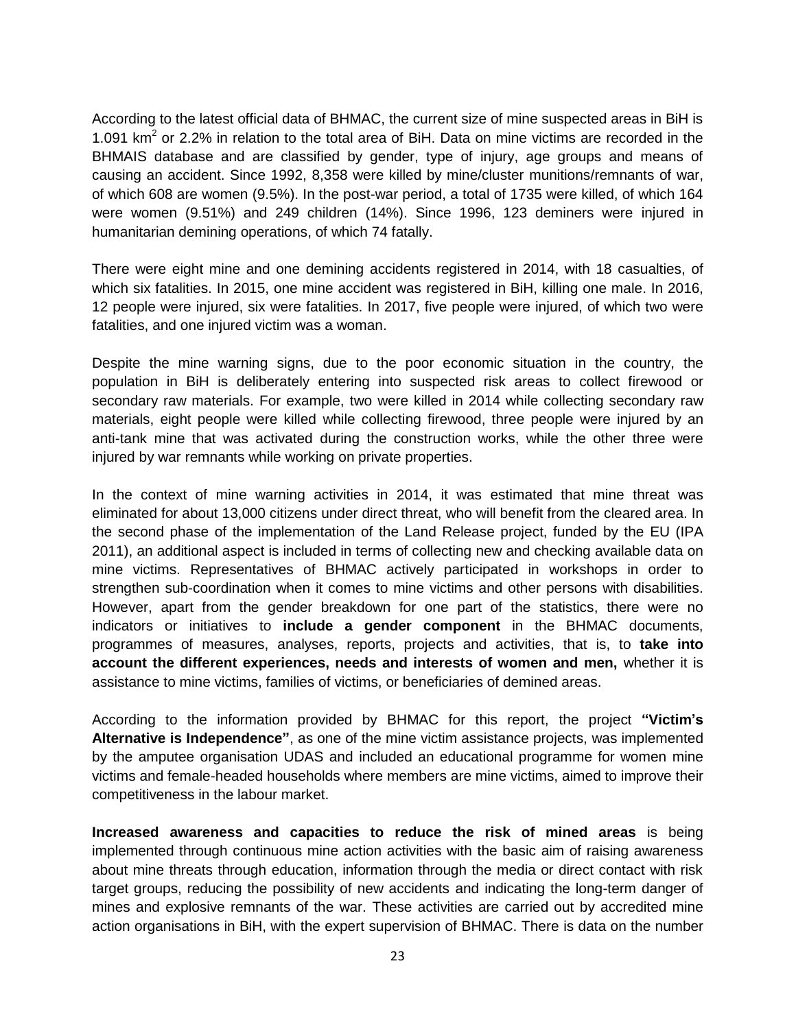According to the latest official data of BHMAC, the current size of mine suspected areas in BiH is 1.091 $km^2$ or 2.2% in relation to the total area of BiH. Data on mine victims are recorded in the BHMAIS database and are classified by gender, type of injury, age groups and means of causing an accident. Since 1992, 8,358 were killed by mine/cluster munitions/remnants of war, of which 608 are women (9.5%). In the post-war period, a total of 1735 were killed, of which 164 were women (9.51%) and 249 children (14%). Since 1996, 123 deminers were injured in humanitarian demining operations, of which 74 fatally.

There were eight mine and one demining accidents registered in 2014, with 18 casualties, of which six fatalities. In 2015, one mine accident was registered in BiH, killing one male. In 2016, 12 people were injured, six were fatalities. In 2017, five people were injured, of which two were fatalities, and one injured victim was a woman.

Despite the mine warning signs, due to the poor economic situation in the country, the population in BiH is deliberately entering into suspected risk areas to collect firewood or secondary raw materials. For example, two were killed in 2014 while collecting secondary raw materials, eight people were killed while collecting firewood, three people were injured by an anti-tank mine that was activated during the construction works, while the other three were injured by war remnants while working on private properties.

In the context of mine warning activities in 2014, it was estimated that mine threat was eliminated for about 13,000 citizens under direct threat, who will benefit from the cleared area. In the second phase of the implementation of the Land Release project, funded by the EU (IPA 2011), an additional aspect is included in terms of collecting new and checking available data on mine victims. Representatives of BHMAC actively participated in workshops in order to strengthen sub-coordination when it comes to mine victims and other persons with disabilities. However, apart from the gender breakdown for one part of the statistics, there were no indicators or initiatives to **include a gender component** in the BHMAC documents, programmes of measures, analyses, reports, projects and activities, that is, to **take into account the different experiences, needs and interests of women and men,** whether it is assistance to mine victims, families of victims, or beneficiaries of demined areas.

According to the information provided by BHMAC for this report, the project **"Victim's Alternative is Independence"**, as one of the mine victim assistance projects, was implemented by the amputee organisation UDAS and included an educational programme for women mine victims and female-headed households where members are mine victims, aimed to improve their competitiveness in the labour market.

**Increased awareness and capacities to reduce the risk of mined areas** is being implemented through continuous mine action activities with the basic aim of raising awareness about mine threats through education, information through the media or direct contact with risk target groups, reducing the possibility of new accidents and indicating the long-term danger of mines and explosive remnants of the war. These activities are carried out by accredited mine action organisations in BiH, with the expert supervision of BHMAC. There is data on the number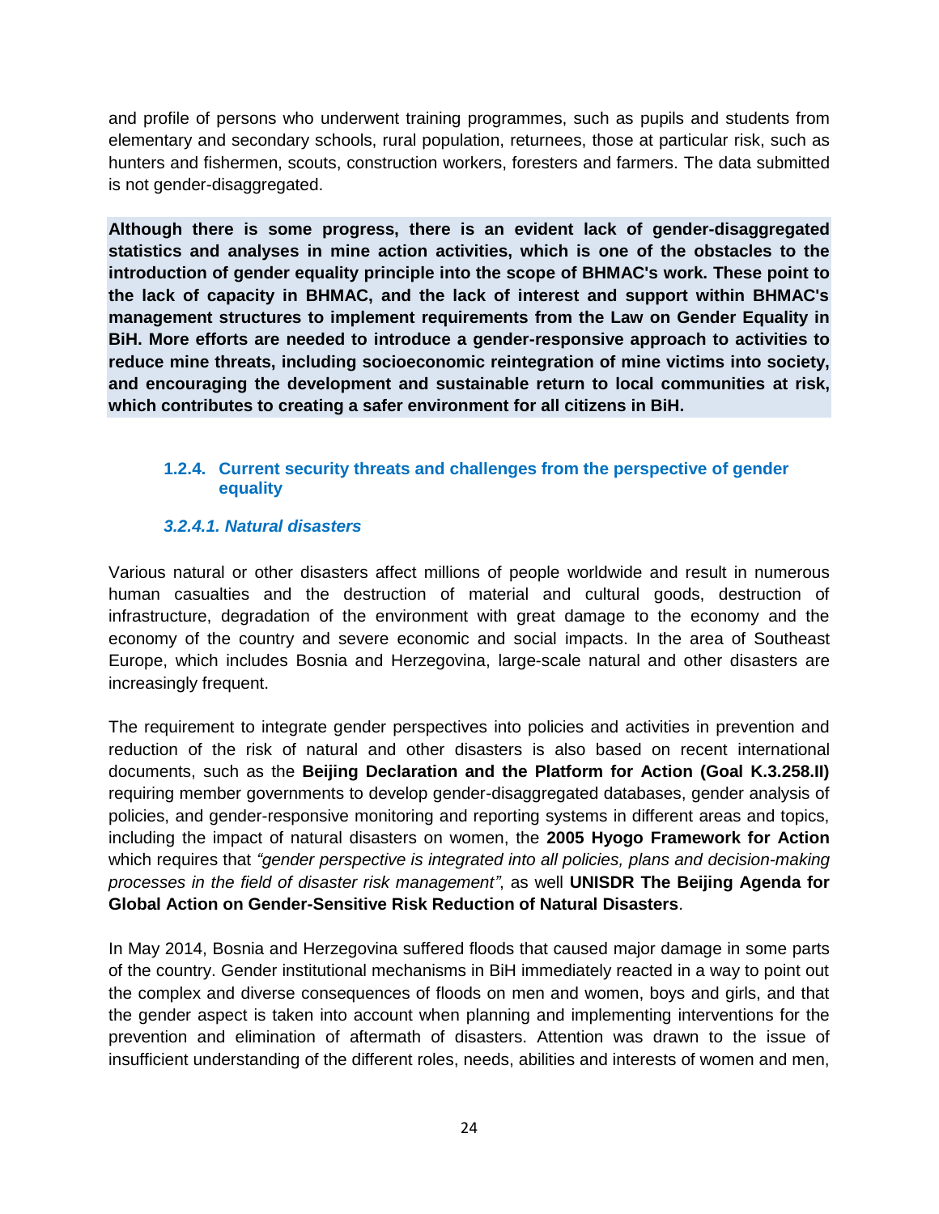and profile of persons who underwent training programmes, such as pupils and students from elementary and secondary schools, rural population, returnees, those at particular risk, such as hunters and fishermen, scouts, construction workers, foresters and farmers. The data submitted is not gender-disaggregated.

**Although there is some progress, there is an evident lack of gender-disaggregated statistics and analyses in mine action activities, which is one of the obstacles to the introduction of gender equality principle into the scope of BHMAC's work. These point to the lack of capacity in BHMAC, and the lack of interest and support within BHMAC's management structures to implement requirements from the Law on Gender Equality in BiH. More efforts are needed to introduce a gender-responsive approach to activities to reduce mine threats, including socioeconomic reintegration of mine victims into society, and encouraging the development and sustainable return to local communities at risk, which contributes to creating a safer environment for all citizens in BiH.**

### 1.2.4. Current security threats and challenges from the perspective of gender equality

#### *3.2.4.1. Natural disasters*

Various natural or other disasters affect millions of people worldwide and result in numerous human casualties and the destruction of material and cultural goods, destruction of infrastructure, degradation of the environment with great damage to the economy and the economy of the country and severe economic and social impacts. In the area of Southeast Europe, which includes Bosnia and Herzegovina, large-scale natural and other disasters are increasingly frequent.

The requirement to integrate gender perspectives into policies and activities in prevention and reduction of the risk of natural and other disasters is also based on recent international documents, such as the **Beijing Declaration and the Platform for Action (Goal K.3.258.II)** requiring member governments to develop gender-disaggregated databases, gender analysis of policies, and gender-responsive monitoring and reporting systems in different areas and topics, including the impact of natural disasters on women, the **2005 Hyogo Framework for Action** which requires that *"gender perspective is integrated into all policies, plans and decision-making processes in the field of disaster risk management"*, as well **UNISDR The Beijing Agenda for Global Action on Gender-Sensitive Risk Reduction of Natural Disasters**.

In May 2014, Bosnia and Herzegovina suffered floods that caused major damage in some parts of the country. Gender institutional mechanisms in BiH immediately reacted in a way to point out the complex and diverse consequences of floods on men and women, boys and girls, and that the gender aspect is taken into account when planning and implementing interventions for the prevention and elimination of aftermath of disasters. Attention was drawn to the issue of insufficient understanding of the different roles, needs, abilities and interests of women and men,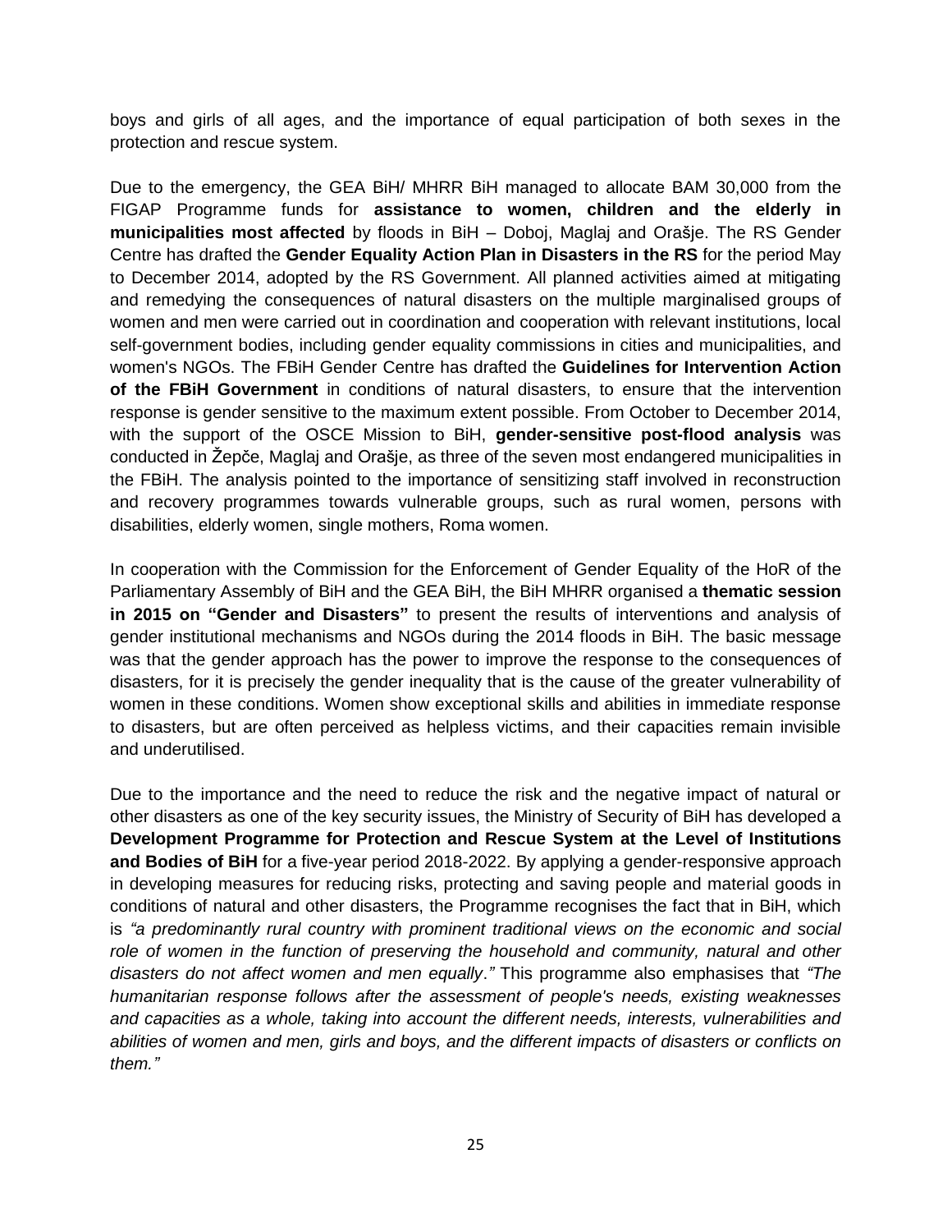boys and girls of all ages, and the importance of equal participation of both sexes in the protection and rescue system.

Due to the emergency, the GEA BiH/ MHRR BiH managed to allocate BAM 30,000 from the FIGAP Programme funds for **assistance to women, children and the elderly in municipalities most affected** by floods in BiH – Doboj, Maglaj and Orašje. The RS Gender Centre has drafted the **Gender Equality Action Plan in Disasters in the RS** for the period May to December 2014, adopted by the RS Government. All planned activities aimed at mitigating and remedying the consequences of natural disasters on the multiple marginalised groups of women and men were carried out in coordination and cooperation with relevant institutions, local self-government bodies, including gender equality commissions in cities and municipalities, and women's NGOs. The FBiH Gender Centre has drafted the **Guidelines for Intervention Action of the FBiH Government** in conditions of natural disasters, to ensure that the intervention response is gender sensitive to the maximum extent possible. From October to December 2014, with the support of the OSCE Mission to BiH, **gender-sensitive post-flood analysis** was conducted in Žepče, Maglaj and Orašje, as three of the seven most endangered municipalities in the FBiH. The analysis pointed to the importance of sensitizing staff involved in reconstruction and recovery programmes towards vulnerable groups, such as rural women, persons with disabilities, elderly women, single mothers, Roma women.

In cooperation with the Commission for the Enforcement of Gender Equality of the HoR of the Parliamentary Assembly of BiH and the GEA BiH, the BiH MHRR organised a **thematic session in 2015 on "Gender and Disasters"** to present the results of interventions and analysis of gender institutional mechanisms and NGOs during the 2014 floods in BiH. The basic message was that the gender approach has the power to improve the response to the consequences of disasters, for it is precisely the gender inequality that is the cause of the greater vulnerability of women in these conditions. Women show exceptional skills and abilities in immediate response to disasters, but are often perceived as helpless victims, and their capacities remain invisible and underutilised.

Due to the importance and the need to reduce the risk and the negative impact of natural or other disasters as one of the key security issues, the Ministry of Security of BiH has developed a **Development Programme for Protection and Rescue System at the Level of Institutions and Bodies of BiH** for a five-year period 2018-2022. By applying a gender-responsive approach in developing measures for reducing risks, protecting and saving people and material goods in conditions of natural and other disasters, the Programme recognises the fact that in BiH, which is *"a predominantly rural country with prominent traditional views on the economic and social role of women in the function of preserving the household and community, natural and other disasters do not affect women and men equally."* This programme also emphasises that *"The humanitarian response follows after the assessment of people's needs, existing weaknesses and capacities as a whole, taking into account the different needs, interests, vulnerabilities and abilities of women and men, girls and boys, and the different impacts of disasters or conflicts on them."*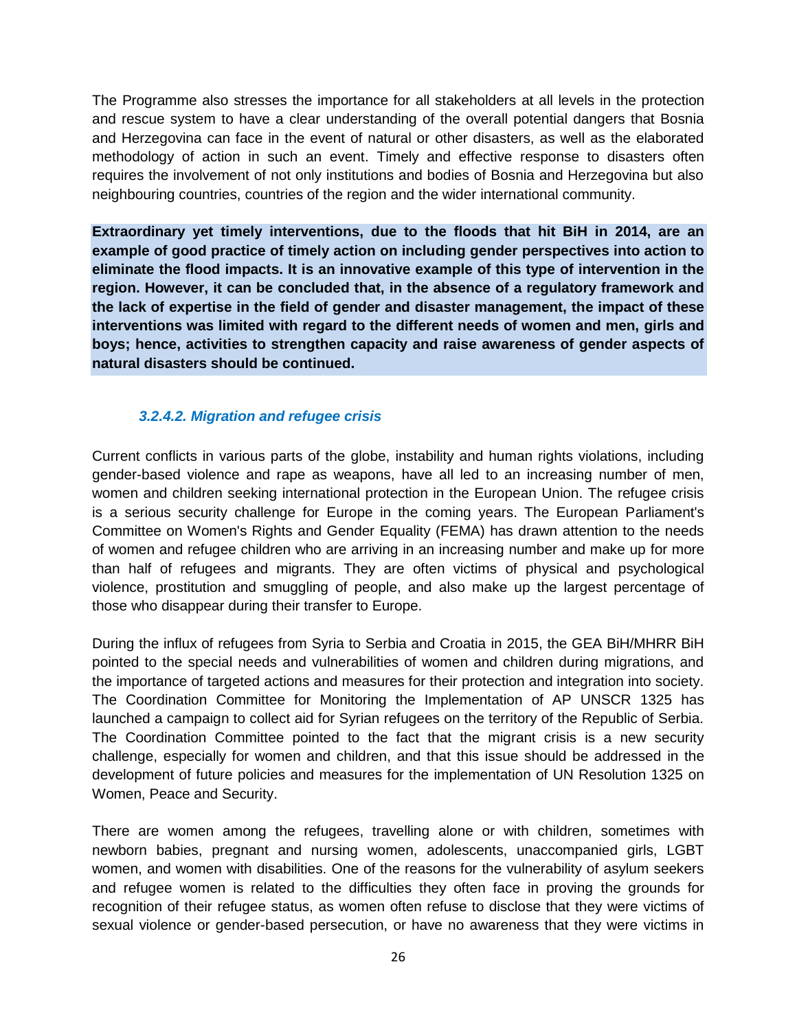The Programme also stresses the importance for all stakeholders at all levels in the protection and rescue system to have a clear understanding of the overall potential dangers that Bosnia and Herzegovina can face in the event of natural or other disasters, as well as the elaborated methodology of action in such an event. Timely and effective response to disasters often requires the involvement of not only institutions and bodies of Bosnia and Herzegovina but also neighbouring countries, countries of the region and the wider international community.

**Extraordinary yet timely interventions, due to the floods that hit BiH in 2014, are an example of good practice of timely action on including gender perspectives into action to eliminate the flood impacts. It is an innovative example of this type of intervention in the region. However, it can be concluded that, in the absence of a regulatory framework and the lack of expertise in the field of gender and disaster management, the impact of these interventions was limited with regard to the different needs of women and men, girls and boys; hence, activities to strengthen capacity and raise awareness of gender aspects of natural disasters should be continued.**

#### *3.2.4.2. Migration and refugee crisis*

Current conflicts in various parts of the globe, instability and human rights violations, including gender-based violence and rape as weapons, have all led to an increasing number of men, women and children seeking international protection in the European Union. The refugee crisis is a serious security challenge for Europe in the coming years. The European Parliament's Committee on Women's Rights and Gender Equality (FEMA) has drawn attention to the needs of women and refugee children who are arriving in an increasing number and make up for more than half of refugees and migrants. They are often victims of physical and psychological violence, prostitution and smuggling of people, and also make up the largest percentage of those who disappear during their transfer to Europe.

During the influx of refugees from Syria to Serbia and Croatia in 2015, the GEA BiH/MHRR BiH pointed to the special needs and vulnerabilities of women and children during migrations, and the importance of targeted actions and measures for their protection and integration into society. The Coordination Committee for Monitoring the Implementation of AP UNSCR 1325 has launched a campaign to collect aid for Syrian refugees on the territory of the Republic of Serbia. The Coordination Committee pointed to the fact that the migrant crisis is a new security challenge, especially for women and children, and that this issue should be addressed in the development of future policies and measures for the implementation of UN Resolution 1325 on Women, Peace and Security.

There are women among the refugees, travelling alone or with children, sometimes with newborn babies, pregnant and nursing women, adolescents, unaccompanied girls, LGBT women, and women with disabilities. One of the reasons for the vulnerability of asylum seekers and refugee women is related to the difficulties they often face in proving the grounds for recognition of their refugee status, as women often refuse to disclose that they were victims of sexual violence or gender-based persecution, or have no awareness that they were victims in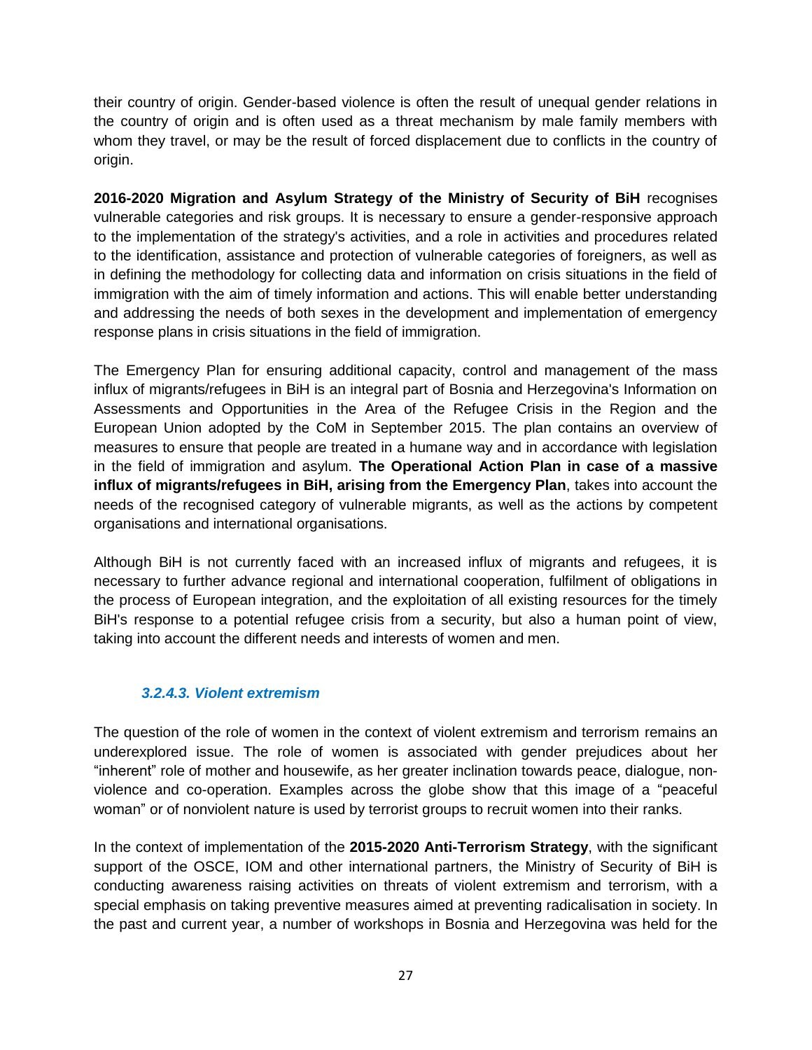their country of origin. Gender-based violence is often the result of unequal gender relations in the country of origin and is often used as a threat mechanism by male family members with whom they travel, or may be the result of forced displacement due to conflicts in the country of origin.

**2016-2020 Migration and Asylum Strategy of the Ministry of Security of BiH** recognises vulnerable categories and risk groups. It is necessary to ensure a gender-responsive approach to the implementation of the strategy's activities, and a role in activities and procedures related to the identification, assistance and protection of vulnerable categories of foreigners, as well as in defining the methodology for collecting data and information on crisis situations in the field of immigration with the aim of timely information and actions. This will enable better understanding and addressing the needs of both sexes in the development and implementation of emergency response plans in crisis situations in the field of immigration.

The Emergency Plan for ensuring additional capacity, control and management of the mass influx of migrants/refugees in BiH is an integral part of Bosnia and Herzegovina's Information on Assessments and Opportunities in the Area of the Refugee Crisis in the Region and the European Union adopted by the CoM in September 2015. The plan contains an overview of measures to ensure that people are treated in a humane way and in accordance with legislation in the field of immigration and asylum. **The Operational Action Plan in case of a massive influx of migrants/refugees in BiH, arising from the Emergency Plan**, takes into account the needs of the recognised category of vulnerable migrants, as well as the actions by competent organisations and international organisations.

Although BiH is not currently faced with an increased influx of migrants and refugees, it is necessary to further advance regional and international cooperation, fulfilment of obligations in the process of European integration, and the exploitation of all existing resources for the timely BiH's response to a potential refugee crisis from a security, but also a human point of view, taking into account the different needs and interests of women and men.

#### *3.2.4.3. Violent extremism*

The question of the role of women in the context of violent extremism and terrorism remains an underexplored issue. The role of women is associated with gender prejudices about her "inherent" role of mother and housewife, as her greater inclination towards peace, dialogue, non-violence and co-operation. Examples across the globe show that this image of a "peaceful woman" or of nonviolent nature is used by terrorist groups to recruit women into their ranks.

In the context of implementation of the **2015-2020 Anti-Terrorism Strategy**, with the significant support of the OSCE, IOM and other international partners, the Ministry of Security of BiH is conducting awareness raising activities on threats of violent extremism and terrorism, with a special emphasis on taking preventive measures aimed at preventing radicalisation in society. In the past and current year, a number of workshops in Bosnia and Herzegovina was held for the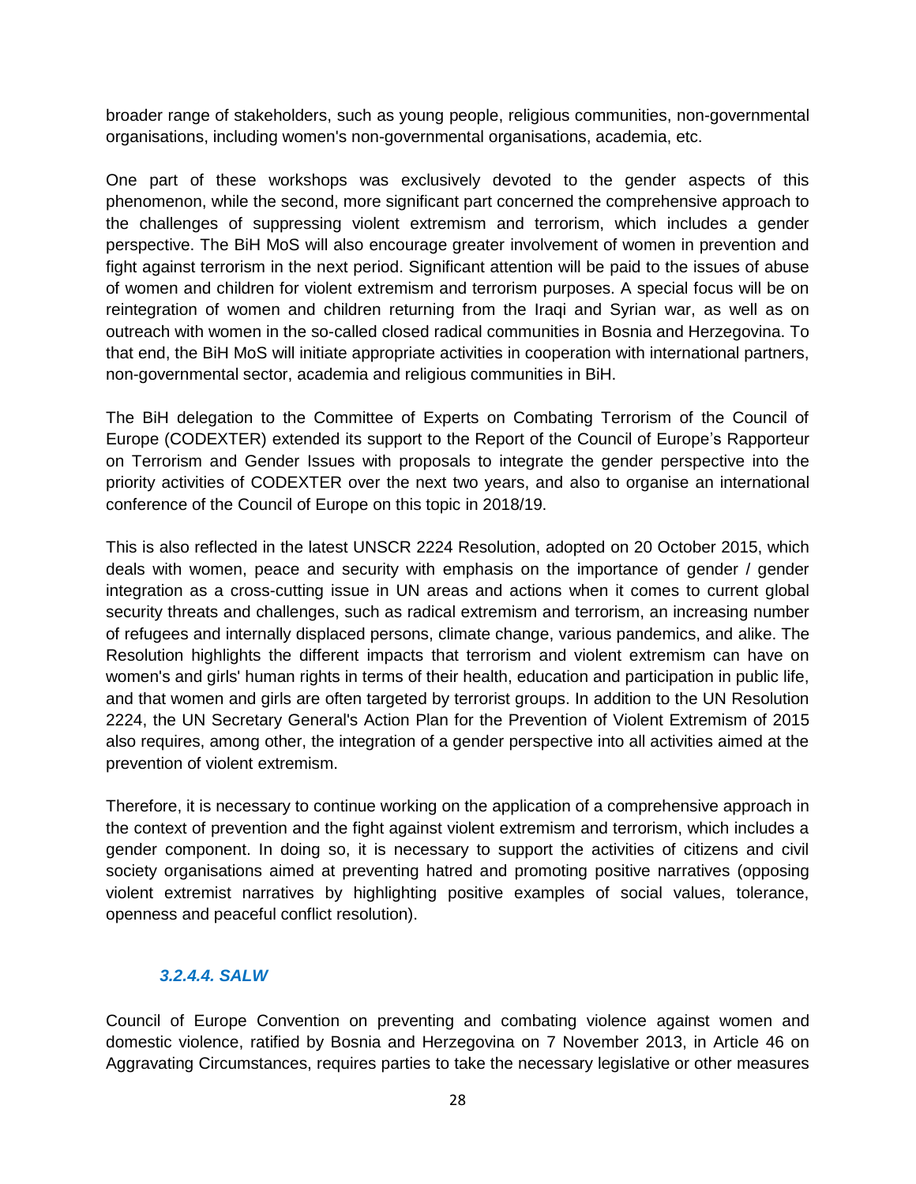broader range of stakeholders, such as young people, religious communities, non-governmental organisations, including women's non-governmental organisations, academia, etc.

One part of these workshops was exclusively devoted to the gender aspects of this phenomenon, while the second, more significant part concerned the comprehensive approach to the challenges of suppressing violent extremism and terrorism, which includes a gender perspective. The BiH MoS will also encourage greater involvement of women in prevention and fight against terrorism in the next period. Significant attention will be paid to the issues of abuse of women and children for violent extremism and terrorism purposes. A special focus will be on reintegration of women and children returning from the Iraqi and Syrian war, as well as on outreach with women in the so-called closed radical communities in Bosnia and Herzegovina. To that end, the BiH MoS will initiate appropriate activities in cooperation with international partners, non-governmental sector, academia and religious communities in BiH.

The BiH delegation to the Committee of Experts on Combating Terrorism of the Council of Europe (CODEXTER) extended its support to the Report of the Council of Europe's Rapporteur on Terrorism and Gender Issues with proposals to integrate the gender perspective into the priority activities of CODEXTER over the next two years, and also to organise an international conference of the Council of Europe on this topic in 2018/19.

This is also reflected in the latest UNSCR 2224 Resolution, adopted on 20 October 2015, which deals with women, peace and security with emphasis on the importance of gender / gender integration as a cross-cutting issue in UN areas and actions when it comes to current global security threats and challenges, such as radical extremism and terrorism, an increasing number of refugees and internally displaced persons, climate change, various pandemics, and alike. The Resolution highlights the different impacts that terrorism and violent extremism can have on women's and girls' human rights in terms of their health, education and participation in public life, and that women and girls are often targeted by terrorist groups. In addition to the UN Resolution 2224, the UN Secretary General's Action Plan for the Prevention of Violent Extremism of 2015 also requires, among other, the integration of a gender perspective into all activities aimed at the prevention of violent extremism.

Therefore, it is necessary to continue working on the application of a comprehensive approach in the context of prevention and the fight against violent extremism and terrorism, which includes a gender component. In doing so, it is necessary to support the activities of citizens and civil society organisations aimed at preventing hatred and promoting positive narratives (opposing violent extremist narratives by highlighting positive examples of social values, tolerance, openness and peaceful conflict resolution).

#### *3.2.4.4. SALW*

Council of Europe Convention on preventing and combating violence against women and domestic violence, ratified by Bosnia and Herzegovina on 7 November 2013, in Article 46 on Aggravating Circumstances, requires parties to take the necessary legislative or other measures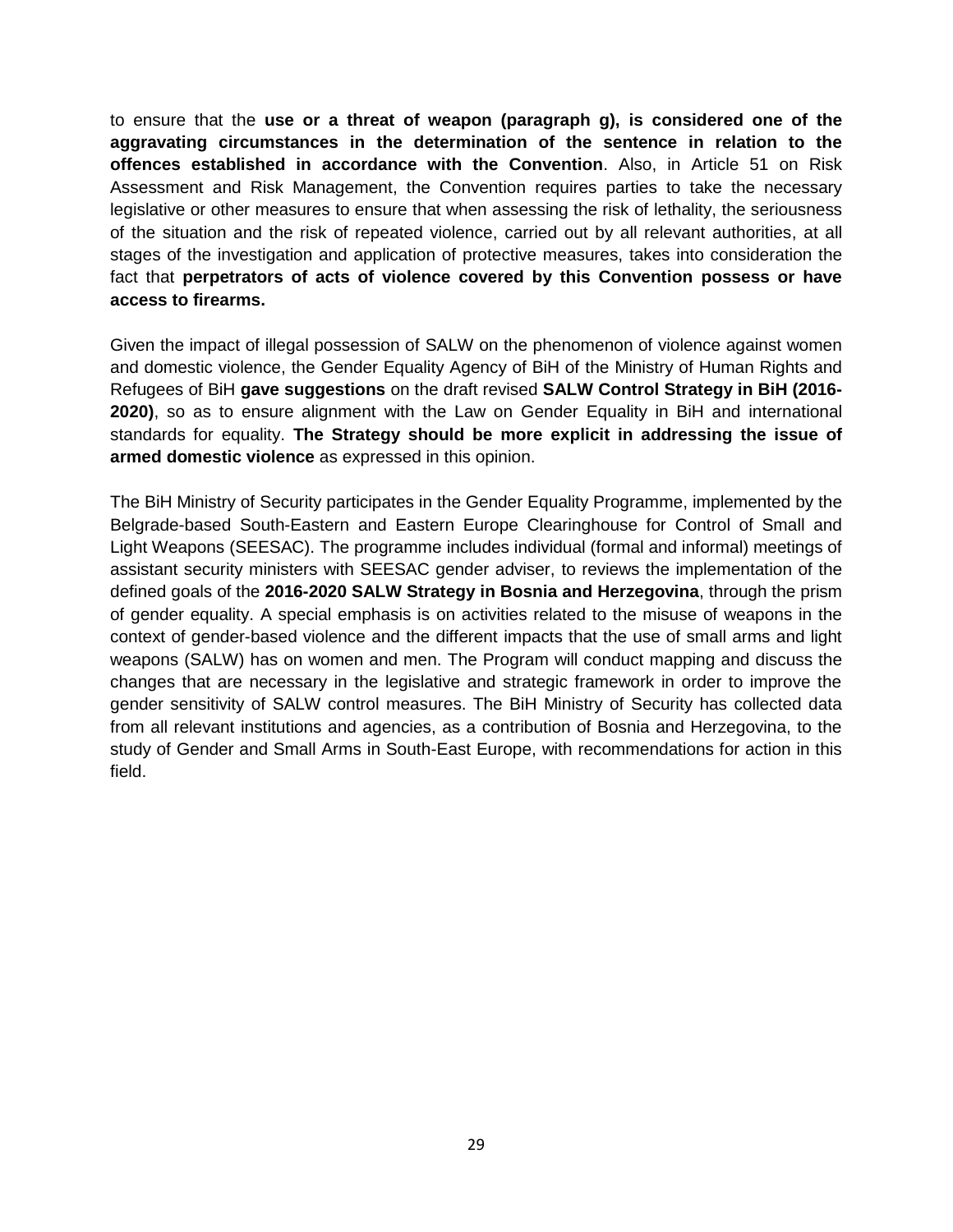to ensure that the **use or a threat of weapon (paragraph g), is considered one of the aggravating circumstances in the determination of the sentence in relation to the offences established in accordance with the Convention**. Also, in Article 51 on Risk Assessment and Risk Management, the Convention requires parties to take the necessary legislative or other measures to ensure that when assessing the risk of lethality, the seriousness of the situation and the risk of repeated violence, carried out by all relevant authorities, at all stages of the investigation and application of protective measures, takes into consideration the fact that **perpetrators of acts of violence covered by this Convention possess or have access to firearms.**

Given the impact of illegal possession of SALW on the phenomenon of violence against women and domestic violence, the Gender Equality Agency of BiH of the Ministry of Human Rights and Refugees of BiH **gave suggestions** on the draft revised **SALW Control Strategy in BiH (2016-2020)**, so as to ensure alignment with the Law on Gender Equality in BiH and international standards for equality. **The Strategy should be more explicit in addressing the issue of armed domestic violence** as expressed in this opinion.

The BiH Ministry of Security participates in the Gender Equality Programme, implemented by the Belgrade-based South-Eastern and Eastern Europe Clearinghouse for Control of Small and Light Weapons (SEESAC). The programme includes individual (formal and informal) meetings of assistant security ministers with SEESAC gender adviser, to reviews the implementation of the defined goals of the **2016-2020 SALW Strategy in Bosnia and Herzegovina**, through the prism of gender equality. A special emphasis is on activities related to the misuse of weapons in the context of gender-based violence and the different impacts that the use of small arms and light weapons (SALW) has on women and men. The Program will conduct mapping and discuss the changes that are necessary in the legislative and strategic framework in order to improve the gender sensitivity of SALW control measures. The BiH Ministry of Security has collected data from all relevant institutions and agencies, as a contribution of Bosnia and Herzegovina, to the study of Gender and Small Arms in South-East Europe, with recommendations for action in this field.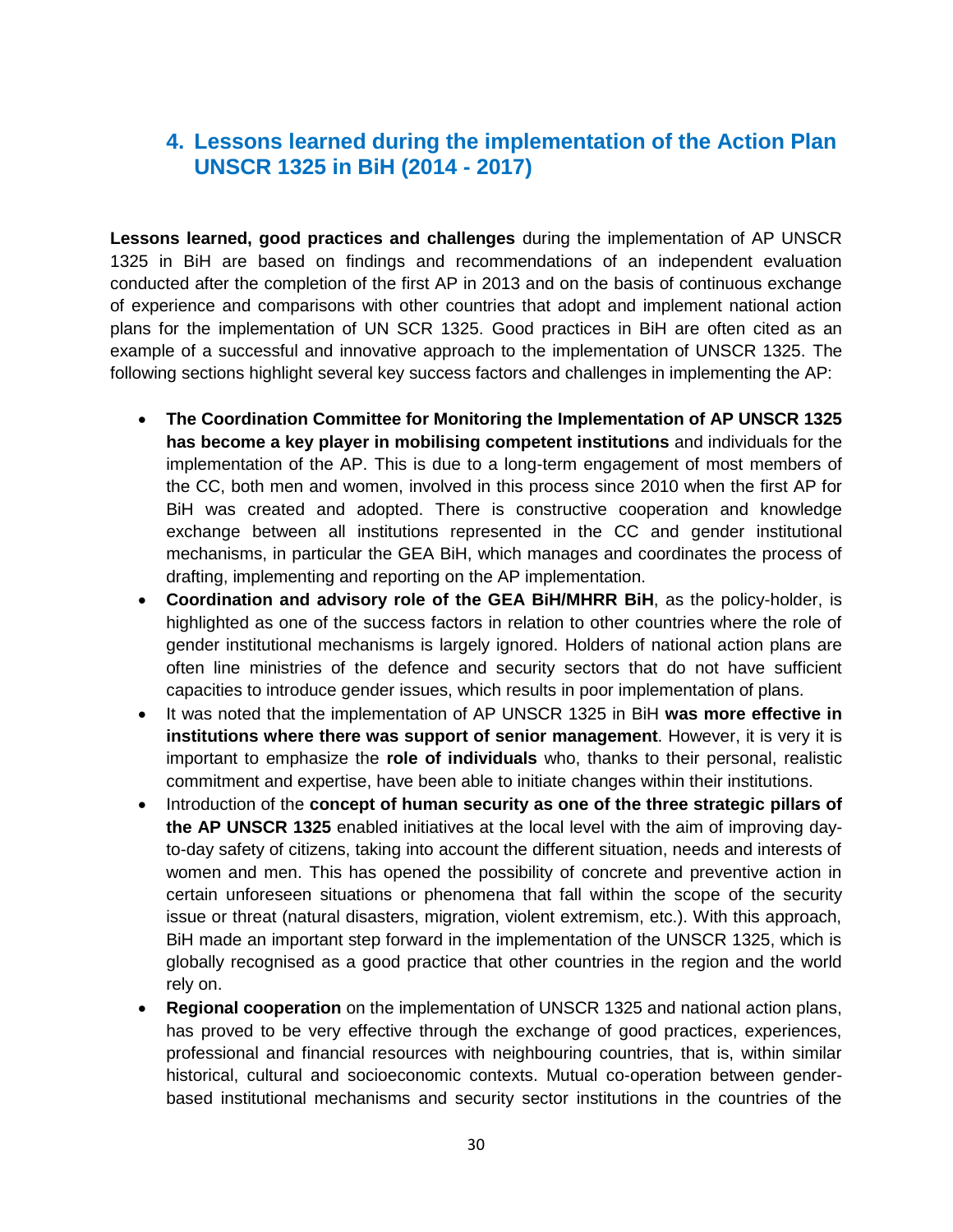## 4. Lessons learned during the implementation of the Action Plan UNSCR 1325 in BiH (2014 - 2017)

**Lessons learned, good practices and challenges** during the implementation of AP UNSCR 1325 in BiH are based on findings and recommendations of an independent evaluation conducted after the completion of the first AP in 2013 and on the basis of continuous exchange of experience and comparisons with other countries that adopt and implement national action plans for the implementation of UN SCR 1325. Good practices in BiH are often cited as an example of a successful and innovative approach to the implementation of UNSCR 1325. The following sections highlight several key success factors and challenges in implementing the AP:

- **The Coordination Committee for Monitoring the Implementation of AP UNSCR 1325 has become a key player in mobilising competent institutions** and individuals for the implementation of the AP. This is due to a long-term engagement of most members of the CC, both men and women, involved in this process since 2010 when the first AP for BiH was created and adopted. There is constructive cooperation and knowledge exchange between all institutions represented in the CC and gender institutional mechanisms, in particular the GEA BiH, which manages and coordinates the process of drafting, implementing and reporting on the AP implementation.
- **Coordination and advisory role of the GEA BiH/MHRR BiH**, as the policy-holder, is highlighted as one of the success factors in relation to other countries where the role of gender institutional mechanisms is largely ignored. Holders of national action plans are often line ministries of the defence and security sectors that do not have sufficient capacities to introduce gender issues, which results in poor implementation of plans.
- It was noted that the implementation of AP UNSCR 1325 in BiH **was more effective in institutions where there was support of senior management**. However, it is very it is important to emphasize the **role of individuals** who, thanks to their personal, realistic commitment and expertise, have been able to initiate changes within their institutions.
- Introduction of the **concept of human security as one of the three strategic pillars of the AP UNSCR 1325** enabled initiatives at the local level with the aim of improving day-to-day safety of citizens, taking into account the different situation, needs and interests of women and men. This has opened the possibility of concrete and preventive action in certain unforeseen situations or phenomena that fall within the scope of the security issue or threat (natural disasters, migration, violent extremism, etc.). With this approach, BiH made an important step forward in the implementation of the UNSCR 1325, which is globally recognised as a good practice that other countries in the region and the world rely on.
- **Regional cooperation** on the implementation of UNSCR 1325 and national action plans, has proved to be very effective through the exchange of good practices, experiences, professional and financial resources with neighbouring countries, that is, within similar historical, cultural and socioeconomic contexts. Mutual co-operation between gender-based institutional mechanisms and security sector institutions in the countries of the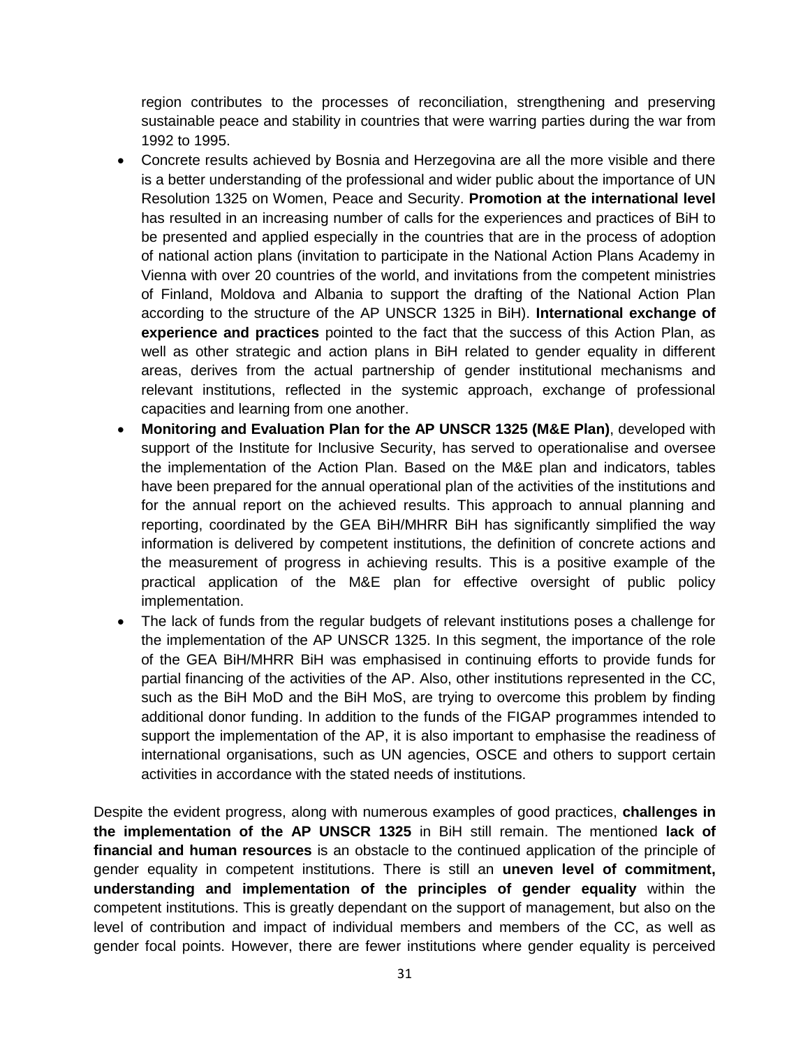region contributes to the processes of reconciliation, strengthening and preserving sustainable peace and stability in countries that were warring parties during the war from 1992 to 1995.

- Concrete results achieved by Bosnia and Herzegovina are all the more visible and there is a better understanding of the professional and wider public about the importance of UN Resolution 1325 on Women, Peace and Security. **Promotion at the international level** has resulted in an increasing number of calls for the experiences and practices of BiH to be presented and applied especially in the countries that are in the process of adoption of national action plans (invitation to participate in the National Action Plans Academy in Vienna with over 20 countries of the world, and invitations from the competent ministries of Finland, Moldova and Albania to support the drafting of the National Action Plan according to the structure of the AP UNSCR 1325 in BiH). **International exchange of experience and practices** pointed to the fact that the success of this Action Plan, as well as other strategic and action plans in BiH related to gender equality in different areas, derives from the actual partnership of gender institutional mechanisms and relevant institutions, reflected in the systemic approach, exchange of professional capacities and learning from one another.
- **Monitoring and Evaluation Plan for the AP UNSCR 1325 (M&E Plan)**, developed with support of the Institute for Inclusive Security, has served to operationalise and oversee the implementation of the Action Plan. Based on the M&E plan and indicators, tables have been prepared for the annual operational plan of the activities of the institutions and for the annual report on the achieved results. This approach to annual planning and reporting, coordinated by the GEA BiH/MHRR BiH has significantly simplified the way information is delivered by competent institutions, the definition of concrete actions and the measurement of progress in achieving results. This is a positive example of the practical application of the M&E plan for effective oversight of public policy implementation.
- The lack of funds from the regular budgets of relevant institutions poses a challenge for the implementation of the AP UNSCR 1325. In this segment, the importance of the role of the GEA BiH/MHRR BiH was emphasised in continuing efforts to provide funds for partial financing of the activities of the AP. Also, other institutions represented in the CC, such as the BiH MoD and the BiH MoS, are trying to overcome this problem by finding additional donor funding. In addition to the funds of the FIGAP programmes intended to support the implementation of the AP, it is also important to emphasise the readiness of international organisations, such as UN agencies, OSCE and others to support certain activities in accordance with the stated needs of institutions.

Despite the evident progress, along with numerous examples of good practices, **challenges in the implementation of the AP UNSCR 1325** in BiH still remain. The mentioned **lack of financial and human resources** is an obstacle to the continued application of the principle of gender equality in competent institutions. There is still an **uneven level of commitment, understanding and implementation of the principles of gender equality** within the competent institutions. This is greatly dependant on the support of management, but also on the level of contribution and impact of individual members and members of the CC, as well as gender focal points. However, there are fewer institutions where gender equality is perceived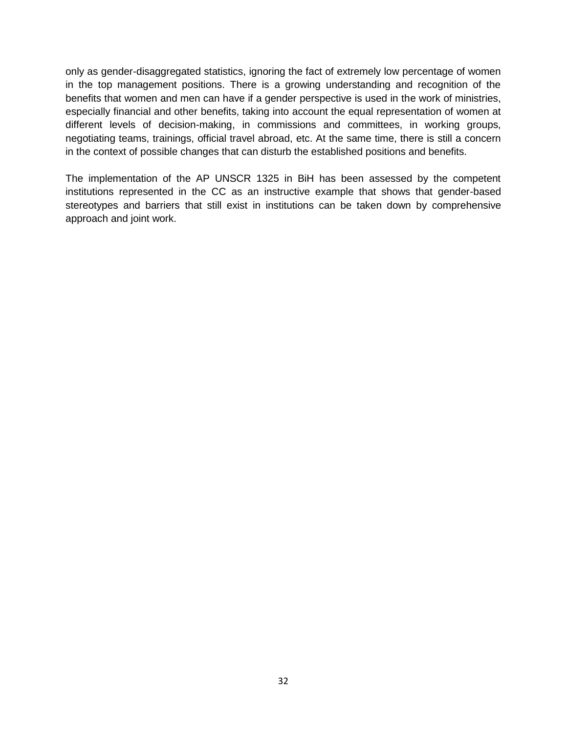only as gender-disaggregated statistics, ignoring the fact of extremely low percentage of women in the top management positions. There is a growing understanding and recognition of the benefits that women and men can have if a gender perspective is used in the work of ministries, especially financial and other benefits, taking into account the equal representation of women at different levels of decision-making, in commissions and committees, in working groups, negotiating teams, trainings, official travel abroad, etc. At the same time, there is still a concern in the context of possible changes that can disturb the established positions and benefits.

The implementation of the AP UNSCR 1325 in BiH has been assessed by the competent institutions represented in the CC as an instructive example that shows that gender-based stereotypes and barriers that still exist in institutions can be taken down by comprehensive approach and joint work.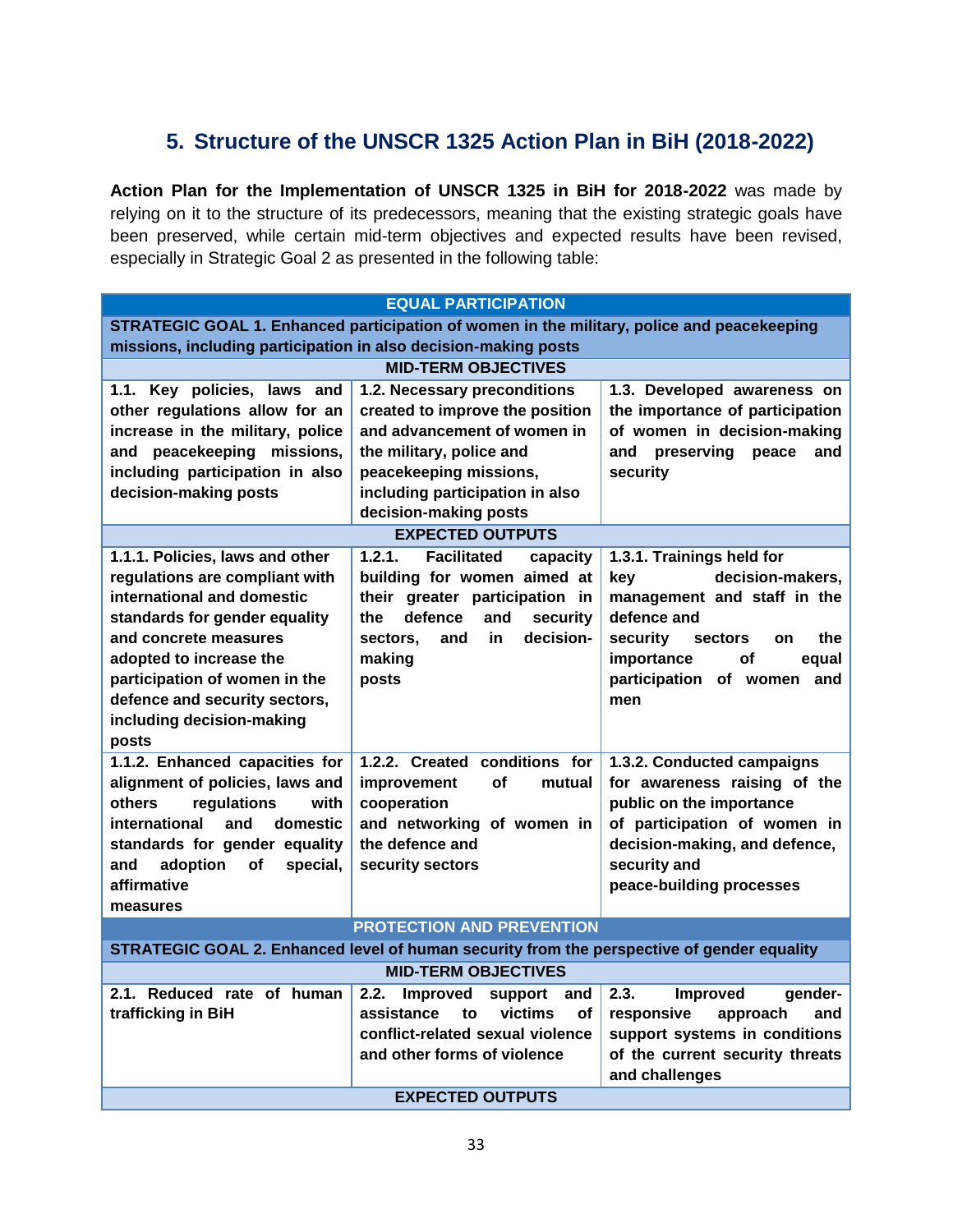## 5. Structure of the UNSCR 1325 Action Plan in BiH (2018-2022)

**Action Plan for the Implementation of UNSCR 1325 in BiH for 2018-2022** was made by relying on it to the structure of its predecessors, meaning that the existing strategic goals have been preserved, while certain mid-term objectives and expected results have been revised, especially in Strategic Goal 2 as presented in the following table:

| EQUAL PARTICIPATION | | |
|---|---|---|
| **STRATEGIC GOAL 1. Enhanced participation of women in the military, police and peacekeeping missions, including participation in also decision-making posts** | | |
| **MID-TERM OBJECTIVES** | | |
| **1.1. Key policies, laws and other regulations allow for an increase in the military, police and peacekeeping missions, including participation in also decision-making posts** | **1.2. Necessary preconditions created to improve the position and advancement of women in the military, police and peacekeeping missions, including participation in also decision-making posts** | **1.3. Developed awareness on the importance of participation of women in decision-making and preserving peace and security** |
| **EXPECTED OUTPUTS** | | |
| **1.1.1. Policies, laws and other regulations are compliant with international and domestic standards for gender equality and concrete measures adopted to increase the participation of women in the defence and security sectors, including decision-making posts** | **1.2.1. Facilitated capacity building for women aimed at their greater participation in the defence and security sectors, and in decision-making posts** | **1.3.1. Trainings held for key decision-makers, management and staff in the defence and security sectors on the importance of equal participation of women and men** |
| **1.1.2. Enhanced capacities for alignment of policies, laws and others regulations with international and domestic standards for gender equality and adoption of special, affirmative measures** | **1.2.2. Created conditions for improvement of mutual cooperation and networking of women in the defence and security sectors** | **1.3.2. Conducted campaigns for awareness raising of the public on the importance of participation of women in decision-making, and defence, security and peace-building processes** |
| **PROTECTION AND PREVENTION** | | |
| **STRATEGIC GOAL 2. Enhanced level of human security from the perspective of gender equality** | | |
| **MID-TERM OBJECTIVES** | | |
| **2.1. Reduced rate of human trafficking in BiH** | **2.2. Improved support and assistance to victims of conflict-related sexual violence and other forms of violence** | **2.3. Improved gender-responsive approach and support systems in conditions of the current security threats and challenges** |
| **EXPECTED OUTPUTS** | | |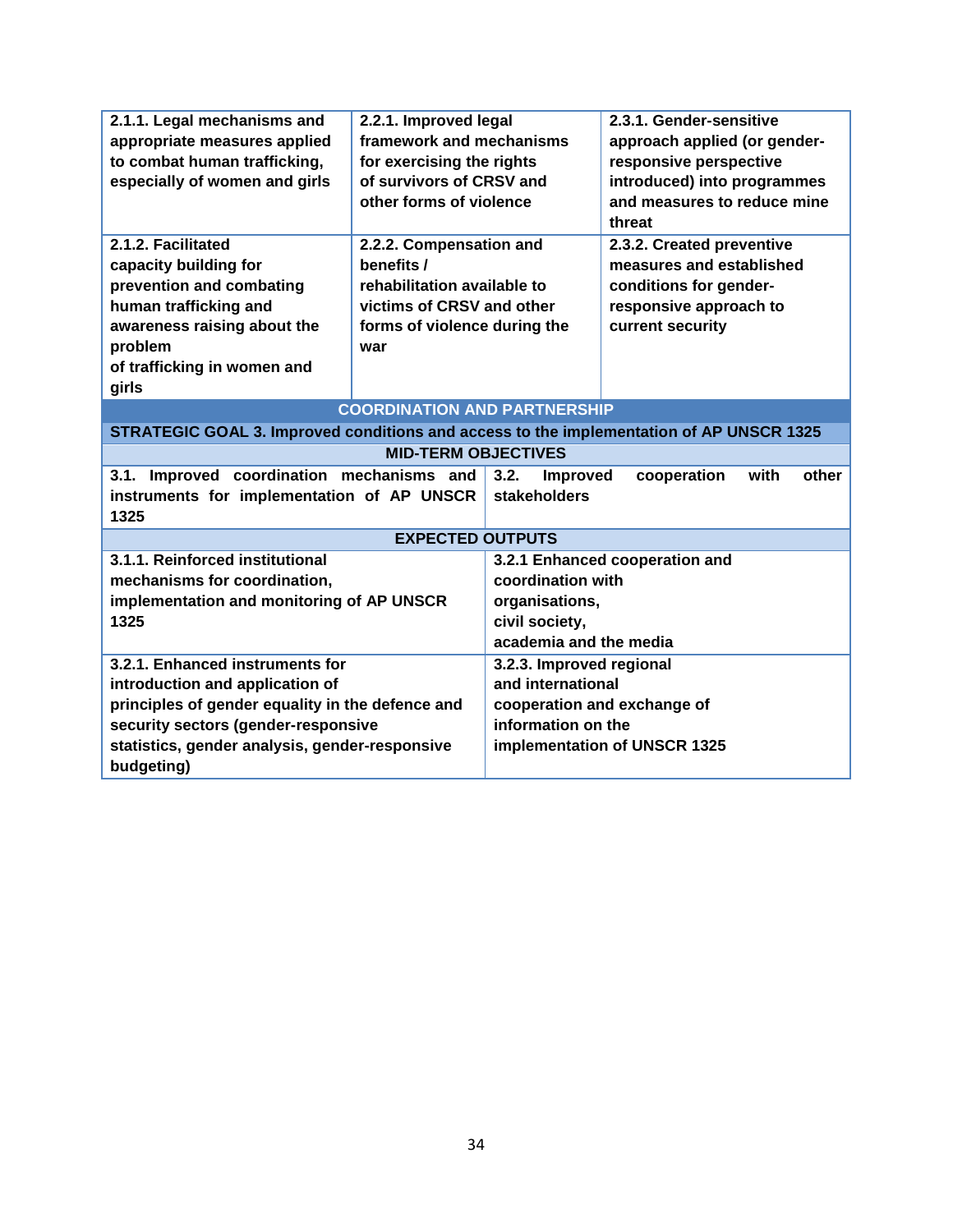| | | |
|---|---|---|
| **2.1.1. Legal mechanisms and appropriate measures applied to combat human trafficking, especially of women and girls** | **2.2.1. Improved legal framework and mechanisms for exercising the rights of survivors of CRSV and other forms of violence** | **2.3.1. Gender-sensitive approach applied (or gender-responsive perspective introduced) into programmes and measures to reduce mine threat** |
| **2.1.2. Facilitated capacity building for prevention and combating human trafficking and awareness raising about the problem of trafficking in women and girls** | **2.2.2. Compensation and benefits / rehabilitation available to victims of CRSV and other forms of violence during the war** | **2.3.2. Created preventive measures and established conditions for gender-responsive approach to current security** |

| COORDINATION AND PARTNERSHIP | |
|---|---|
| **STRATEGIC GOAL 3. Improved conditions and access to the implementation of AP UNSCR 1325** | |
| **MID-TERM OBJECTIVES** | |
| **3.1. Improved coordination mechanisms and instruments for implementation of AP UNSCR 1325** | **3.2. Improved cooperation with other stakeholders** |
| **EXPECTED OUTPUTS** | |
| **3.1.1. Reinforced institutional mechanisms for coordination, implementation and monitoring of AP UNSCR 1325** | **3.2.1 Enhanced cooperation and coordination with organisations, civil society, academia and the media** |
| **3.2.1. Enhanced instruments for introduction and application of principles of gender equality in the defence and security sectors (gender-responsive statistics, gender analysis, gender-responsive budgeting)** | **3.2.3. Improved regional and international cooperation and exchange of information on the implementation of UNSCR 1325** |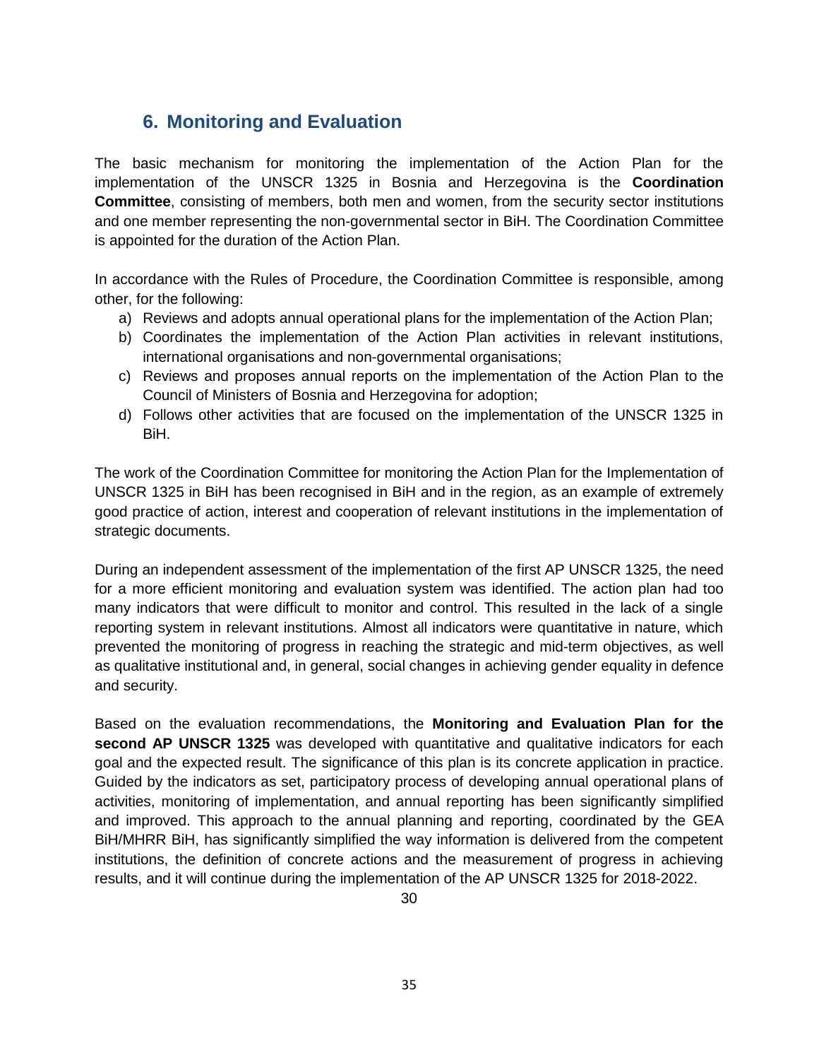## 6. Monitoring and Evaluation

The basic mechanism for monitoring the implementation of the Action Plan for the implementation of the UNSCR 1325 in Bosnia and Herzegovina is the **Coordination Committee**, consisting of members, both men and women, from the security sector institutions and one member representing the non-governmental sector in BiH. The Coordination Committee is appointed for the duration of the Action Plan.

In accordance with the Rules of Procedure, the Coordination Committee is responsible, among other, for the following:

a) Reviews and adopts annual operational plans for the implementation of the Action Plan;
b) Coordinates the implementation of the Action Plan activities in relevant institutions, international organisations and non-governmental organisations;
c) Reviews and proposes annual reports on the implementation of the Action Plan to the Council of Ministers of Bosnia and Herzegovina for adoption;
d) Follows other activities that are focused on the implementation of the UNSCR 1325 in BiH.

The work of the Coordination Committee for monitoring the Action Plan for the Implementation of UNSCR 1325 in BiH has been recognised in BiH and in the region, as an example of extremely good practice of action, interest and cooperation of relevant institutions in the implementation of strategic documents.

During an independent assessment of the implementation of the first AP UNSCR 1325, the need for a more efficient monitoring and evaluation system was identified. The action plan had too many indicators that were difficult to monitor and control. This resulted in the lack of a single reporting system in relevant institutions. Almost all indicators were quantitative in nature, which prevented the monitoring of progress in reaching the strategic and mid-term objectives, as well as qualitative institutional and, in general, social changes in achieving gender equality in defence and security.

Based on the evaluation recommendations, the **Monitoring and Evaluation Plan for the second AP UNSCR 1325** was developed with quantitative and qualitative indicators for each goal and the expected result. The significance of this plan is its concrete application in practice. Guided by the indicators as set, participatory process of developing annual operational plans of activities, monitoring of implementation, and annual reporting has been significantly simplified and improved. This approach to the annual planning and reporting, coordinated by the GEA BiH/MHRR BiH, has significantly simplified the way information is delivered from the competent institutions, the definition of concrete actions and the measurement of progress in achieving results, and it will continue during the implementation of the AP UNSCR 1325 for 2018-2022.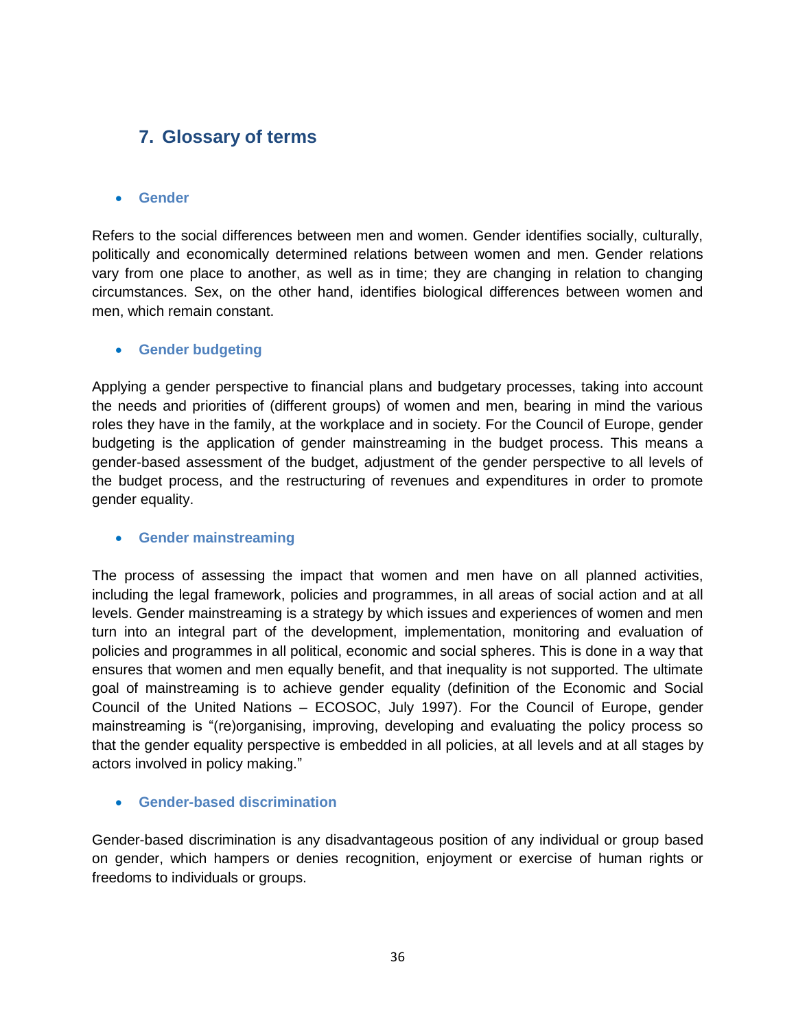## 7. Glossary of terms

- **Gender**

Refers to the social differences between men and women. Gender identifies socially, culturally, politically and economically determined relations between women and men. Gender relations vary from one place to another, as well as in time; they are changing in relation to changing circumstances. Sex, on the other hand, identifies biological differences between women and men, which remain constant.

- **Gender budgeting**

Applying a gender perspective to financial plans and budgetary processes, taking into account the needs and priorities of (different groups) of women and men, bearing in mind the various roles they have in the family, at the workplace and in society. For the Council of Europe, gender budgeting is the application of gender mainstreaming in the budget process. This means a gender-based assessment of the budget, adjustment of the gender perspective to all levels of the budget process, and the restructuring of revenues and expenditures in order to promote gender equality.

- **Gender mainstreaming**

The process of assessing the impact that women and men have on all planned activities, including the legal framework, policies and programmes, in all areas of social action and at all levels. Gender mainstreaming is a strategy by which issues and experiences of women and men turn into an integral part of the development, implementation, monitoring and evaluation of policies and programmes in all political, economic and social spheres. This is done in a way that ensures that women and men equally benefit, and that inequality is not supported. The ultimate goal of mainstreaming is to achieve gender equality (definition of the Economic and Social Council of the United Nations – ECOSOC, July 1997). For the Council of Europe, gender mainstreaming is "(re)organising, improving, developing and evaluating the policy process so that the gender equality perspective is embedded in all policies, at all levels and at all stages by actors involved in policy making."

- **Gender-based discrimination**

Gender-based discrimination is any disadvantageous position of any individual or group based on gender, which hampers or denies recognition, enjoyment or exercise of human rights or freedoms to individuals or groups.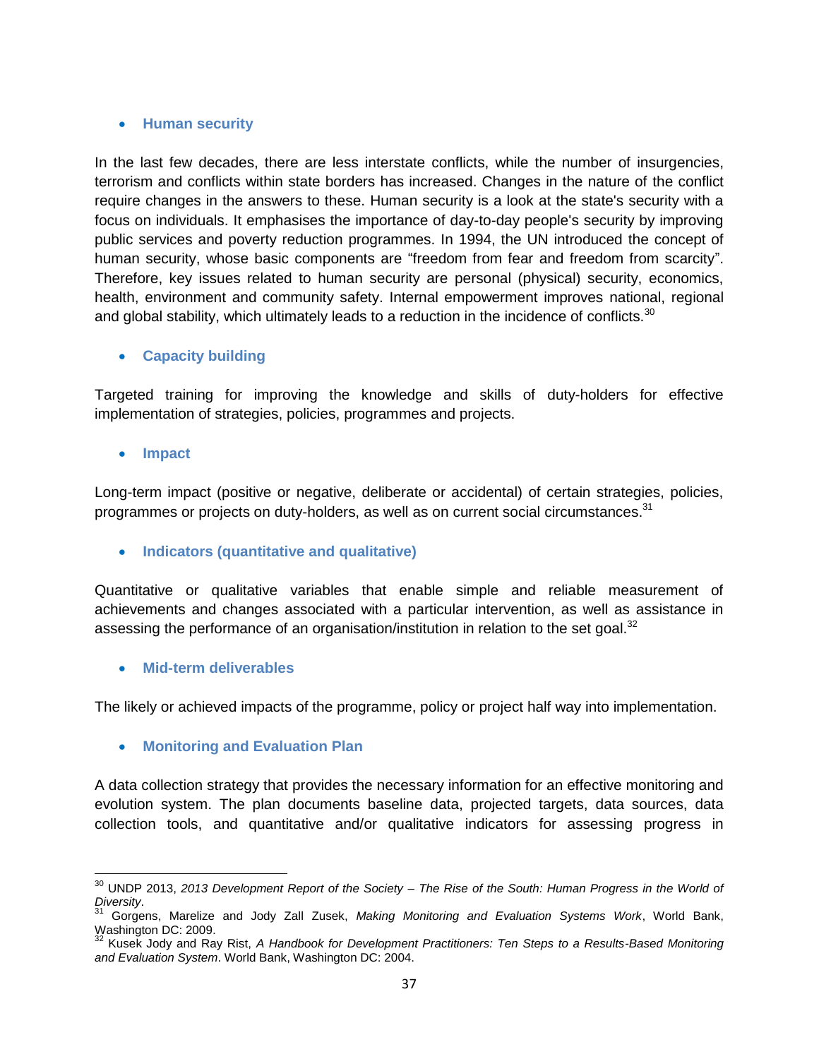- **Human security**

In the last few decades, there are less interstate conflicts, while the number of insurgencies, terrorism and conflicts within state borders has increased. Changes in the nature of the conflict require changes in the answers to these. Human security is a look at the state's security with a focus on individuals. It emphasises the importance of day-to-day people's security by improving public services and poverty reduction programmes. In 1994, the UN introduced the concept of human security, whose basic components are "freedom from fear and freedom from scarcity". Therefore, key issues related to human security are personal (physical) security, economics, health, environment and community safety. Internal empowerment improves national, regional and global stability, which ultimately leads to a reduction in the incidence of conflicts.[30]

- **Capacity building**

Targeted training for improving the knowledge and skills of duty-holders for effective implementation of strategies, policies, programmes and projects.

- **Impact**

Long-term impact (positive or negative, deliberate or accidental) of certain strategies, policies, programmes or projects on duty-holders, as well as on current social circumstances.[31]

- **Indicators (quantitative and qualitative)**

Quantitative or qualitative variables that enable simple and reliable measurement of achievements and changes associated with a particular intervention, as well as assistance in assessing the performance of an organisation/institution in relation to the set goal.[32]

- **Mid-term deliverables**

The likely or achieved impacts of the programme, policy or project half way into implementation.

- **Monitoring and Evaluation Plan**

A data collection strategy that provides the necessary information for an effective monitoring and evolution system. The plan documents baseline data, projected targets, data sources, data collection tools, and quantitative and/or qualitative indicators for assessing progress in

---

[30] UNDP 2013, *2013 Development Report of the Society – The Rise of the South: Human Progress in the World of Diversity*.

[31] Gorgens, Marelize and Jody Zall Zusek, *Making Monitoring and Evaluation Systems Work*, World Bank, Washington DC: 2009.

[32] Kusek Jody and Ray Rist, *A Handbook for Development Practitioners: Ten Steps to a Results-Based Monitoring and Evaluation System*. World Bank, Washington DC: 2004.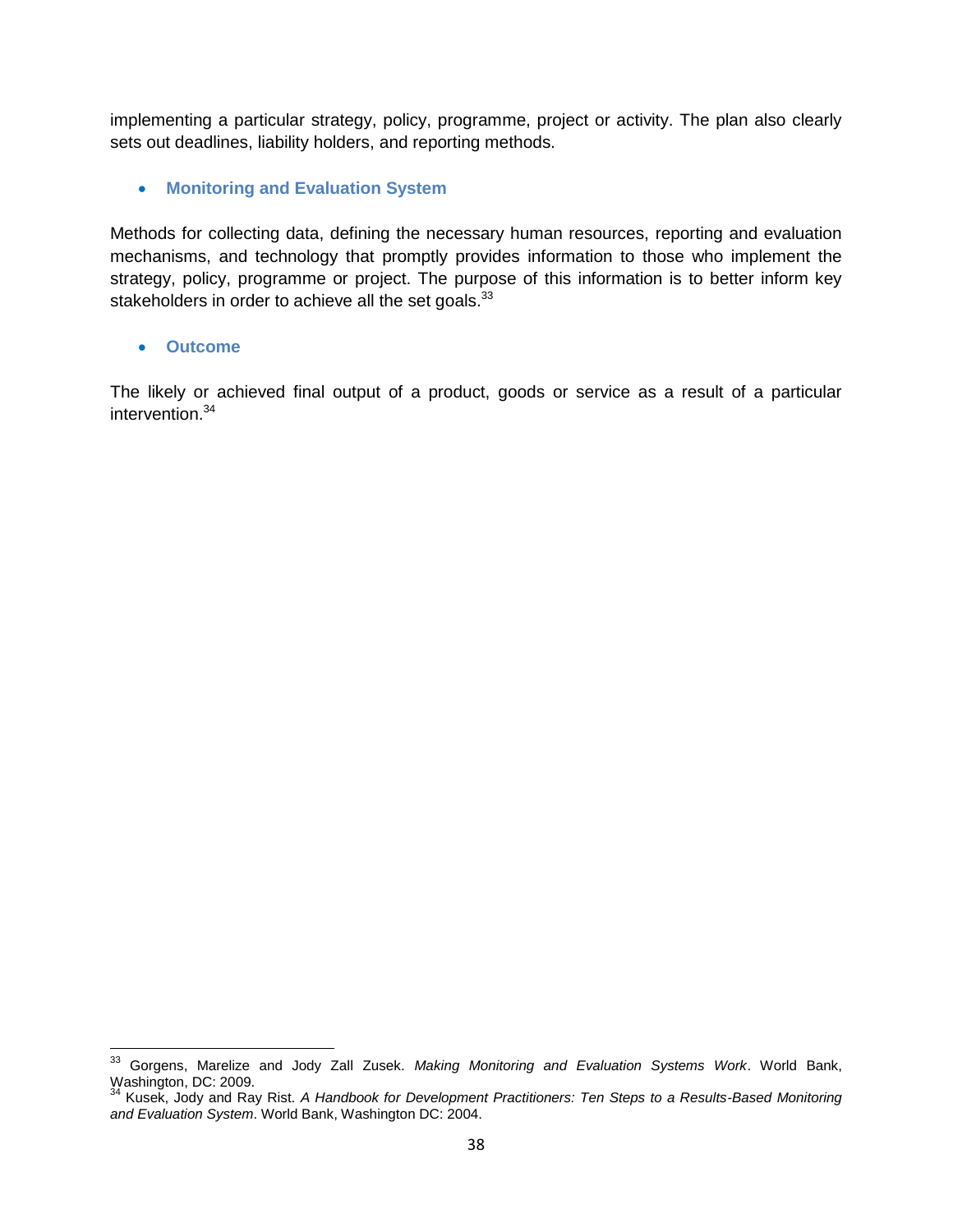implementing a particular strategy, policy, programme, project or activity. The plan also clearly sets out deadlines, liability holders, and reporting methods.

- **Monitoring and Evaluation System**

Methods for collecting data, defining the necessary human resources, reporting and evaluation mechanisms, and technology that promptly provides information to those who implement the strategy, policy, programme or project. The purpose of this information is to better inform key stakeholders in order to achieve all the set goals.[33]

- **Outcome**

The likely or achieved final output of a product, goods or service as a result of a particular intervention.[34]

---

[33] Gorgens, Marelize and Jody Zall Zusek. *Making Monitoring and Evaluation Systems Work*. World Bank, Washington, DC: 2009.

[34] Kusek, Jody and Ray Rist. *A Handbook for Development Practitioners: Ten Steps to a Results-Based Monitoring and Evaluation System*. World Bank, Washington DC: 2004.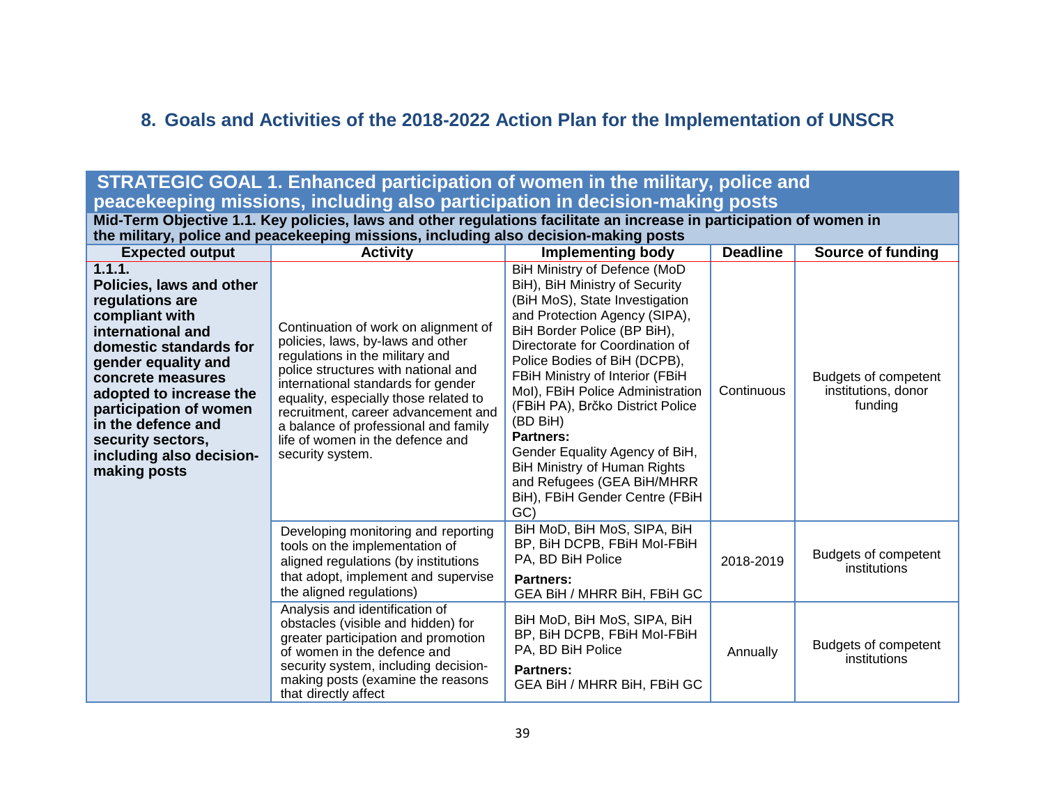## 8. Goals and Activities of the 2018-2022 Action Plan for the Implementation of UNSCR

| **STRATEGIC GOAL 1. Enhanced participation of women in the military, police and peacekeeping missions, including also participation in decision-making posts** | | | | |
|---|---|---|---|---|
| **Mid-Term Objective 1.1. Key policies, laws and other regulations facilitate an increase in participation of women in the military, police and peacekeeping missions, including also decision-making posts** | | | | |
| **Expected output** | **Activity** | **Implementing body** | **Deadline** | **Source of funding** |
| **1.1.1. Policies, laws and other regulations are compliant with international and domestic standards for gender equality and concrete measures adopted to increase the participation of women in the defence and security sectors, including also decision-making posts** | Continuation of work on alignment of policies, laws, by-laws and other regulations in the military and police structures with national and international standards for gender equality, especially those related to recruitment, career advancement and a balance of professional and family life of women in the defence and security system. | BiH Ministry of Defence (MoD BiH), BiH Ministry of Security (BiH MoS), State Investigation and Protection Agency (SIPA), BiH Border Police (BP BiH), Directorate for Coordination of Police Bodies of BiH (DCPB), FBiH Ministry of Interior (FBiH MoI), FBiH Police Administration (FBiH PA), Brčko District Police (BD BiH) **Partners:** Gender Equality Agency of BiH, BiH Ministry of Human Rights and Refugees (GEA BiH/MHRR BiH), FBiH Gender Centre (FBiH GC) | Continuous | Budgets of competent institutions, donor funding |
| | Developing monitoring and reporting tools on the implementation of aligned regulations (by institutions that adopt, implement and supervise the aligned regulations) | BiH MoD, BiH MoS, SIPA, BiH BP, BiH DCPB, FBiH MoI-FBiH PA, BD BiH Police **Partners:** GEA BiH / MHRR BiH, FBiH GC | 2018-2019 | Budgets of competent institutions |
| | Analysis and identification of obstacles (visible and hidden) for greater participation and promotion of women in the defence and security system, including decision-making posts (examine the reasons that directly affect | BiH MoD, BiH MoS, SIPA, BiH BP, BiH DCPB, FBiH MoI-FBiH PA, BD BiH Police **Partners:** GEA BiH / MHRR BiH, FBiH GC | Annually | Budgets of competent institutions |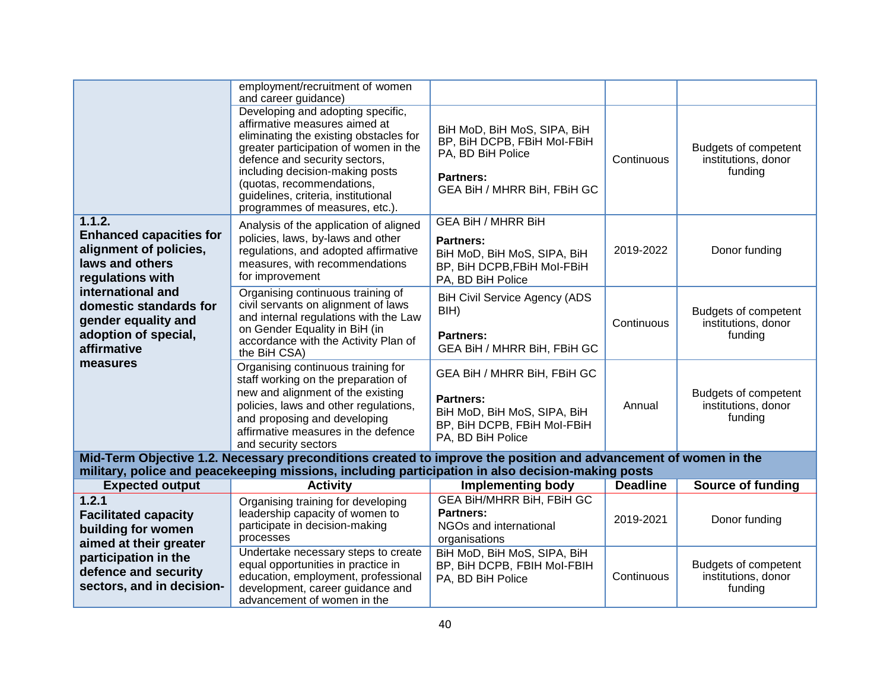| | | | | |
|---|---|---|---|---|
| | employment/recruitment of women and career guidance) | | | |
| | Developing and adopting specific, affirmative measures aimed at eliminating the existing obstacles for greater participation of women in the defence and security sectors, including decision-making posts (quotas, recommendations, guidelines, criteria, institutional programmes of measures, etc.). | BiH MoD, BiH MoS, SIPA, BiH BP, BiH DCPB, FBiH MoI-FBiH PA, BD BiH Police<br><br>**Partners:**<br>GEA BiH / MHRR BiH, FBiH GC | Continuous | Budgets of competent institutions, donor funding |
| **1.1.2.**<br>**Enhanced capacities for alignment of policies, laws and others regulations with international and domestic standards for gender equality and adoption of special, affirmative measures** | Analysis of the application of aligned policies, laws, by-laws and other regulations, and adopted affirmative measures, with recommendations for improvement | GEA BiH / MHRR BiH<br><br>**Partners:**<br>BiH MoD, BiH MoS, SIPA, BiH BP, BiH DCPB,FBiH MoI-FBiH PA, BD BiH Police | 2019-2022 | Donor funding |
| | Organising continuous training of civil servants on alignment of laws and internal regulations with the Law on Gender Equality in BiH (in accordance with the Activity Plan of the BiH CSA) | BiH Civil Service Agency (ADS BIH)<br><br>**Partners:**<br>GEA BiH / MHRR BiH, FBiH GC | Continuous | Budgets of competent institutions, donor funding |
| | Organising continuous training for staff working on the preparation of new and alignment of the existing policies, laws and other regulations, and proposing and developing affirmative measures in the defence and security sectors | GEA BiH / MHRR BiH, FBiH GC<br><br>**Partners:**<br>BiH MoD, BiH MoS, SIPA, BiH BP, BiH DCPB, FBiH MoI-FBiH PA, BD BiH Police | Annual | Budgets of competent institutions, donor funding |
| **Mid-Term Objective 1.2. Necessary preconditions created to improve the position and advancement of women in the military, police and peacekeeping missions, including participation in also decision-making posts** | | | | |
| **Expected output** | **Activity** | **Implementing body** | **Deadline** | **Source of funding** |
| **1.2.1**<br>**Facilitated capacity building for women aimed at their greater participation in the defence and security sectors, and in decision-** | Organising training for developing leadership capacity of women to participate in decision-making processes | GEA BiH/MHRR BiH, FBiH GC<br>**Partners:**<br>NGOs and international organisations | 2019-2021 | Donor funding |
| | Undertake necessary steps to create equal opportunities in practice in education, employment, professional development, career guidance and advancement of women in the | BiH MoD, BiH MoS, SIPA, BiH BP, BiH DCPB, FBIH MoI-FBIH PA, BD BiH Police | Continuous | Budgets of competent institutions, donor funding |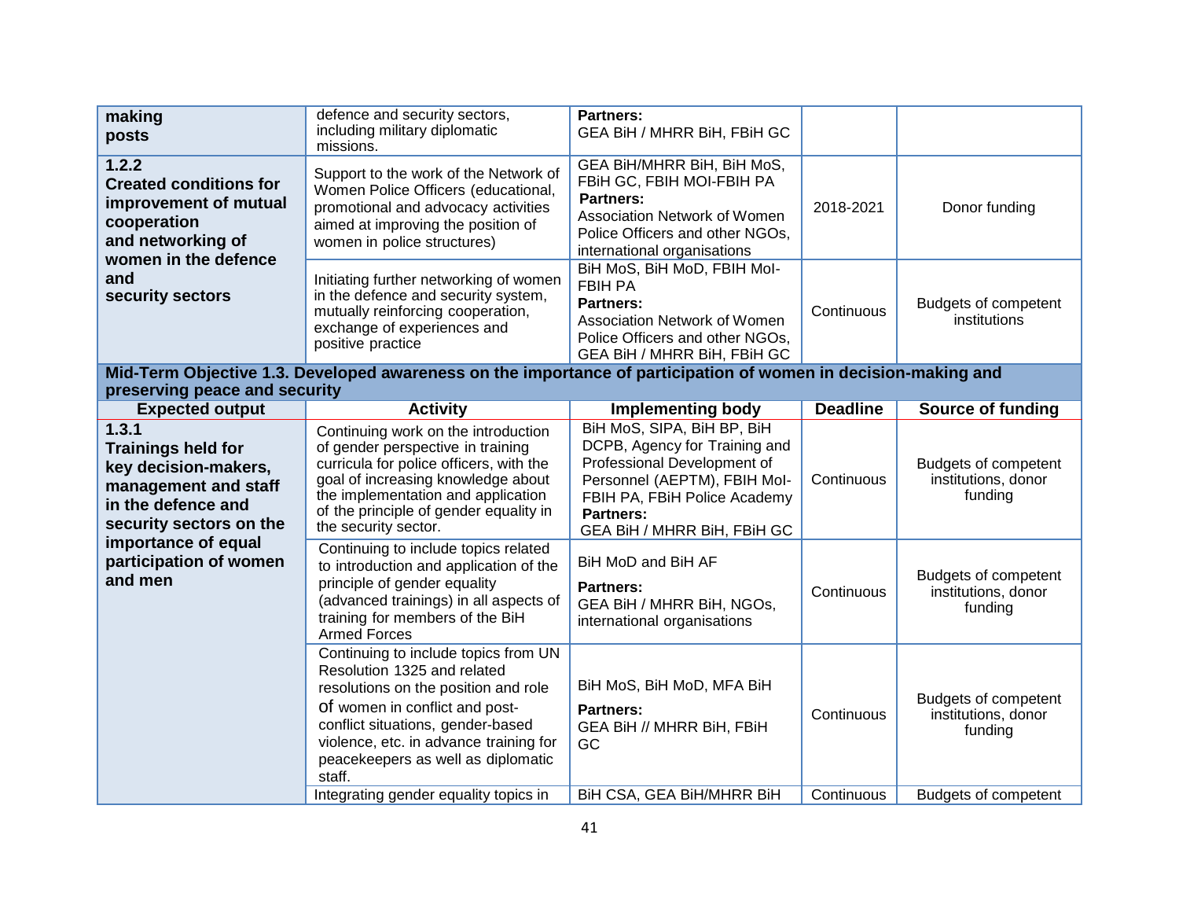| | | | | |
|---|---|---|---|---|
| **making posts** | defence and security sectors, including military diplomatic missions. | **Partners:** GEA BiH / MHRR BiH, FBiH GC | | |
| **1.2.2 Created conditions for improvement of mutual cooperation and networking of women in the defence and security sectors** | Support to the work of the Network of Women Police Officers (educational, promotional and advocacy activities aimed at improving the position of women in police structures) | GEA BiH/MHRR BiH, BiH MoS, FBiH GC, FBIH MOI-FBIH PA **Partners:** Association Network of Women Police Officers and other NGOs, international organisations | 2018-2021 | Donor funding |
| | Initiating further networking of women in the defence and security system, mutually reinforcing cooperation, exchange of experiences and positive practice | BiH MoS, BiH MoD, FBIH MoI-FBIH PA **Partners:** Association Network of Women Police Officers and other NGOs, GEA BiH / MHRR BiH, FBiH GC | Continuous | Budgets of competent institutions |
| **Mid-Term Objective 1.3. Developed awareness on the importance of participation of women in decision-making and preserving peace and security** | | | | |
| **Expected output** | **Activity** | **Implementing body** | **Deadline** | **Source of funding** |
| **1.3.1 Trainings held for key decision-makers, management and staff in the defence and security sectors on the importance of equal participation of women and men** | Continuing work on the introduction of gender perspective in training curricula for police officers, with the goal of increasing knowledge about the implementation and application of the principle of gender equality in the security sector. | BiH MoS, SIPA, BiH BP, BiH DCPB, Agency for Training and Professional Development of Personnel (AEPTM), FBIH MoI-FBIH PA, FBiH Police Academy **Partners:** GEA BiH / MHRR BiH, FBiH GC | Continuous | Budgets of competent institutions, donor funding |
| | Continuing to include topics related to introduction and application of the principle of gender equality (advanced trainings) in all aspects of training for members of the BiH Armed Forces | BiH MoD and BiH AF **Partners:** GEA BiH / MHRR BiH, NGOs, international organisations | Continuous | Budgets of competent institutions, donor funding |
| | Continuing to include topics from UN Resolution 1325 and related resolutions on the position and role of women in conflict and post-conflict situations, gender-based violence, etc. in advance training for peacekeepers as well as diplomatic staff. | BiH MoS, BiH MoD, MFA BiH **Partners:** GEA BiH // MHRR BiH, FBiH GC | Continuous | Budgets of competent institutions, donor funding |
| | Integrating gender equality topics in | BiH CSA, GEA BiH/MHRR BiH | Continuous | Budgets of competent |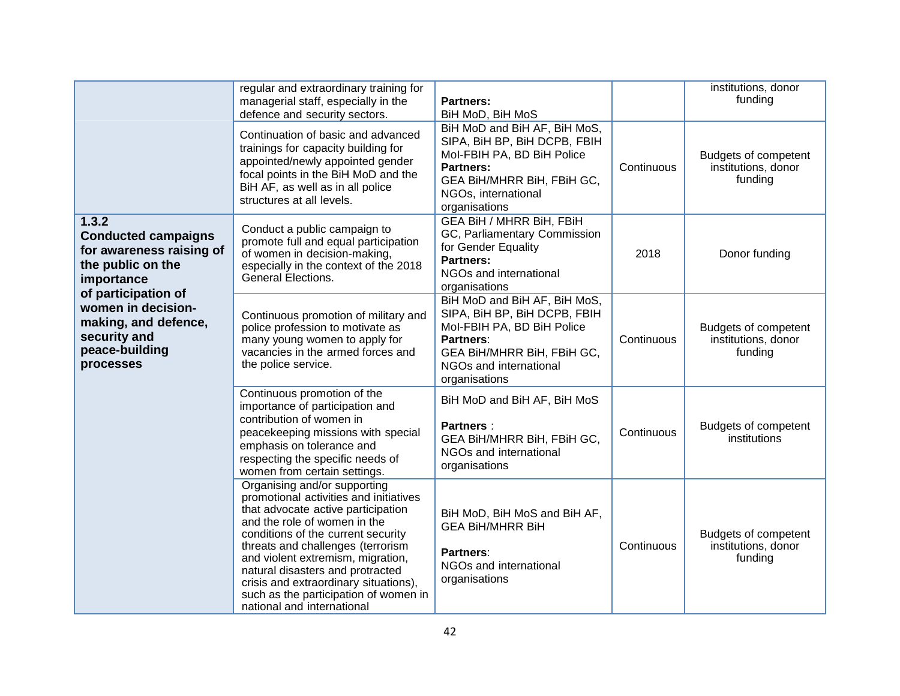| | | | | |
|---|---|---|---|---|
| | regular and extraordinary training for managerial staff, especially in the defence and security sectors. | **Partners:** BiH MoD, BiH MoS | | institutions, donor funding |
| | Continuation of basic and advanced trainings for capacity building for appointed/newly appointed gender focal points in the BiH MoD and the BiH AF, as well as in all police structures at all levels. | BiH MoD and BiH AF, BiH MoS, SIPA, BiH BP, BiH DCPB, FBIH MoI-FBIH PA, BD BiH Police **Partners:** GEA BiH/MHRR BiH, FBiH GC, NGOs, international organisations | Continuous | Budgets of competent institutions, donor funding |
| **1.3.2 Conducted campaigns for awareness raising of the public on the importance of participation of women in decision-making, and defence, security and peace-building processes** | Conduct a public campaign to promote full and equal participation of women in decision-making, especially in the context of the 2018 General Elections. | GEA BiH / MHRR BiH, FBiH GC, Parliamentary Commission for Gender Equality **Partners:** NGOs and international organisations | 2018 | Donor funding |
| | Continuous promotion of military and police profession to motivate as many young women to apply for vacancies in the armed forces and the police service. | BiH MoD and BiH AF, BiH MoS, SIPA, BiH BP, BiH DCPB, FBIH MoI-FBIH PA, BD BiH Police **Partners**: GEA BiH/MHRR BiH, FBiH GC, NGOs and international organisations | Continuous | Budgets of competent institutions, donor funding |
| | Continuous promotion of the importance of participation and contribution of women in peacekeeping missions with special emphasis on tolerance and respecting the specific needs of women from certain settings. | BiH MoD and BiH AF, BiH MoS **Partners** : GEA BiH/MHRR BiH, FBiH GC, NGOs and international organisations | Continuous | Budgets of competent institutions |
| | Organising and/or supporting promotional activities and initiatives that advocate active participation and the role of women in the conditions of the current security threats and challenges (terrorism and violent extremism, migration, natural disasters and protracted crisis and extraordinary situations), such as the participation of women in national and international | BiH MoD, BiH MoS and BiH AF, GEA BiH/MHRR BiH **Partners**: NGOs and international organisations | Continuous | Budgets of competent institutions, donor funding |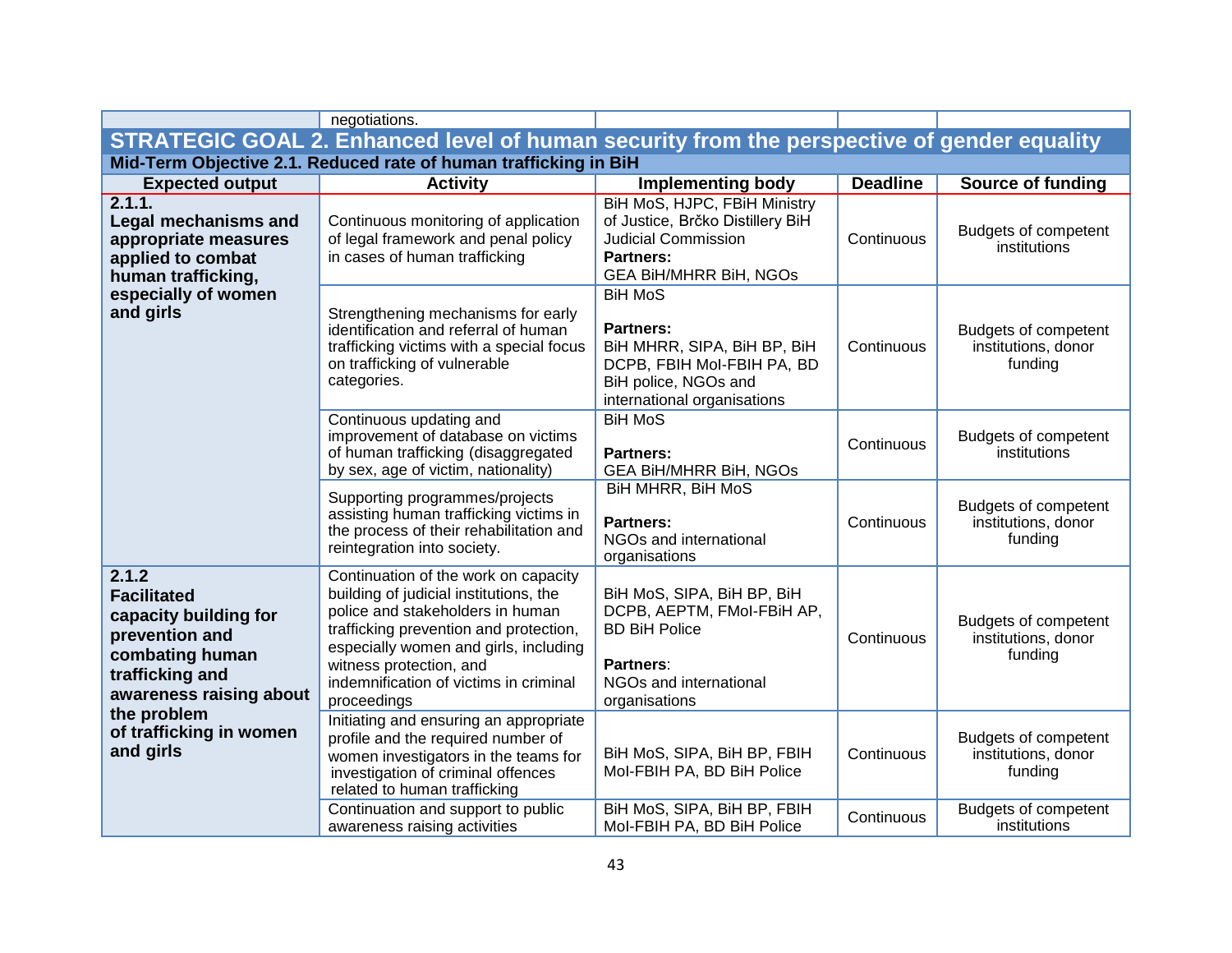| | negotiations. | | | |
|---|---|---|---|---|

## STRATEGIC GOAL 2. Enhanced level of human security from the perspective of gender equality

### Mid-Term Objective 2.1. Reduced rate of human trafficking in BiH

| Expected output | Activity | Implementing body | Deadline | Source of funding |
|---|---|---|---|---|
| **2.1.1. Legal mechanisms and appropriate measures applied to combat human trafficking, especially of women and girls** | Continuous monitoring of application of legal framework and penal policy in cases of human trafficking | BiH MoS, HJPC, FBiH Ministry of Justice, Brčko Distillery BiH Judicial Commission **Partners:** GEA BiH/MHRR BiH, NGOs | Continuous | Budgets of competent institutions |
| | Strengthening mechanisms for early identification and referral of human trafficking victims with a special focus on trafficking of vulnerable categories. | BiH MoS **Partners:** BiH MHRR, SIPA, BiH BP, BiH DCPB, FBIH MoI-FBIH PA, BD BiH police, NGOs and international organisations | Continuous | Budgets of competent institutions, donor funding |
| | Continuous updating and improvement of database on victims of human trafficking (disaggregated by sex, age of victim, nationality) | BiH MoS **Partners:** GEA BiH/MHRR BiH, NGOs | Continuous | Budgets of competent institutions |
| | Supporting programmes/projects assisting human trafficking victims in the process of their rehabilitation and reintegration into society. | BiH MHRR, BiH MoS **Partners:** NGOs and international organisations | Continuous | Budgets of competent institutions, donor funding |
| **2.1.2 Facilitated capacity building for prevention and combating human trafficking and awareness raising about the problem of trafficking in women and girls** | Continuation of the work on capacity building of judicial institutions, the police and stakeholders in human trafficking prevention and protection, especially women and girls, including witness protection, and indemnification of victims in criminal proceedings | BiH MoS, SIPA, BiH BP, BiH DCPB, AEPTM, FMoI-FBiH AP, BD BiH Police **Partners**: NGOs and international organisations | Continuous | Budgets of competent institutions, donor funding |
| | Initiating and ensuring an appropriate profile and the required number of women investigators in the teams for investigation of criminal offences related to human trafficking | BiH MoS, SIPA, BiH BP, FBIH MoI-FBIH PA, BD BiH Police | Continuous | Budgets of competent institutions, donor funding |
| | Continuation and support to public awareness raising activities | BiH MoS, SIPA, BiH BP, FBIH MoI-FBIH PA, BD BiH Police | Continuous | Budgets of competent institutions |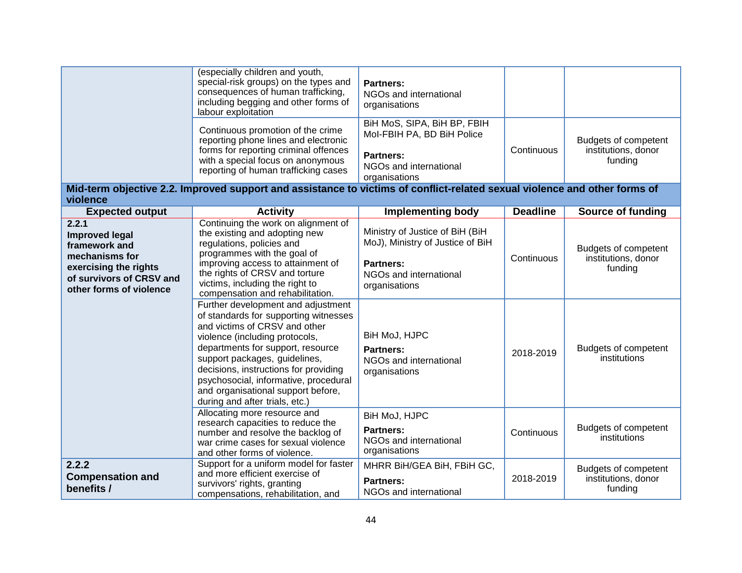| | | | | |
|---|---|---|---|---|
| | (especially children and youth, special-risk groups) on the types and consequences of human trafficking, including begging and other forms of labour exploitation | **Partners:** NGOs and international organisations | | |
| | Continuous promotion of the crime reporting phone lines and electronic forms for reporting criminal offences with a special focus on anonymous reporting of human trafficking cases | BiH MoS, SIPA, BiH BP, FBIH MoI-FBIH PA, BD BiH Police **Partners:** NGOs and international organisations | Continuous | Budgets of competent institutions, donor funding |
| **Mid-term objective 2.2. Improved support and assistance to victims of conflict-related sexual violence and other forms of violence** | | | | |
| **Expected output** | **Activity** | **Implementing body** | **Deadline** | **Source of funding** |
| **2.2.1 Improved legal framework and mechanisms for exercising the rights of survivors of CRSV and other forms of violence** | Continuing the work on alignment of the existing and adopting new regulations, policies and programmes with the goal of improving access to attainment of the rights of CRSV and torture victims, including the right to compensation and rehabilitation. | Ministry of Justice of BiH (BiH MoJ), Ministry of Justice of BiH **Partners:** NGOs and international organisations | Continuous | Budgets of competent institutions, donor funding |
| | Further development and adjustment of standards for supporting witnesses and victims of CRSV and other violence (including protocols, departments for support, resource support packages, guidelines, decisions, instructions for providing psychosocial, informative, procedural and organisational support before, during and after trials, etc.) | BiH MoJ, HJPC **Partners:** NGOs and international organisations | 2018-2019 | Budgets of competent institutions |
| | Allocating more resource and research capacities to reduce the number and resolve the backlog of war crime cases for sexual violence and other forms of violence. | BiH MoJ, HJPC **Partners:** NGOs and international organisations | Continuous | Budgets of competent institutions |
| **2.2.2 Compensation and benefits /** | Support for a uniform model for faster and more efficient exercise of survivors' rights, granting compensations, rehabilitation, and | MHRR BiH/GEA BiH, FBiH GC, **Partners:** NGOs and international | 2018-2019 | Budgets of competent institutions, donor funding |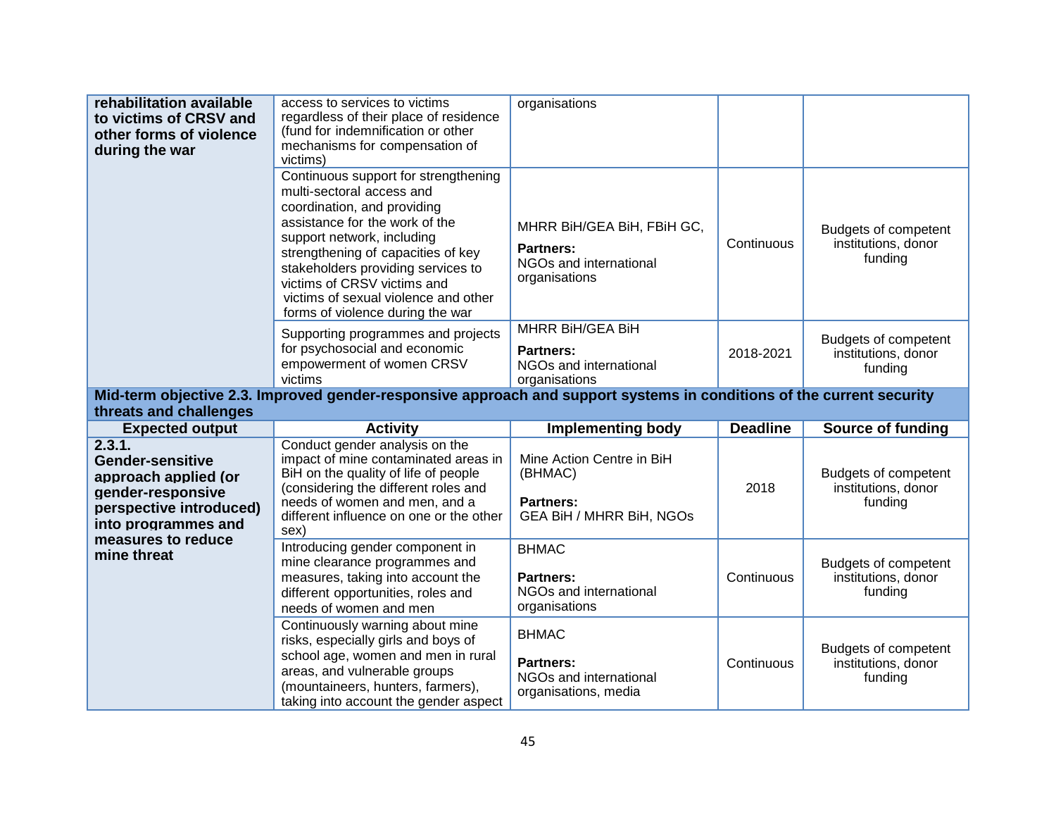| | | | | |
|---|---|---|---|---|
| **rehabilitation available to victims of CRSV and other forms of violence during the war** | access to services to victims regardless of their place of residence (fund for indemnification or other mechanisms for compensation of victims) | organisations | | |
| | Continuous support for strengthening multi-sectoral access and coordination, and providing assistance for the work of the support network, including strengthening of capacities of key stakeholders providing services to victims of CRSV victims and victims of sexual violence and other forms of violence during the war | MHRR BiH/GEA BiH, FBiH GC, **Partners:** NGOs and international organisations | Continuous | Budgets of competent institutions, donor funding |
| | Supporting programmes and projects for psychosocial and economic empowerment of women CRSV victims | MHRR BiH/GEA BiH **Partners:** NGOs and international organisations | 2018-2021 | Budgets of competent institutions, donor funding |
| **Mid-term objective 2.3. Improved gender-responsive approach and support systems in conditions of the current security threats and challenges** | | | | |
| **Expected output** | **Activity** | **Implementing body** | **Deadline** | **Source of funding** |
| **2.3.1. Gender-sensitive approach applied (or gender-responsive perspective introduced) into programmes and measures to reduce mine threat** | Conduct gender analysis on the impact of mine contaminated areas in BiH on the quality of life of people (considering the different roles and needs of women and men, and a different influence on one or the other sex) | Mine Action Centre in BiH (BHMAC) **Partners:** GEA BiH / MHRR BiH, NGOs | 2018 | Budgets of competent institutions, donor funding |
| | Introducing gender component in mine clearance programmes and measures, taking into account the different opportunities, roles and needs of women and men | BHMAC **Partners:** NGOs and international organisations | Continuous | Budgets of competent institutions, donor funding |
| | Continuously warning about mine risks, especially girls and boys of school age, women and men in rural areas, and vulnerable groups (mountaineers, hunters, farmers), taking into account the gender aspect | BHMAC **Partners:** NGOs and international organisations, media | Continuous | Budgets of competent institutions, donor funding |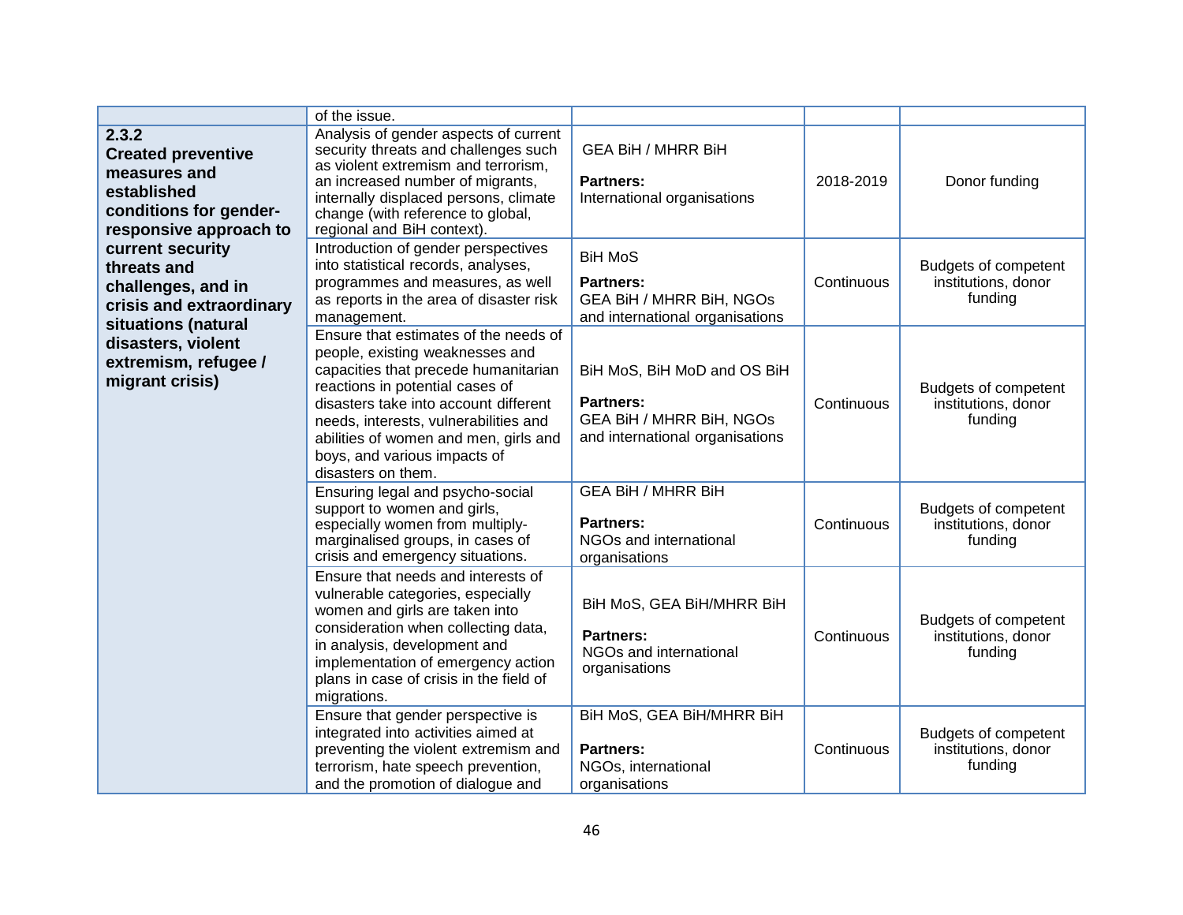| | | | | |
|---|---|---|---|---|
| | of the issue. | | | |
| **2.3.2 Created preventive measures and established conditions for gender-responsive approach to current security threats and challenges, and in crisis and extraordinary situations (natural disasters, violent extremism, refugee / migrant crisis)** | Analysis of gender aspects of current security threats and challenges such as violent extremism and terrorism, an increased number of migrants, internally displaced persons, climate change (with reference to global, regional and BiH context). | GEA BiH / MHRR BiH<br><br>**Partners:**<br>International organisations | 2018-2019 | Donor funding |
| | Introduction of gender perspectives into statistical records, analyses, programmes and measures, as well as reports in the area of disaster risk management. | BiH MoS<br><br>**Partners:**<br>GEA BiH / MHRR BiH, NGOs and international organisations | Continuous | Budgets of competent institutions, donor funding |
| | Ensure that estimates of the needs of people, existing weaknesses and capacities that precede humanitarian reactions in potential cases of disasters take into account different needs, interests, vulnerabilities and abilities of women and men, girls and boys, and various impacts of disasters on them. | BiH MoS, BiH MoD and OS BiH<br><br>**Partners:**<br>GEA BiH / MHRR BiH, NGOs and international organisations | Continuous | Budgets of competent institutions, donor funding |
| | Ensuring legal and psycho-social support to women and girls, especially women from multiply-marginalised groups, in cases of crisis and emergency situations. | GEA BiH / MHRR BiH<br><br>**Partners:**<br>NGOs and international organisations | Continuous | Budgets of competent institutions, donor funding |
| | Ensure that needs and interests of vulnerable categories, especially women and girls are taken into consideration when collecting data, in analysis, development and implementation of emergency action plans in case of crisis in the field of migrations. | BiH MoS, GEA BiH/MHRR BiH<br><br>**Partners:**<br>NGOs and international organisations | Continuous | Budgets of competent institutions, donor funding |
| | Ensure that gender perspective is integrated into activities aimed at preventing the violent extremism and terrorism, hate speech prevention, and the promotion of dialogue and | BiH MoS, GEA BiH/MHRR BiH<br><br>**Partners:**<br>NGOs, international organisations | Continuous | Budgets of competent institutions, donor funding |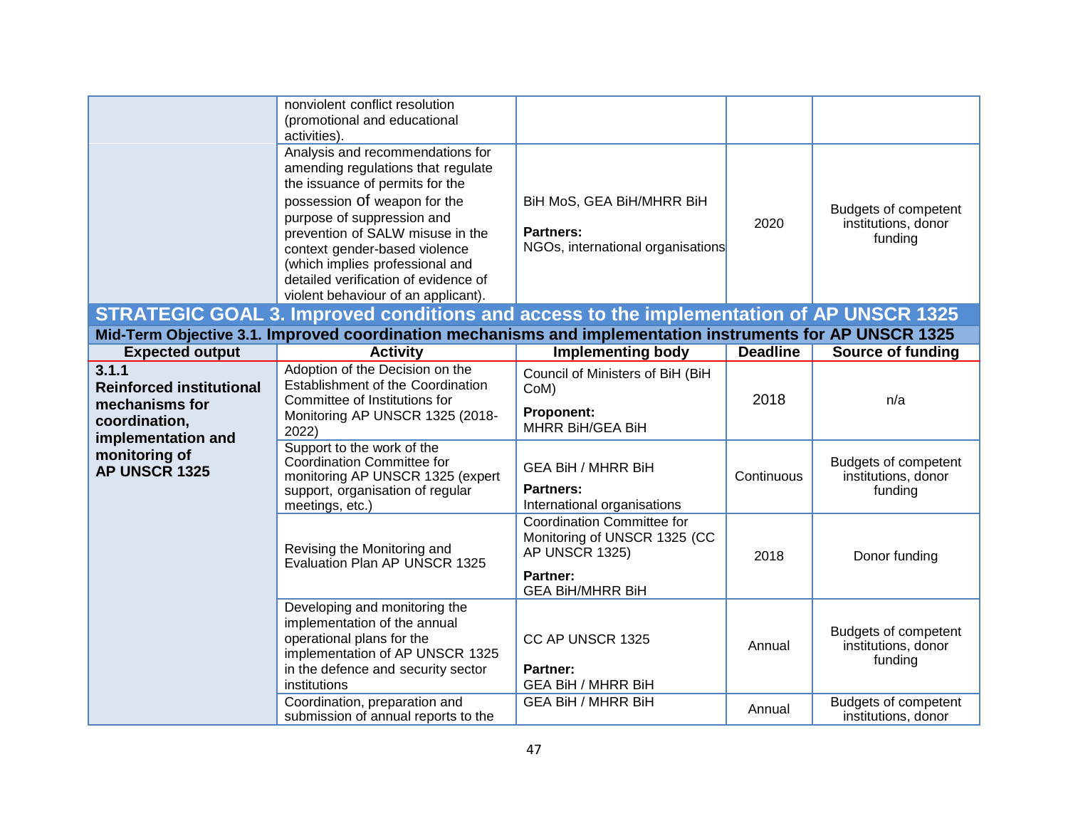| | | | | |
|---|---|---|---|---|
| | nonviolent conflict resolution (promotional and educational activities). | | | |
| | Analysis and recommendations for amending regulations that regulate the issuance of permits for the possession of weapon for the purpose of suppression and prevention of SALW misuse in the context gender-based violence (which implies professional and detailed verification of evidence of violent behaviour of an applicant). | BiH MoS, GEA BiH/MHRR BiH<br>**Partners:**<br>NGOs, international organisations | 2020 | Budgets of competent institutions, donor funding |

## STRATEGIC GOAL 3. Improved conditions and access to the implementation of AP UNSCR 1325

### Mid-Term Objective 3.1. Improved coordination mechanisms and implementation instruments for AP UNSCR 1325

| Expected output | Activity | Implementing body | Deadline | Source of funding |
|---|---|---|---|---|
| **3.1.1 Reinforced institutional mechanisms for coordination, implementation and monitoring of AP UNSCR 1325** | Adoption of the Decision on the Establishment of the Coordination Committee of Institutions for Monitoring AP UNSCR 1325 (2018-2022) | Council of Ministers of BiH (BiH CoM)<br>**Proponent:**<br>MHRR BiH/GEA BiH | 2018 | n/a |
| | Support to the work of the Coordination Committee for monitoring AP UNSCR 1325 (expert support, organisation of regular meetings, etc.) | GEA BiH / MHRR BiH<br>**Partners:**<br>International organisations | Continuous | Budgets of competent institutions, donor funding |
| | Revising the Monitoring and Evaluation Plan AP UNSCR 1325 | Coordination Committee for Monitoring of UNSCR 1325 (CC AP UNSCR 1325)<br>**Partner:**<br>GEA BiH/MHRR BiH | 2018 | Donor funding |
| | Developing and monitoring the implementation of the annual operational plans for the implementation of AP UNSCR 1325 in the defence and security sector institutions | CC AP UNSCR 1325<br>**Partner:**<br>GEA BiH / MHRR BiH | Annual | Budgets of competent institutions, donor funding |
| | Coordination, preparation and submission of annual reports to the | GEA BiH / MHRR BiH | Annual | Budgets of competent institutions, donor |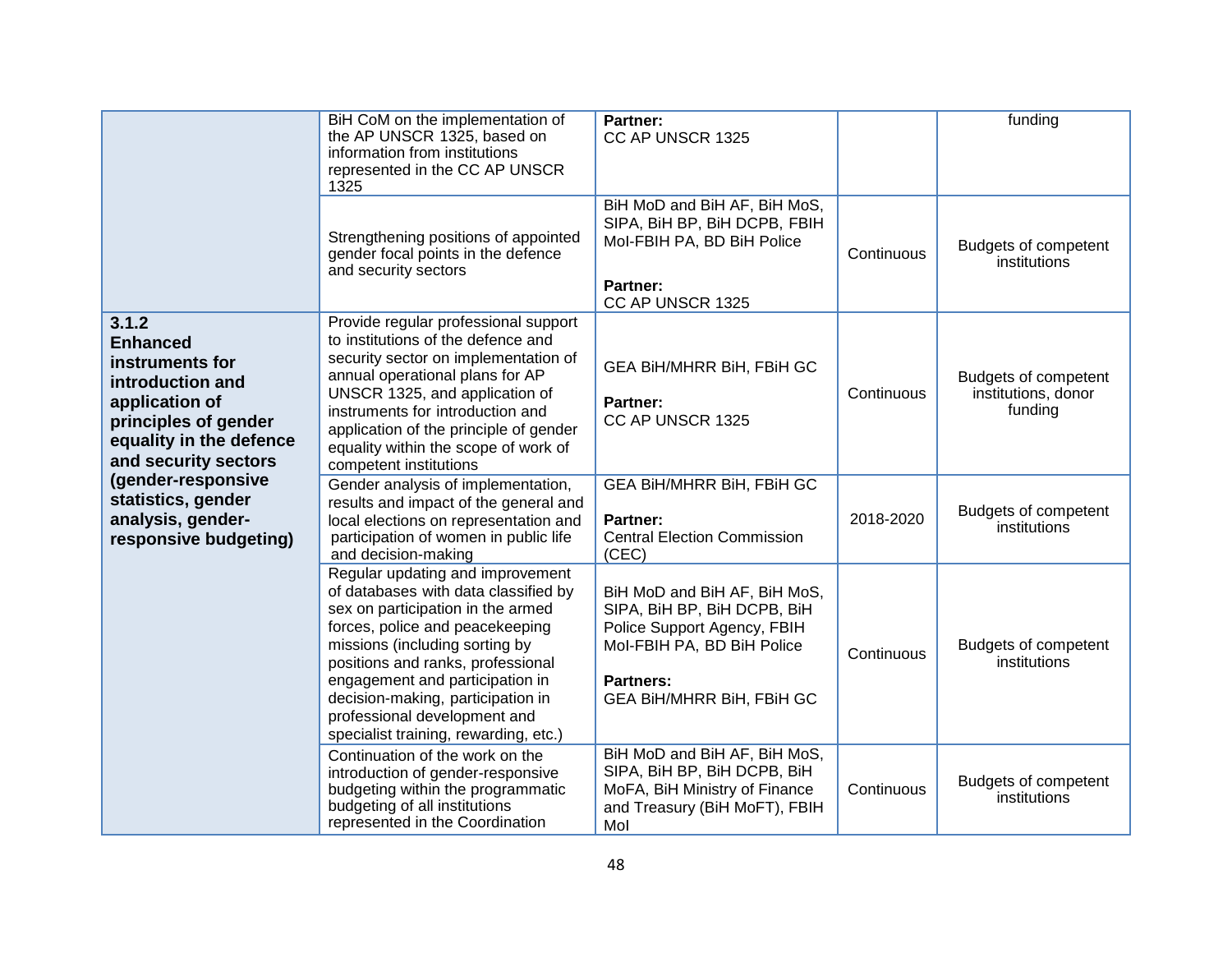| | | | | |
|---|---|---|---|---|
| | BiH CoM on the implementation of the AP UNSCR 1325, based on information from institutions represented in the CC AP UNSCR 1325 | **Partner:** CC AP UNSCR 1325 | | funding |
| | Strengthening positions of appointed gender focal points in the defence and security sectors | BiH MoD and BiH AF, BiH MoS, SIPA, BiH BP, BiH DCPB, FBIH MoI-FBIH PA, BD BiH Police<br><br>**Partner:** CC AP UNSCR 1325 | Continuous | Budgets of competent institutions |
| **3.1.2 Enhanced instruments for introduction and application of principles of gender equality in the defence and security sectors (gender-responsive statistics, gender analysis, gender-responsive budgeting)** | Provide regular professional support to institutions of the defence and security sector on implementation of annual operational plans for AP UNSCR 1325, and application of instruments for introduction and application of the principle of gender equality within the scope of work of competent institutions | GEA BiH/MHRR BiH, FBiH GC<br><br>**Partner:** CC AP UNSCR 1325 | Continuous | Budgets of competent institutions, donor funding |
| | Gender analysis of implementation, results and impact of the general and local elections on representation and participation of women in public life and decision-making | GEA BiH/MHRR BiH, FBiH GC<br><br>**Partner:** Central Election Commission (CEC) | 2018-2020 | Budgets of competent institutions |
| | Regular updating and improvement of databases with data classified by sex on participation in the armed forces, police and peacekeeping missions (including sorting by positions and ranks, professional engagement and participation in decision-making, participation in professional development and specialist training, rewarding, etc.) | BiH MoD and BiH AF, BiH MoS, SIPA, BiH BP, BiH DCPB, BiH Police Support Agency, FBIH MoI-FBIH PA, BD BiH Police<br><br>**Partners:** GEA BiH/MHRR BiH, FBiH GC | Continuous | Budgets of competent institutions |
| | Continuation of the work on the introduction of gender-responsive budgeting within the programmatic budgeting of all institutions represented in the Coordination | BiH MoD and BiH AF, BiH MoS, SIPA, BiH BP, BiH DCPB, BiH MoFA, BiH Ministry of Finance and Treasury (BiH MoFT), FBIH MoI | Continuous | Budgets of competent institutions |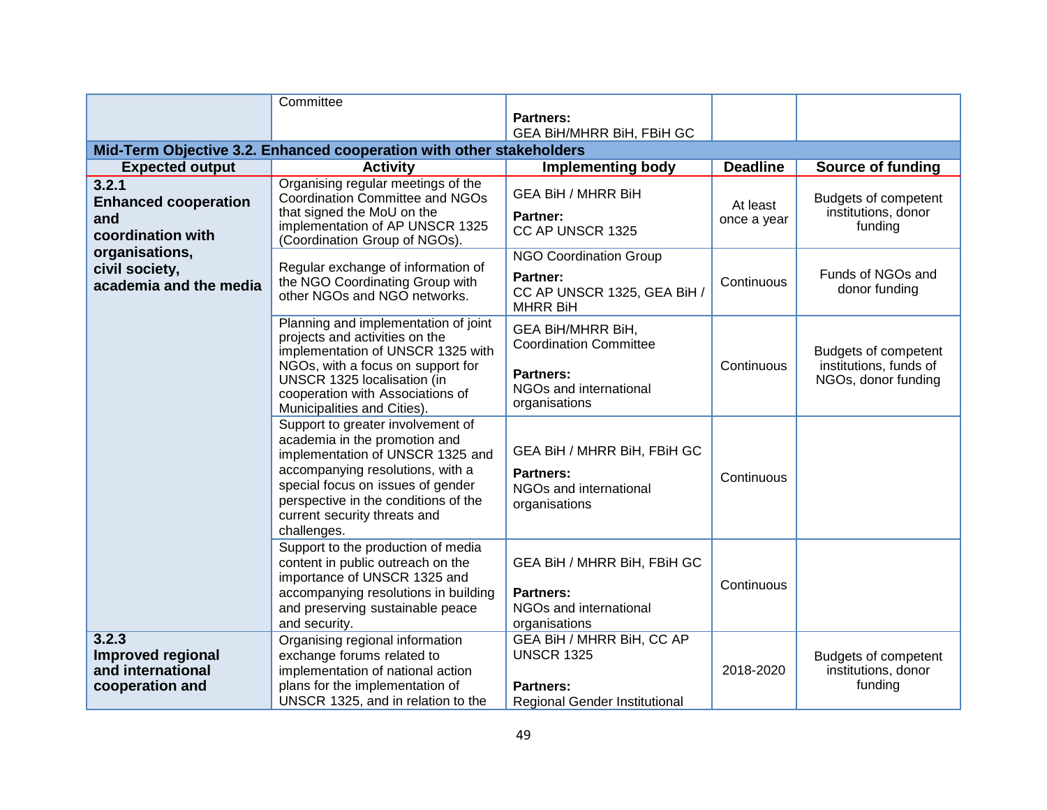| | Committee | Partners:<br>GEA BiH/MHRR BiH, FBiH GC | | |
|---|---|---|---|---|
| **Mid-Term Objective 3.2. Enhanced cooperation with other stakeholders** | | | | |
| **Expected output** | **Activity** | **Implementing body** | **Deadline** | **Source of funding** |
| **3.2.1 Enhanced cooperation and coordination with organisations, civil society, academia and the media** | Organising regular meetings of the Coordination Committee and NGOs that signed the MoU on the implementation of AP UNSCR 1325 (Coordination Group of NGOs). | GEA BiH / MHRR BiH<br>**Partner:**<br>CC AP UNSCR 1325 | At least once a year | Budgets of competent institutions, donor funding |
| | Regular exchange of information of the NGO Coordinating Group with other NGOs and NGO networks. | NGO Coordination Group<br>**Partner:**<br>CC AP UNSCR 1325, GEA BiH / MHRR BiH | Continuous | Funds of NGOs and donor funding |
| | Planning and implementation of joint projects and activities on the implementation of UNSCR 1325 with NGOs, with a focus on support for UNSCR 1325 localisation (in cooperation with Associations of Municipalities and Cities). | GEA BiH/MHRR BiH, Coordination Committee<br>**Partners:**<br>NGOs and international organisations | Continuous | Budgets of competent institutions, funds of NGOs, donor funding |
| | Support to greater involvement of academia in the promotion and implementation of UNSCR 1325 and accompanying resolutions, with a special focus on issues of gender perspective in the conditions of the current security threats and challenges. | GEA BiH / MHRR BiH, FBiH GC<br>**Partners:**<br>NGOs and international organisations | Continuous | |
| | Support to the production of media content in public outreach on the importance of UNSCR 1325 and accompanying resolutions in building and preserving sustainable peace and security. | GEA BiH / MHRR BiH, FBiH GC<br>**Partners:**<br>NGOs and international organisations | Continuous | |
| **3.2.3 Improved regional and international cooperation and** | Organising regional information exchange forums related to implementation of national action plans for the implementation of UNSCR 1325, and in relation to the | GEA BiH / MHRR BiH, CC AP UNSCR 1325<br>**Partners:**<br>Regional Gender Institutional | 2018-2020 | Budgets of competent institutions, donor funding |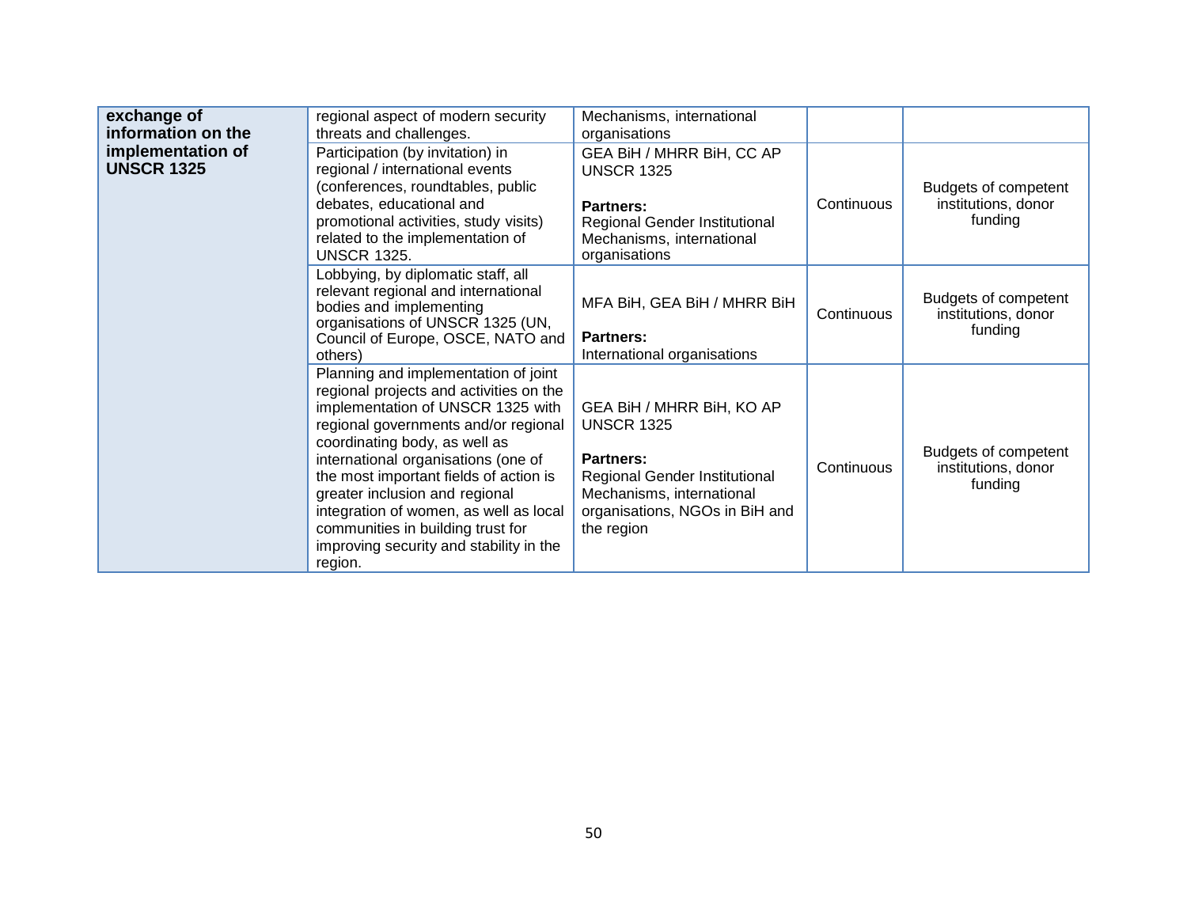| | | | | |
|---|---|---|---|---|
| **exchange of information on the implementation of UNSCR 1325** | regional aspect of modern security threats and challenges. | Mechanisms, international organisations | | |
| | Participation (by invitation) in regional / international events (conferences, roundtables, public debates, educational and promotional activities, study visits) related to the implementation of UNSCR 1325. | GEA BiH / MHRR BiH, CC AP UNSCR 1325<br><br>**Partners:**<br>Regional Gender Institutional Mechanisms, international organisations | Continuous | Budgets of competent institutions, donor funding |
| | Lobbying, by diplomatic staff, all relevant regional and international bodies and implementing organisations of UNSCR 1325 (UN, Council of Europe, OSCE, NATO and others) | MFA BiH, GEA BiH / MHRR BiH<br><br>**Partners:**<br>International organisations | Continuous | Budgets of competent institutions, donor funding |
| | Planning and implementation of joint regional projects and activities on the implementation of UNSCR 1325 with regional governments and/or regional coordinating body, as well as international organisations (one of the most important fields of action is greater inclusion and regional integration of women, as well as local communities in building trust for improving security and stability in the region. | GEA BiH / MHRR BiH, KO AP UNSCR 1325<br><br>**Partners:**<br>Regional Gender Institutional Mechanisms, international organisations, NGOs in BiH and the region | Continuous | Budgets of competent institutions, donor funding |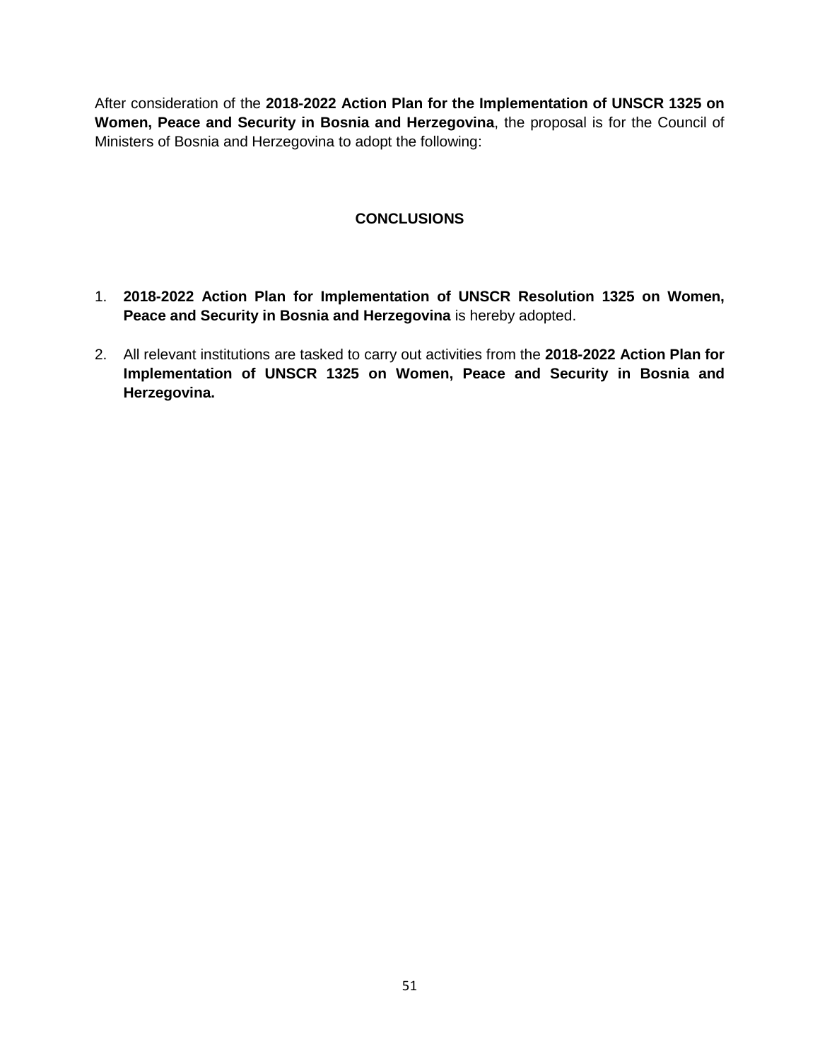After consideration of the **2018-2022 Action Plan for the Implementation of UNSCR 1325 on Women, Peace and Security in Bosnia and Herzegovina**, the proposal is for the Council of Ministers of Bosnia and Herzegovina to adopt the following:

## CONCLUSIONS

1. **2018-2022 Action Plan for Implementation of UNSCR Resolution 1325 on Women, Peace and Security in Bosnia and Herzegovina** is hereby adopted.
2. All relevant institutions are tasked to carry out activities from the **2018-2022 Action Plan for Implementation of UNSCR 1325 on Women, Peace and Security in Bosnia and Herzegovina.**